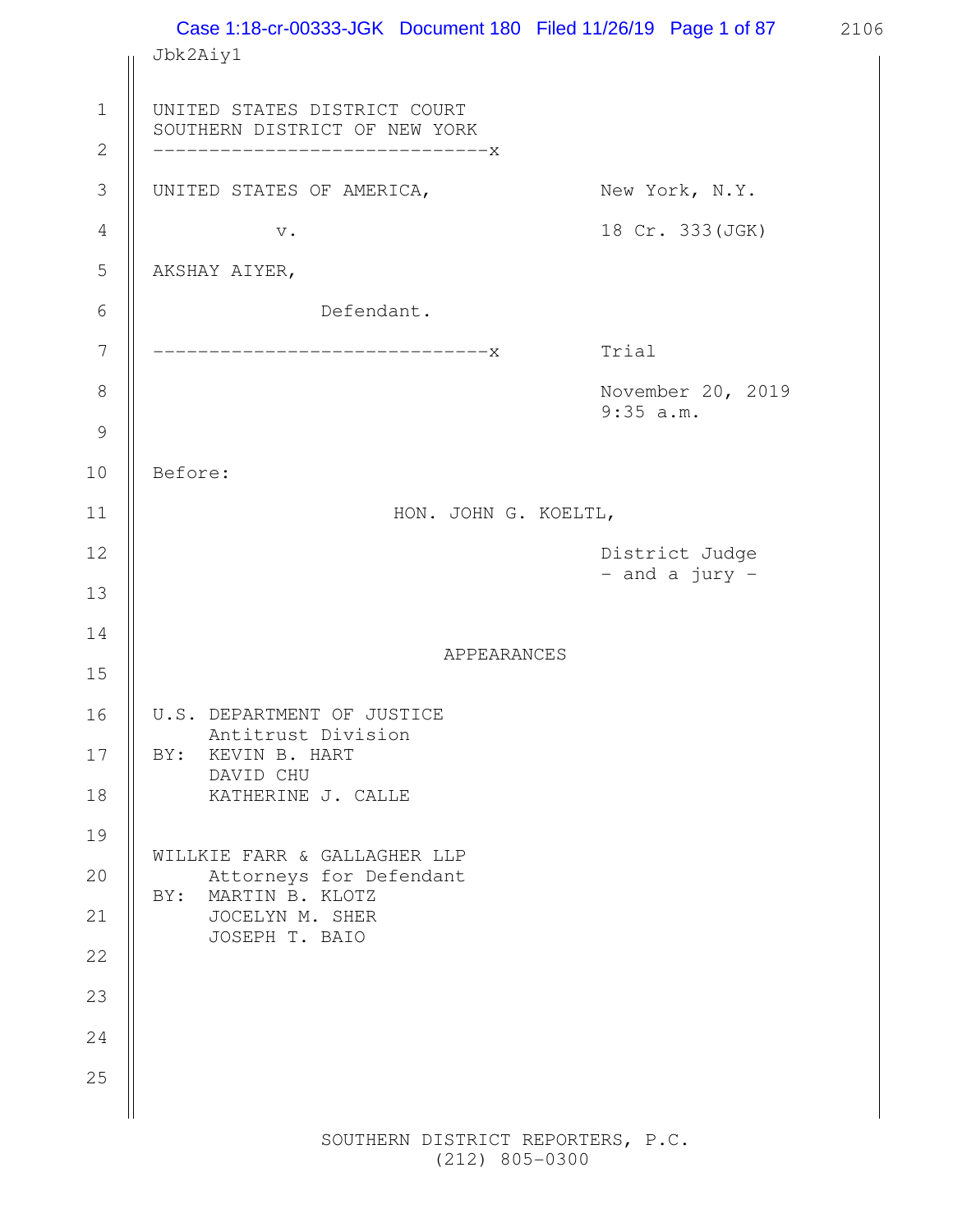UNITED STATES DISTRICT COURT
SOUTHERN DISTRICT OF NEW YORK

------------------------------x

UNITED STATES OF AMERICA, New York, N.Y.

v. 18 Cr. 333(JGK)

AKSHAY AIYER,

Defendant.

------------------------------x

Trial

November 20, 2019
9:35 a.m.

Before:

HON. JOHN G. KOELTL,

District Judge
- and a jury -

APPEARANCES

U.S. DEPARTMENT OF JUSTICE
Antitrust Division
BY: KEVIN B. HART
DAVID CHU
KATHERINE J. CALLE

WILLKIE FARR & GALLAGHER LLP
Attorneys for Defendant
BY: MARTIN B. KLOTZ
JOCELYN M. SHER
JOSEPH T. BAIO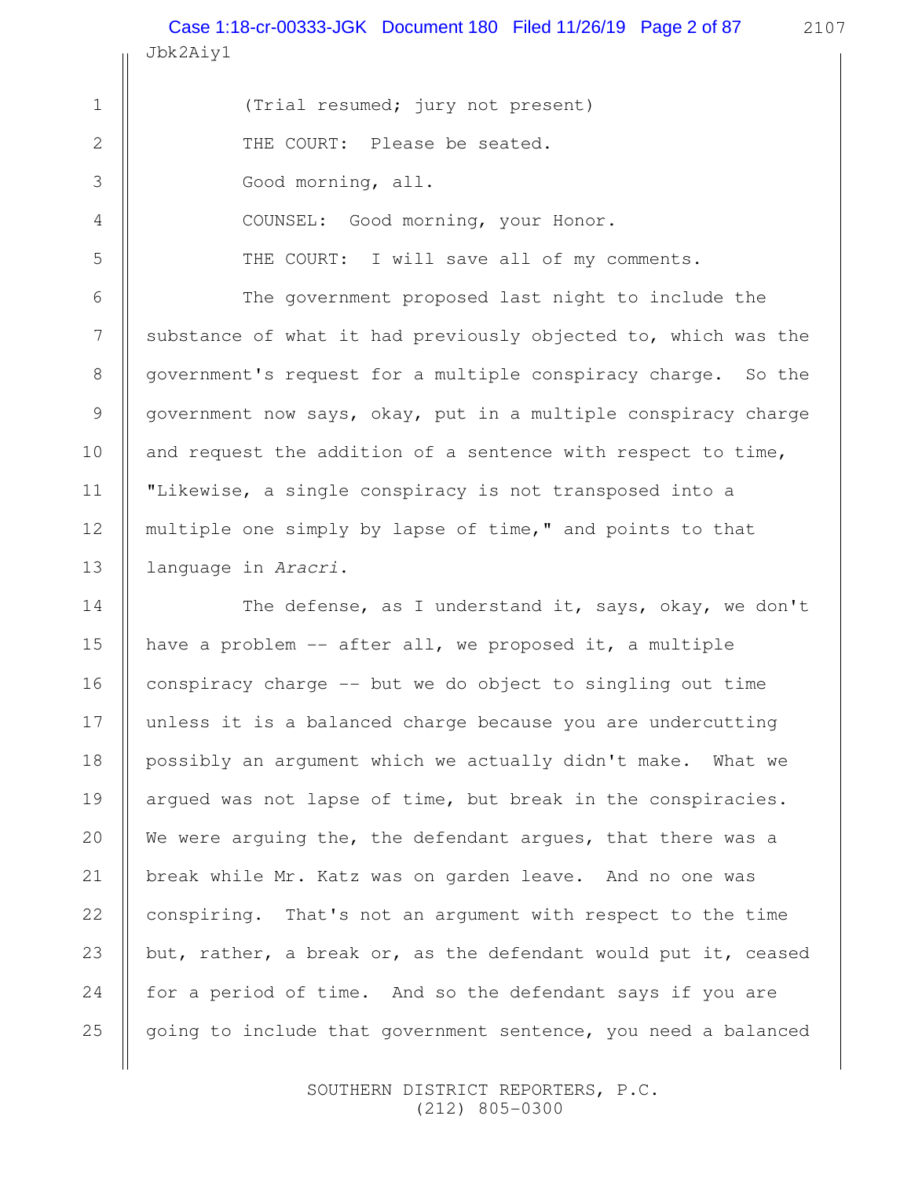(Trial resumed; jury not present)

THE COURT: Please be seated.

Good morning, all.

COUNSEL: Good morning, your Honor.

THE COURT: I will save all of my comments.

The government proposed last night to include the substance of what it had previously objected to, which was the government's request for a multiple conspiracy charge. So the government now says, okay, put in a multiple conspiracy charge and request the addition of a sentence with respect to time, "Likewise, a single conspiracy is not transposed into a multiple one simply by lapse of time," and points to that language in *Aracri*.

The defense, as I understand it, says, okay, we don't have a problem -- after all, we proposed it, a multiple conspiracy charge -- but we do object to singling out time unless it is a balanced charge because you are undercutting possibly an argument which we actually didn't make. What we argued was not lapse of time, but break in the conspiracies. We were arguing the, the defendant argues, that there was a break while Mr. Katz was on garden leave. And no one was conspiring. That's not an argument with respect to the time but, rather, a break or, as the defendant would put it, ceased for a period of time. And so the defendant says if you are going to include that government sentence, you need a balanced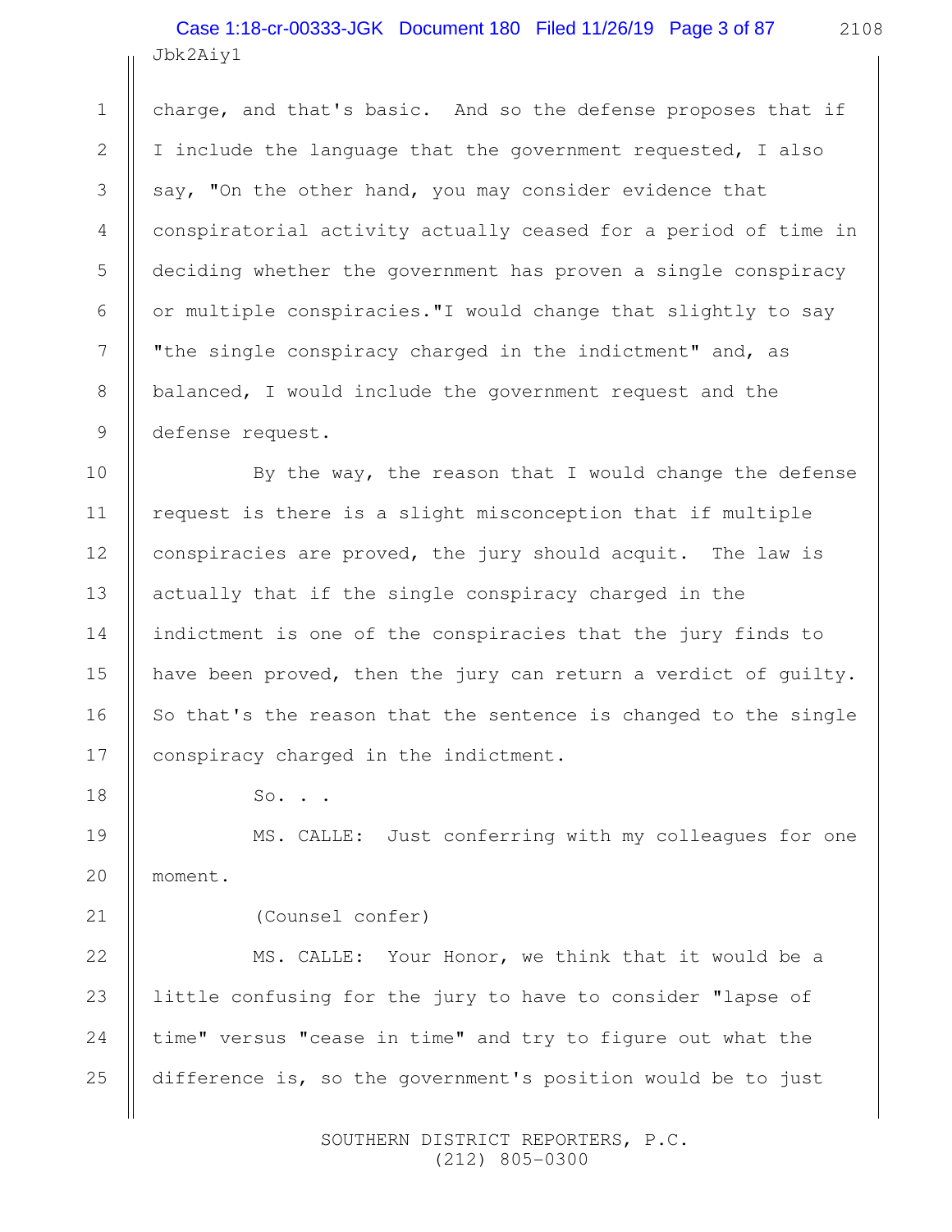charge, and that's basic. And so the defense proposes that if I include the language that the government requested, I also say, "On the other hand, you may consider evidence that conspiratorial activity actually ceased for a period of time in deciding whether the government has proven a single conspiracy or multiple conspiracies."I would change that slightly to say "the single conspiracy charged in the indictment" and, as balanced, I would include the government request and the defense request.

By the way, the reason that I would change the defense request is there is a slight misconception that if multiple conspiracies are proved, the jury should acquit. The law is actually that if the single conspiracy charged in the indictment is one of the conspiracies that the jury finds to have been proved, then the jury can return a verdict of guilty. So that's the reason that the sentence is changed to the single conspiracy charged in the indictment.

So. . .

MS. CALLE: Just conferring with my colleagues for one moment.

(Counsel confer)

MS. CALLE: Your Honor, we think that it would be a little confusing for the jury to have to consider "lapse of time" versus "cease in time" and try to figure out what the difference is, so the government's position would be to just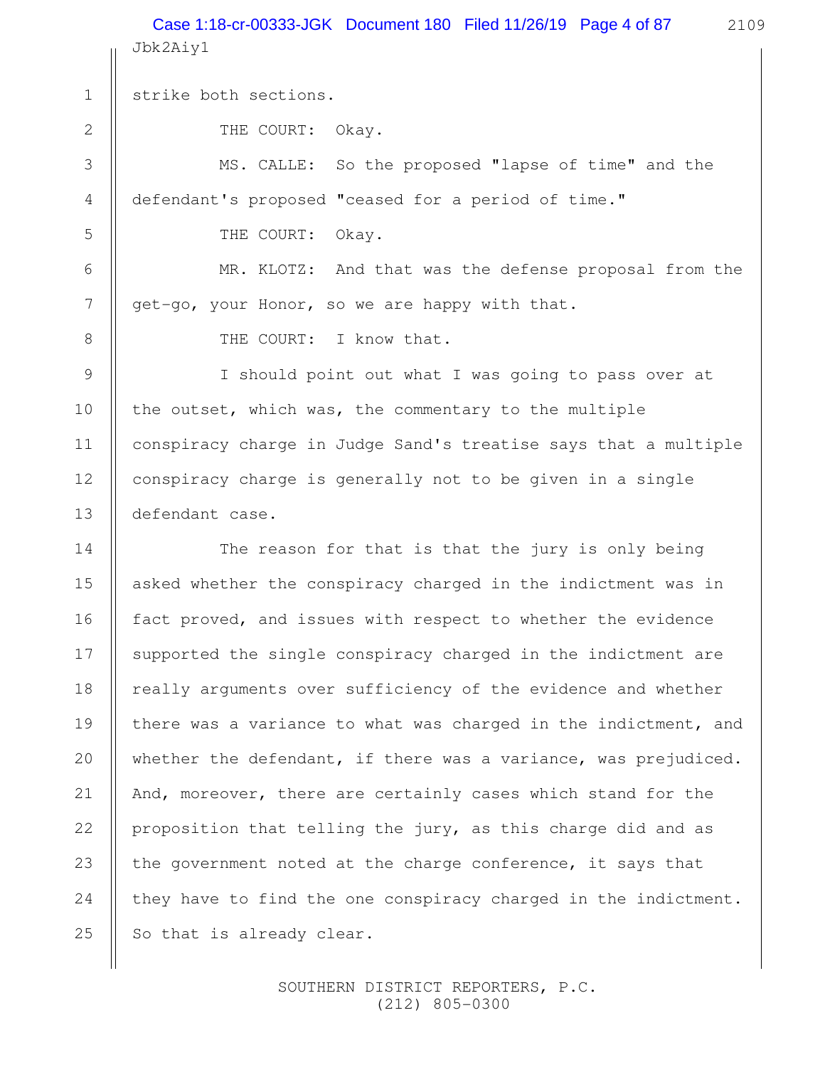strike both sections.

THE COURT: Okay.

MS. CALLE: So the proposed "lapse of time" and the defendant's proposed "ceased for a period of time."

THE COURT: Okay.

MR. KLOTZ: And that was the defense proposal from the get-go, your Honor, so we are happy with that.

THE COURT: I know that.

I should point out what I was going to pass over at the outset, which was, the commentary to the multiple conspiracy charge in Judge Sand's treatise says that a multiple conspiracy charge is generally not to be given in a single defendant case.

The reason for that is that the jury is only being asked whether the conspiracy charged in the indictment was in fact proved, and issues with respect to whether the evidence supported the single conspiracy charged in the indictment are really arguments over sufficiency of the evidence and whether there was a variance to what was charged in the indictment, and whether the defendant, if there was a variance, was prejudiced. And, moreover, there are certainly cases which stand for the proposition that telling the jury, as this charge did and as the government noted at the charge conference, it says that they have to find the one conspiracy charged in the indictment. So that is already clear.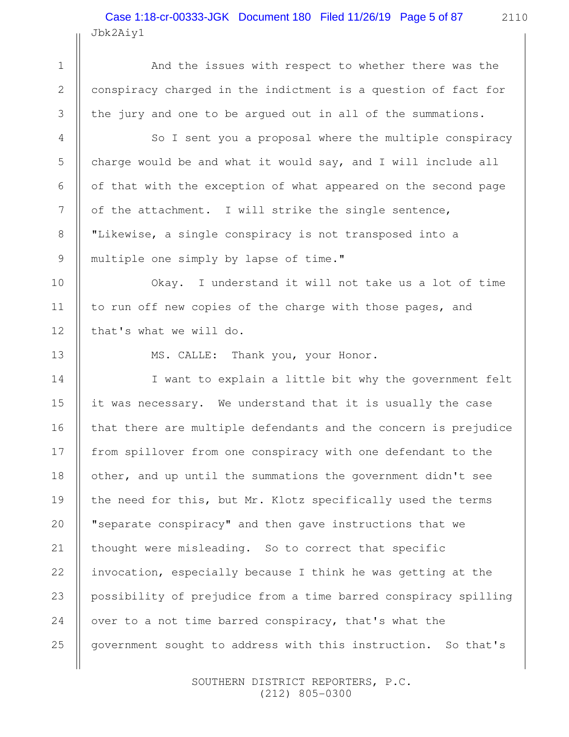And the issues with respect to whether there was the conspiracy charged in the indictment is a question of fact for the jury and one to be argued out in all of the summations.

So I sent you a proposal where the multiple conspiracy charge would be and what it would say, and I will include all of that with the exception of what appeared on the second page of the attachment. I will strike the single sentence, "Likewise, a single conspiracy is not transposed into a multiple one simply by lapse of time."

Okay. I understand it will not take us a lot of time to run off new copies of the charge with those pages, and that's what we will do.

MS. CALLE: Thank you, your Honor.

I want to explain a little bit why the government felt it was necessary. We understand that it is usually the case that there are multiple defendants and the concern is prejudice from spillover from one conspiracy with one defendant to the other, and up until the summations the government didn't see the need for this, but Mr. Klotz specifically used the terms "separate conspiracy" and then gave instructions that we thought were misleading. So to correct that specific invocation, especially because I think he was getting at the possibility of prejudice from a time barred conspiracy spilling over to a not time barred conspiracy, that's what the government sought to address with this instruction. So that's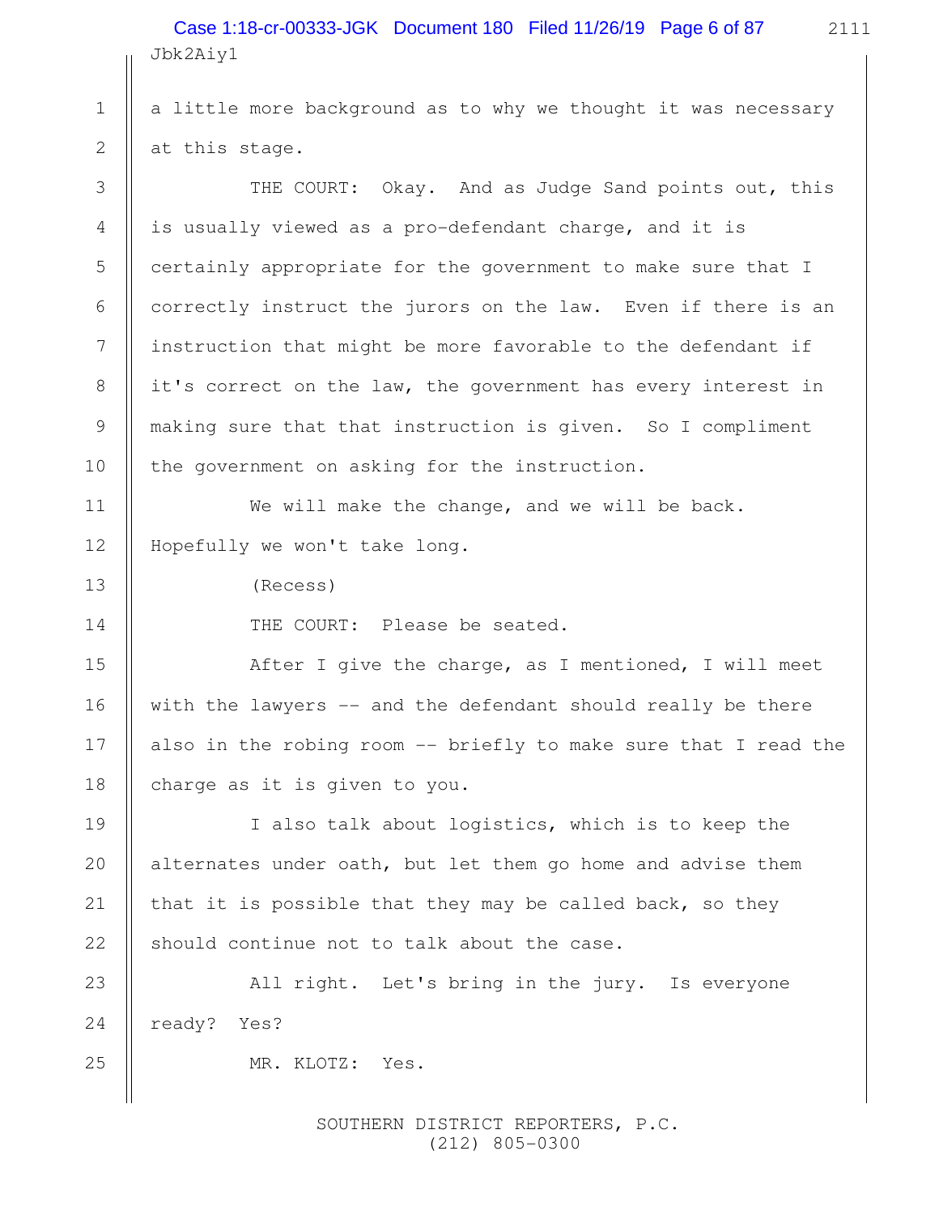a little more background as to why we thought it was necessary at this stage.

THE COURT: Okay. And as Judge Sand points out, this is usually viewed as a pro-defendant charge, and it is certainly appropriate for the government to make sure that I correctly instruct the jurors on the law. Even if there is an instruction that might be more favorable to the defendant if it's correct on the law, the government has every interest in making sure that that instruction is given. So I compliment the government on asking for the instruction.

We will make the change, and we will be back. Hopefully we won't take long.

(Recess)

THE COURT: Please be seated.

After I give the charge, as I mentioned, I will meet with the lawyers -- and the defendant should really be there also in the robing room -- briefly to make sure that I read the charge as it is given to you.

I also talk about logistics, which is to keep the alternates under oath, but let them go home and advise them that it is possible that they may be called back, so they should continue not to talk about the case.

All right. Let's bring in the jury. Is everyone ready? Yes?

MR. KLOTZ: Yes.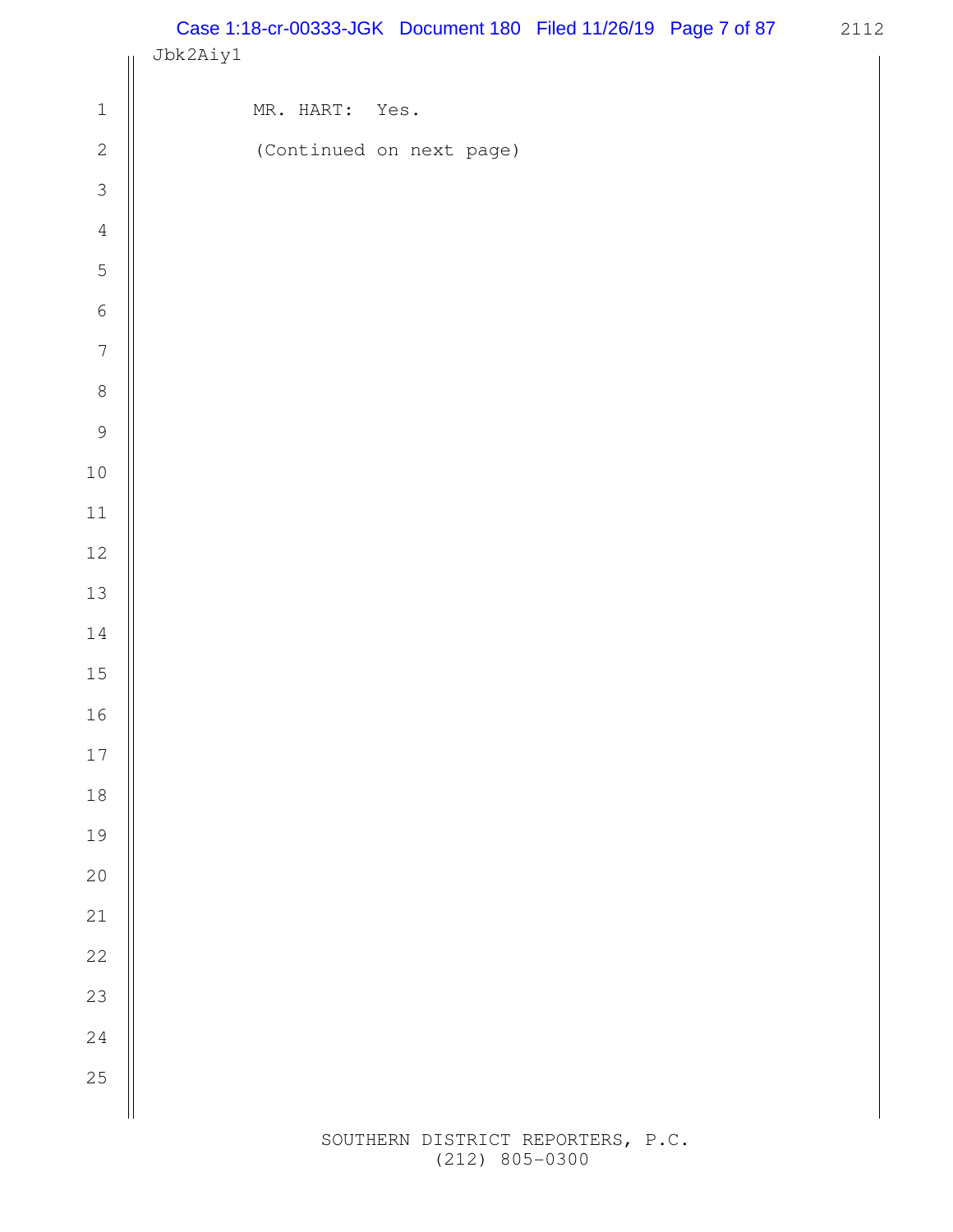MR. HART: Yes.

(Continued on next page)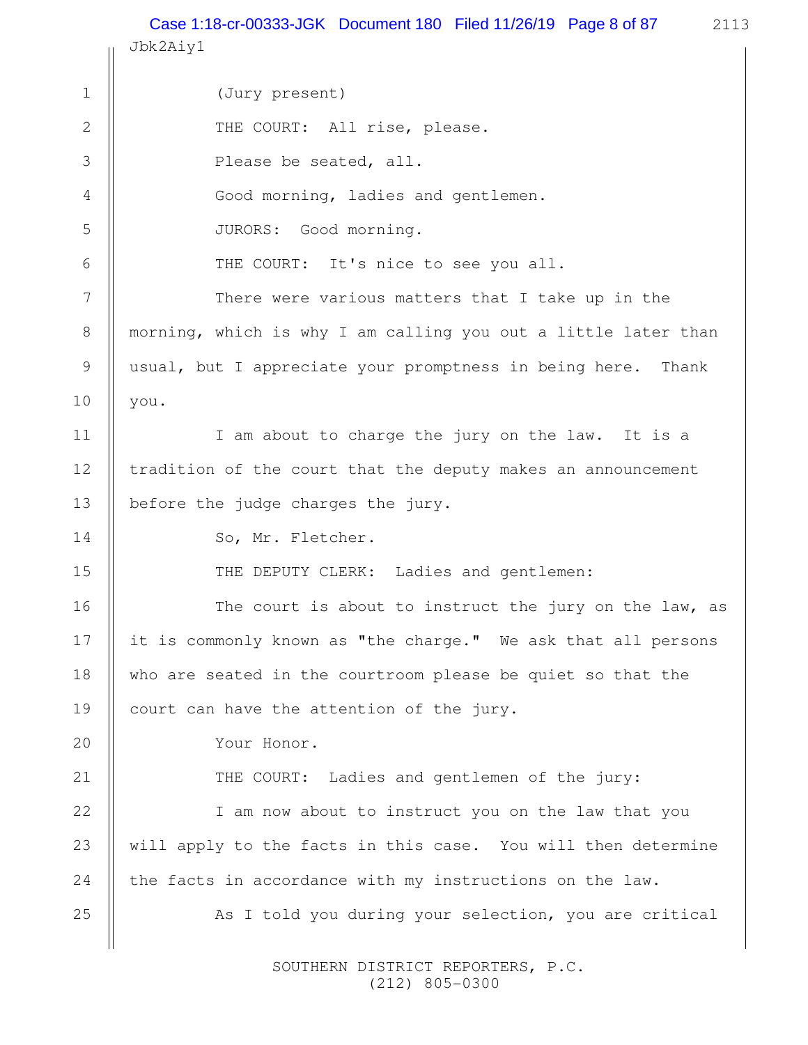(Jury present)

THE COURT: All rise, please.

Please be seated, all.

Good morning, ladies and gentlemen.

JURORS: Good morning.

THE COURT: It's nice to see you all.

There were various matters that I take up in the morning, which is why I am calling you out a little later than usual, but I appreciate your promptness in being here. Thank you.

I am about to charge the jury on the law. It is a tradition of the court that the deputy makes an announcement before the judge charges the jury.

So, Mr. Fletcher.

THE DEPUTY CLERK: Ladies and gentlemen:

The court is about to instruct the jury on the law, as it is commonly known as "the charge." We ask that all persons who are seated in the courtroom please be quiet so that the court can have the attention of the jury.

Your Honor.

THE COURT: Ladies and gentlemen of the jury:

I am now about to instruct you on the law that you will apply to the facts in this case. You will then determine the facts in accordance with my instructions on the law.

As I told you during your selection, you are critical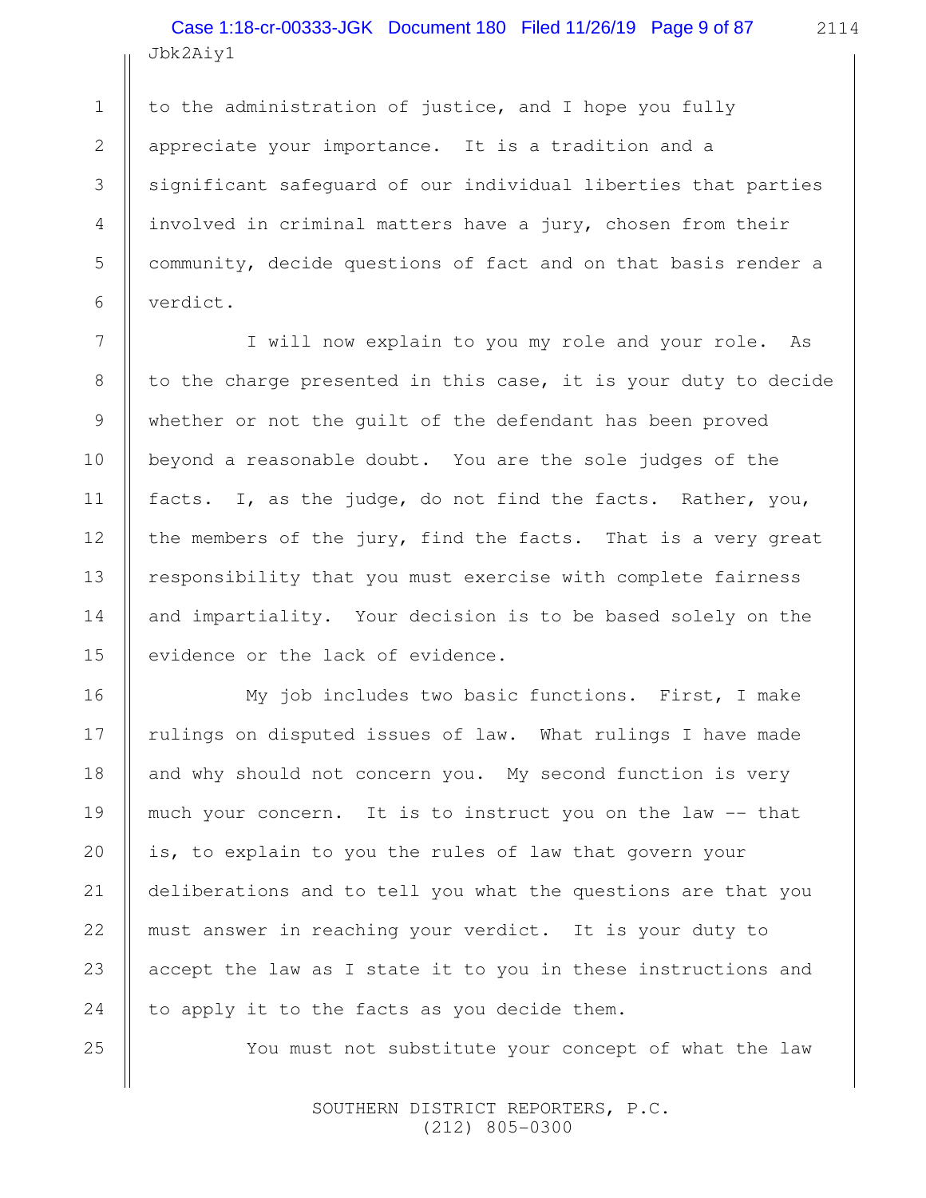to the administration of justice, and I hope you fully appreciate your importance. It is a tradition and a significant safeguard of our individual liberties that parties involved in criminal matters have a jury, chosen from their community, decide questions of fact and on that basis render a verdict.

I will now explain to you my role and your role. As to the charge presented in this case, it is your duty to decide whether or not the guilt of the defendant has been proved beyond a reasonable doubt. You are the sole judges of the facts. I, as the judge, do not find the facts. Rather, you, the members of the jury, find the facts. That is a very great responsibility that you must exercise with complete fairness and impartiality. Your decision is to be based solely on the evidence or the lack of evidence.

My job includes two basic functions. First, I make rulings on disputed issues of law. What rulings I have made and why should not concern you. My second function is very much your concern. It is to instruct you on the law -- that is, to explain to you the rules of law that govern your deliberations and to tell you what the questions are that you must answer in reaching your verdict. It is your duty to accept the law as I state it to you in these instructions and to apply it to the facts as you decide them.

You must not substitute your concept of what the law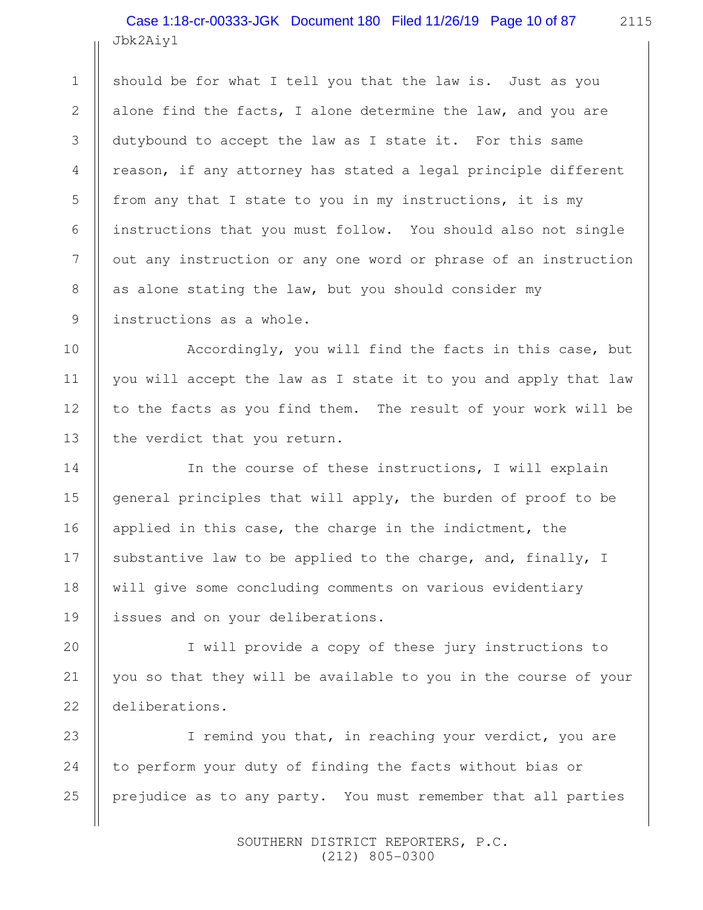should be for what I tell you that the law is. Just as you alone find the facts, I alone determine the law, and you are dutybound to accept the law as I state it. For this same reason, if any attorney has stated a legal principle different from any that I state to you in my instructions, it is my instructions that you must follow. You should also not single out any instruction or any one word or phrase of an instruction as alone stating the law, but you should consider my instructions as a whole.

Accordingly, you will find the facts in this case, but you will accept the law as I state it to you and apply that law to the facts as you find them. The result of your work will be the verdict that you return.

In the course of these instructions, I will explain general principles that will apply, the burden of proof to be applied in this case, the charge in the indictment, the substantive law to be applied to the charge, and, finally, I will give some concluding comments on various evidentiary issues and on your deliberations.

I will provide a copy of these jury instructions to you so that they will be available to you in the course of your deliberations.

I remind you that, in reaching your verdict, you are to perform your duty of finding the facts without bias or prejudice as to any party. You must remember that all parties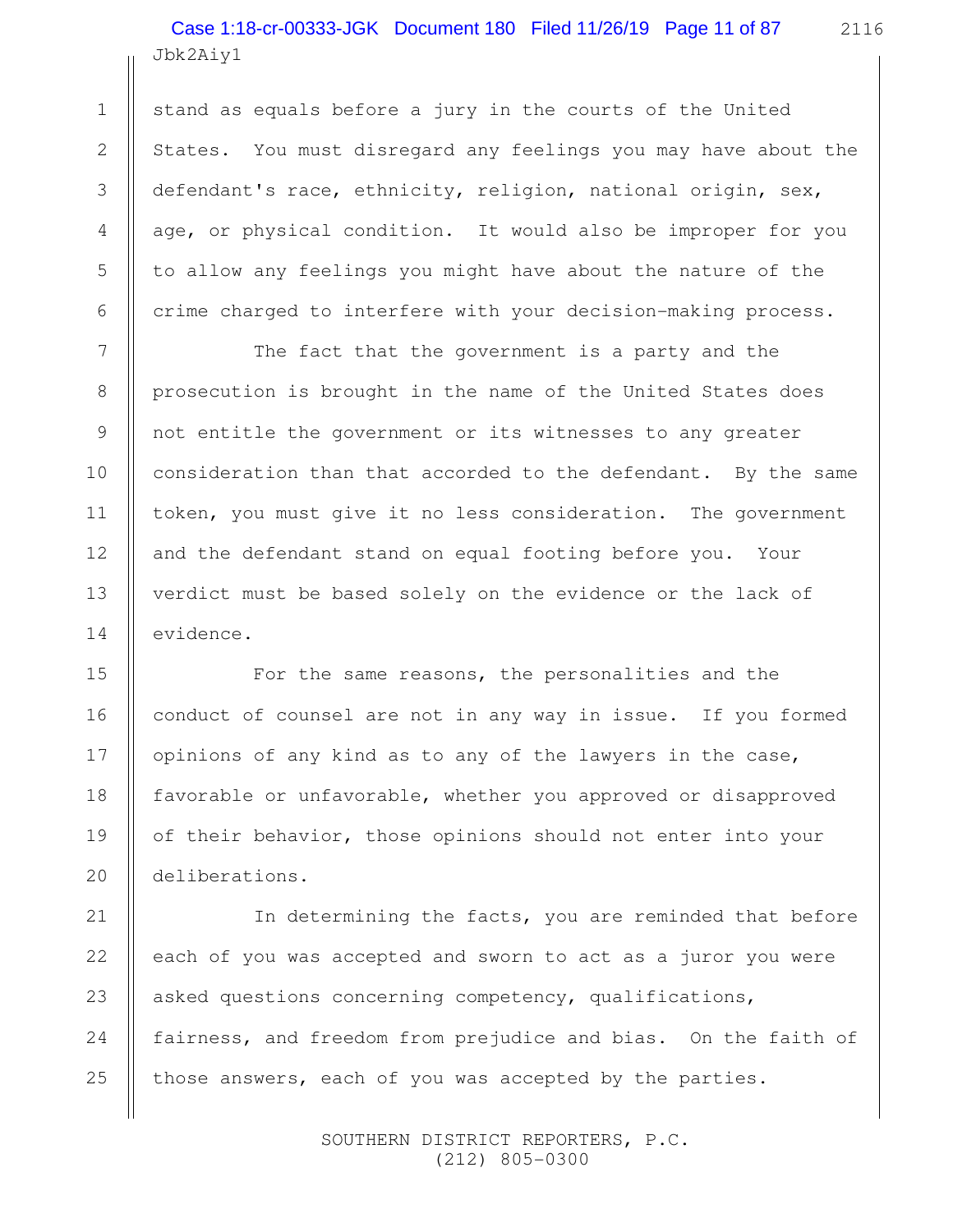stand as equals before a jury in the courts of the United States. You must disregard any feelings you may have about the defendant's race, ethnicity, religion, national origin, sex, age, or physical condition. It would also be improper for you to allow any feelings you might have about the nature of the crime charged to interfere with your decision-making process.

The fact that the government is a party and the prosecution is brought in the name of the United States does not entitle the government or its witnesses to any greater consideration than that accorded to the defendant. By the same token, you must give it no less consideration. The government and the defendant stand on equal footing before you. Your verdict must be based solely on the evidence or the lack of evidence.

For the same reasons, the personalities and the conduct of counsel are not in any way in issue. If you formed opinions of any kind as to any of the lawyers in the case, favorable or unfavorable, whether you approved or disapproved of their behavior, those opinions should not enter into your deliberations.

In determining the facts, you are reminded that before each of you was accepted and sworn to act as a juror you were asked questions concerning competency, qualifications, fairness, and freedom from prejudice and bias. On the faith of those answers, each of you was accepted by the parties.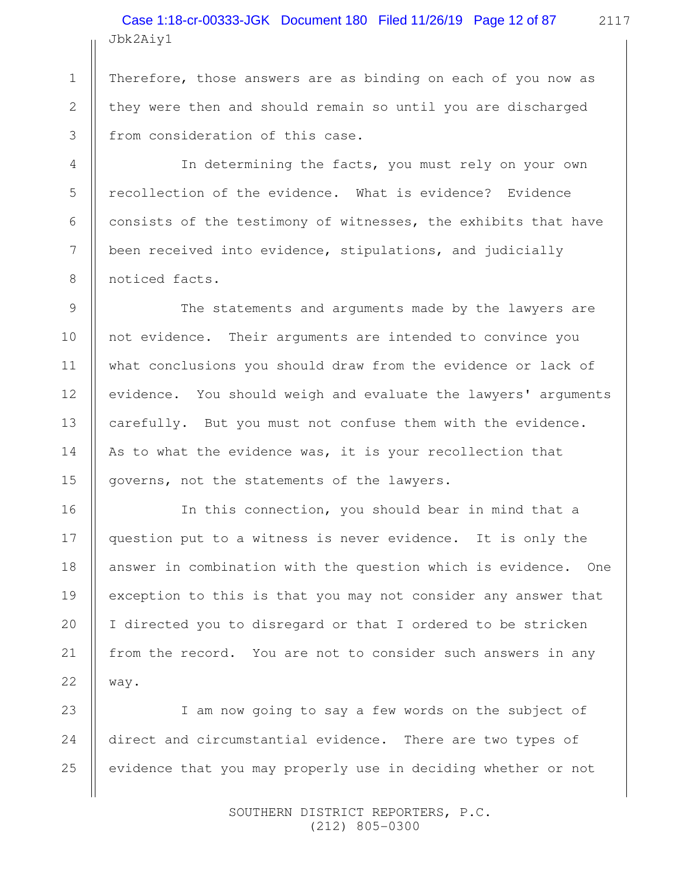Therefore, those answers are as binding on each of you now as they were then and should remain so until you are discharged from consideration of this case.

In determining the facts, you must rely on your own recollection of the evidence. What is evidence? Evidence consists of the testimony of witnesses, the exhibits that have been received into evidence, stipulations, and judicially noticed facts.

The statements and arguments made by the lawyers are not evidence. Their arguments are intended to convince you what conclusions you should draw from the evidence or lack of evidence. You should weigh and evaluate the lawyers' arguments carefully. But you must not confuse them with the evidence. As to what the evidence was, it is your recollection that governs, not the statements of the lawyers.

In this connection, you should bear in mind that a question put to a witness is never evidence. It is only the answer in combination with the question which is evidence. One exception to this is that you may not consider any answer that I directed you to disregard or that I ordered to be stricken from the record. You are not to consider such answers in any way.

I am now going to say a few words on the subject of direct and circumstantial evidence. There are two types of evidence that you may properly use in deciding whether or not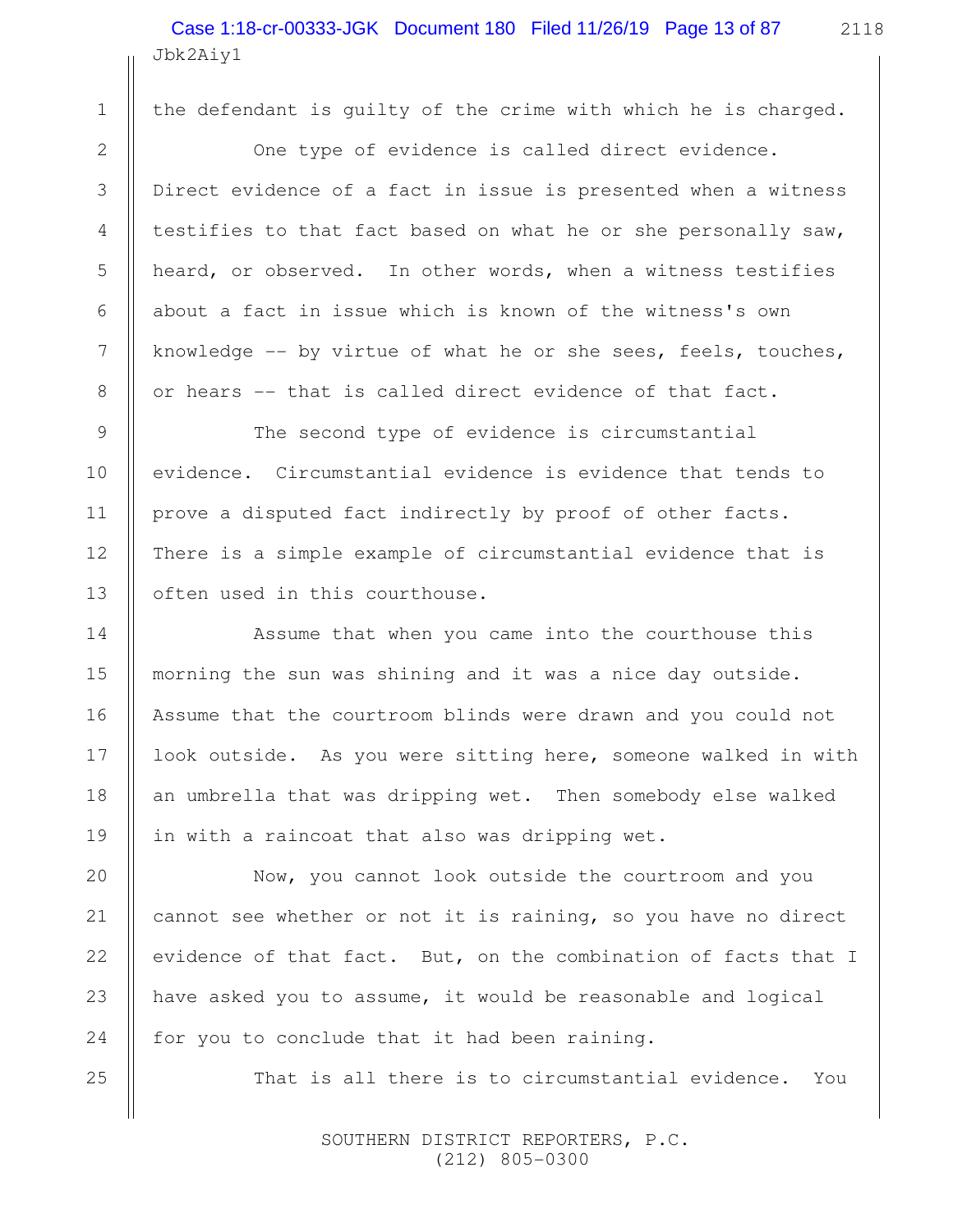the defendant is guilty of the crime with which he is charged.

One type of evidence is called direct evidence. Direct evidence of a fact in issue is presented when a witness testifies to that fact based on what he or she personally saw, heard, or observed. In other words, when a witness testifies about a fact in issue which is known of the witness's own knowledge -- by virtue of what he or she sees, feels, touches, or hears -- that is called direct evidence of that fact.

The second type of evidence is circumstantial evidence. Circumstantial evidence is evidence that tends to prove a disputed fact indirectly by proof of other facts. There is a simple example of circumstantial evidence that is often used in this courthouse.

Assume that when you came into the courthouse this morning the sun was shining and it was a nice day outside. Assume that the courtroom blinds were drawn and you could not look outside. As you were sitting here, someone walked in with an umbrella that was dripping wet. Then somebody else walked in with a raincoat that also was dripping wet.

Now, you cannot look outside the courtroom and you cannot see whether or not it is raining, so you have no direct evidence of that fact. But, on the combination of facts that I have asked you to assume, it would be reasonable and logical for you to conclude that it had been raining.

That is all there is to circumstantial evidence. You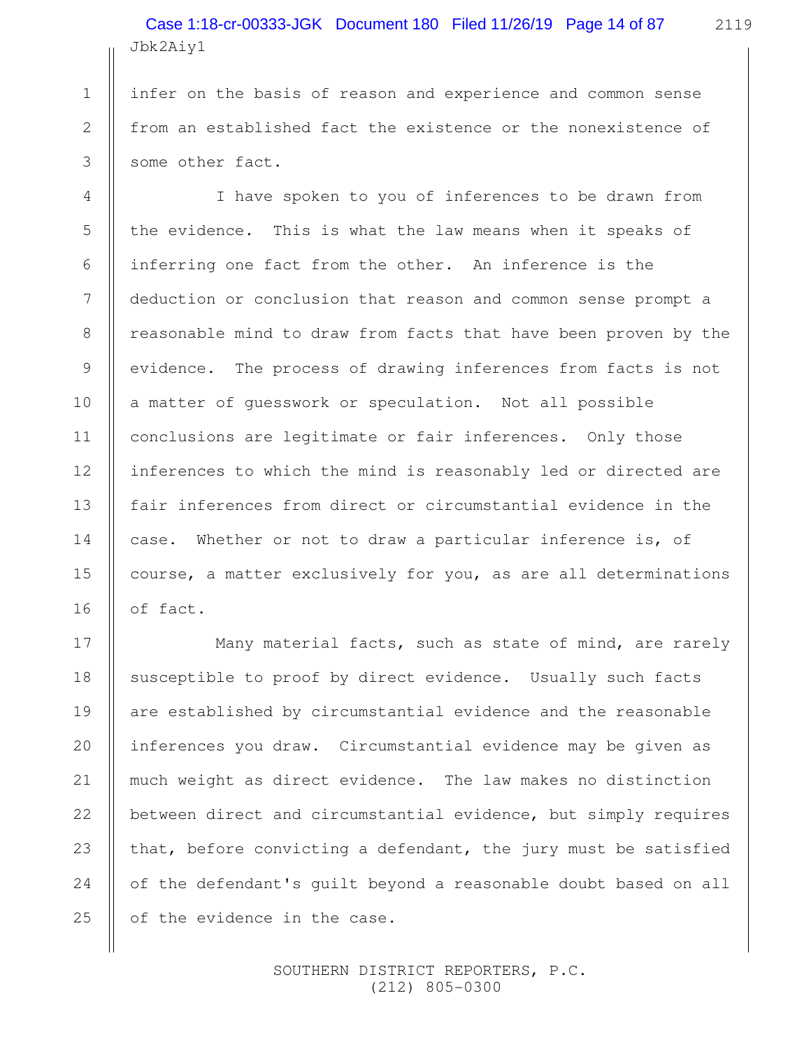infer on the basis of reason and experience and common sense from an established fact the existence or the nonexistence of some other fact.

I have spoken to you of inferences to be drawn from the evidence. This is what the law means when it speaks of inferring one fact from the other. An inference is the deduction or conclusion that reason and common sense prompt a reasonable mind to draw from facts that have been proven by the evidence. The process of drawing inferences from facts is not a matter of guesswork or speculation. Not all possible conclusions are legitimate or fair inferences. Only those inferences to which the mind is reasonably led or directed are fair inferences from direct or circumstantial evidence in the case. Whether or not to draw a particular inference is, of course, a matter exclusively for you, as are all determinations of fact.

Many material facts, such as state of mind, are rarely susceptible to proof by direct evidence. Usually such facts are established by circumstantial evidence and the reasonable inferences you draw. Circumstantial evidence may be given as much weight as direct evidence. The law makes no distinction between direct and circumstantial evidence, but simply requires that, before convicting a defendant, the jury must be satisfied of the defendant's guilt beyond a reasonable doubt based on all of the evidence in the case.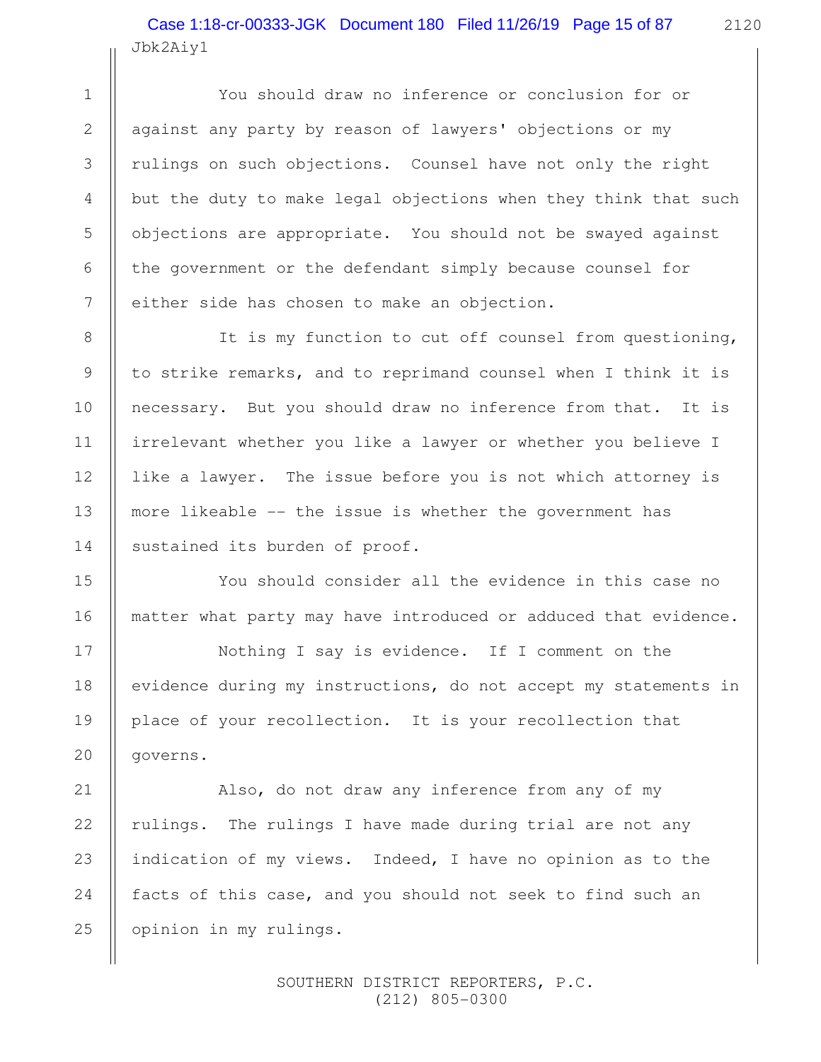You should draw no inference or conclusion for or against any party by reason of lawyers' objections or my rulings on such objections. Counsel have not only the right but the duty to make legal objections when they think that such objections are appropriate. You should not be swayed against the government or the defendant simply because counsel for either side has chosen to make an objection.

It is my function to cut off counsel from questioning, to strike remarks, and to reprimand counsel when I think it is necessary. But you should draw no inference from that. It is irrelevant whether you like a lawyer or whether you believe I like a lawyer. The issue before you is not which attorney is more likeable -- the issue is whether the government has sustained its burden of proof.

You should consider all the evidence in this case no matter what party may have introduced or adduced that evidence.

Nothing I say is evidence. If I comment on the evidence during my instructions, do not accept my statements in place of your recollection. It is your recollection that governs.

Also, do not draw any inference from any of my rulings. The rulings I have made during trial are not any indication of my views. Indeed, I have no opinion as to the facts of this case, and you should not seek to find such an opinion in my rulings.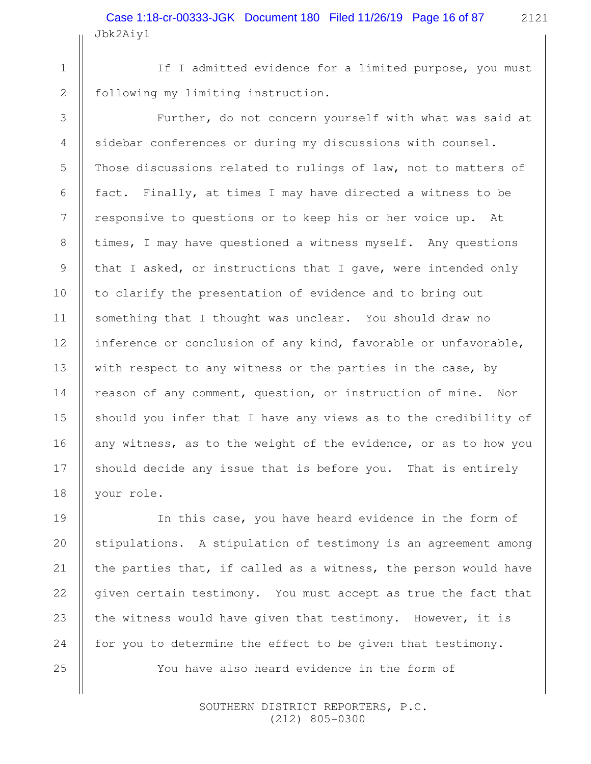If I admitted evidence for a limited purpose, you must following my limiting instruction.

Further, do not concern yourself with what was said at sidebar conferences or during my discussions with counsel. Those discussions related to rulings of law, not to matters of fact. Finally, at times I may have directed a witness to be responsive to questions or to keep his or her voice up. At times, I may have questioned a witness myself. Any questions that I asked, or instructions that I gave, were intended only to clarify the presentation of evidence and to bring out something that I thought was unclear. You should draw no inference or conclusion of any kind, favorable or unfavorable, with respect to any witness or the parties in the case, by reason of any comment, question, or instruction of mine. Nor should you infer that I have any views as to the credibility of any witness, as to the weight of the evidence, or as to how you should decide any issue that is before you. That is entirely your role.

In this case, you have heard evidence in the form of stipulations. A stipulation of testimony is an agreement among the parties that, if called as a witness, the person would have given certain testimony. You must accept as true the fact that the witness would have given that testimony. However, it is for you to determine the effect to be given that testimony.

You have also heard evidence in the form of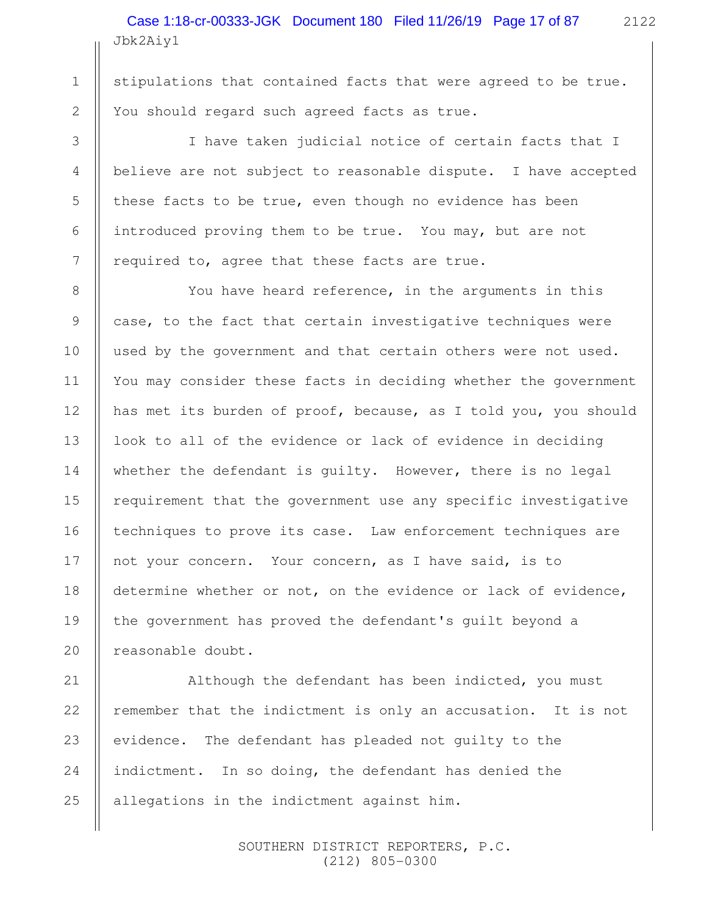stipulations that contained facts that were agreed to be true. You should regard such agreed facts as true.

I have taken judicial notice of certain facts that I believe are not subject to reasonable dispute. I have accepted these facts to be true, even though no evidence has been introduced proving them to be true. You may, but are not required to, agree that these facts are true.

You have heard reference, in the arguments in this case, to the fact that certain investigative techniques were used by the government and that certain others were not used. You may consider these facts in deciding whether the government has met its burden of proof, because, as I told you, you should look to all of the evidence or lack of evidence in deciding whether the defendant is guilty. However, there is no legal requirement that the government use any specific investigative techniques to prove its case. Law enforcement techniques are not your concern. Your concern, as I have said, is to determine whether or not, on the evidence or lack of evidence, the government has proved the defendant's guilt beyond a reasonable doubt.

Although the defendant has been indicted, you must remember that the indictment is only an accusation. It is not evidence. The defendant has pleaded not guilty to the indictment. In so doing, the defendant has denied the allegations in the indictment against him.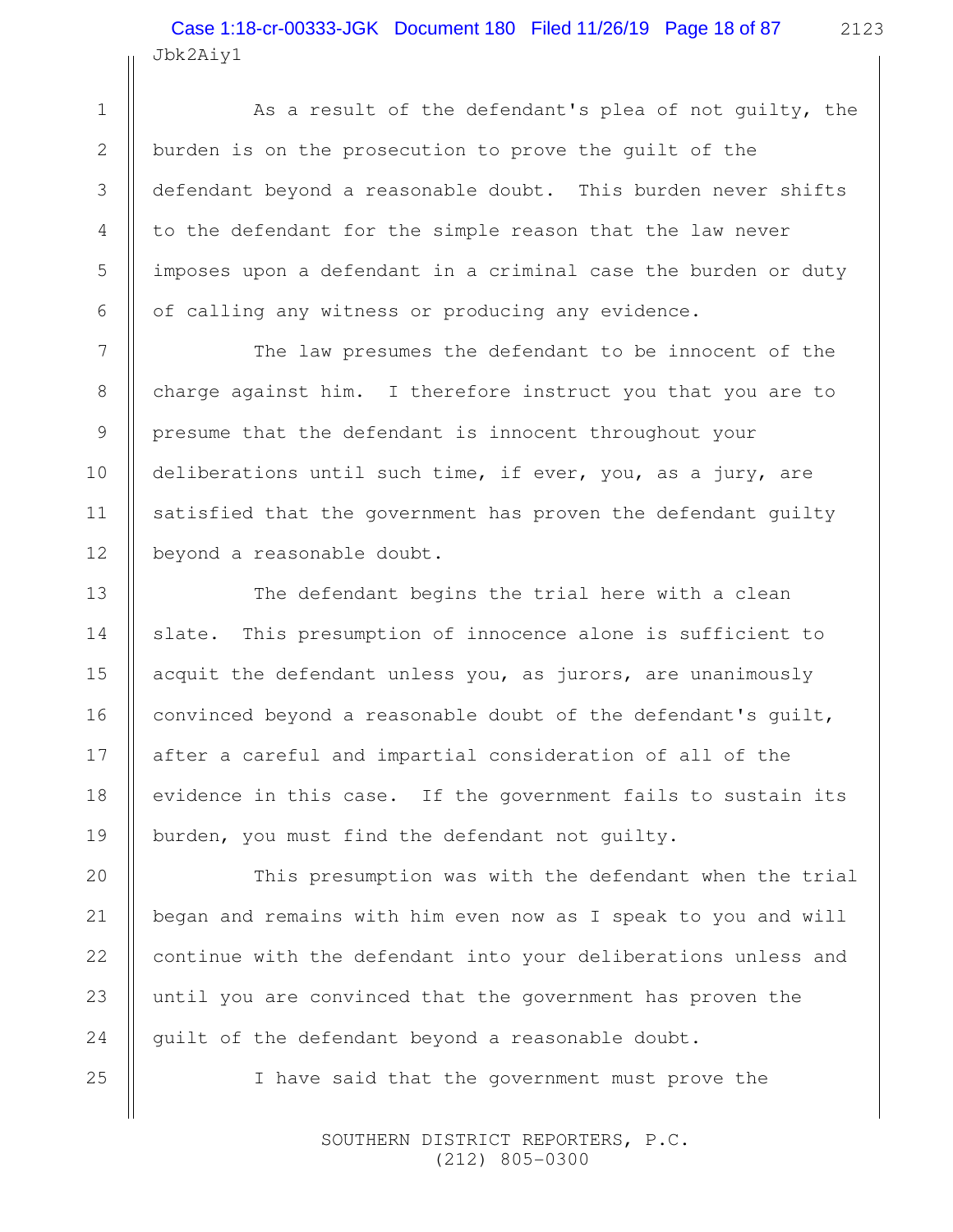As a result of the defendant's plea of not guilty, the burden is on the prosecution to prove the guilt of the defendant beyond a reasonable doubt. This burden never shifts to the defendant for the simple reason that the law never imposes upon a defendant in a criminal case the burden or duty of calling any witness or producing any evidence.

The law presumes the defendant to be innocent of the charge against him. I therefore instruct you that you are to presume that the defendant is innocent throughout your deliberations until such time, if ever, you, as a jury, are satisfied that the government has proven the defendant guilty beyond a reasonable doubt.

The defendant begins the trial here with a clean slate. This presumption of innocence alone is sufficient to acquit the defendant unless you, as jurors, are unanimously convinced beyond a reasonable doubt of the defendant's guilt, after a careful and impartial consideration of all of the evidence in this case. If the government fails to sustain its burden, you must find the defendant not guilty.

This presumption was with the defendant when the trial began and remains with him even now as I speak to you and will continue with the defendant into your deliberations unless and until you are convinced that the government has proven the guilt of the defendant beyond a reasonable doubt.

I have said that the government must prove the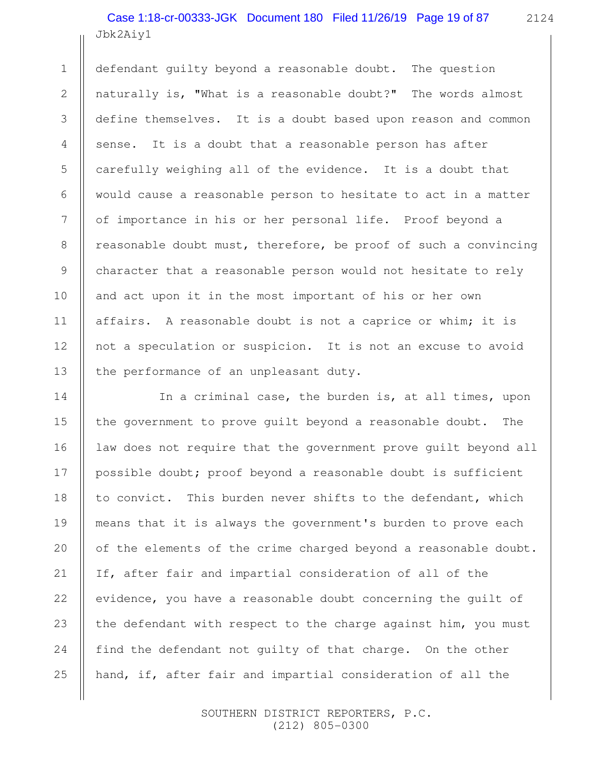defendant guilty beyond a reasonable doubt. The question naturally is, "What is a reasonable doubt?" The words almost define themselves. It is a doubt based upon reason and common sense. It is a doubt that a reasonable person has after carefully weighing all of the evidence. It is a doubt that would cause a reasonable person to hesitate to act in a matter of importance in his or her personal life. Proof beyond a reasonable doubt must, therefore, be proof of such a convincing character that a reasonable person would not hesitate to rely and act upon it in the most important of his or her own affairs. A reasonable doubt is not a caprice or whim; it is not a speculation or suspicion. It is not an excuse to avoid the performance of an unpleasant duty.

In a criminal case, the burden is, at all times, upon the government to prove guilt beyond a reasonable doubt. The law does not require that the government prove guilt beyond all possible doubt; proof beyond a reasonable doubt is sufficient to convict. This burden never shifts to the defendant, which means that it is always the government's burden to prove each of the elements of the crime charged beyond a reasonable doubt. If, after fair and impartial consideration of all of the evidence, you have a reasonable doubt concerning the guilt of the defendant with respect to the charge against him, you must find the defendant not guilty of that charge. On the other hand, if, after fair and impartial consideration of all the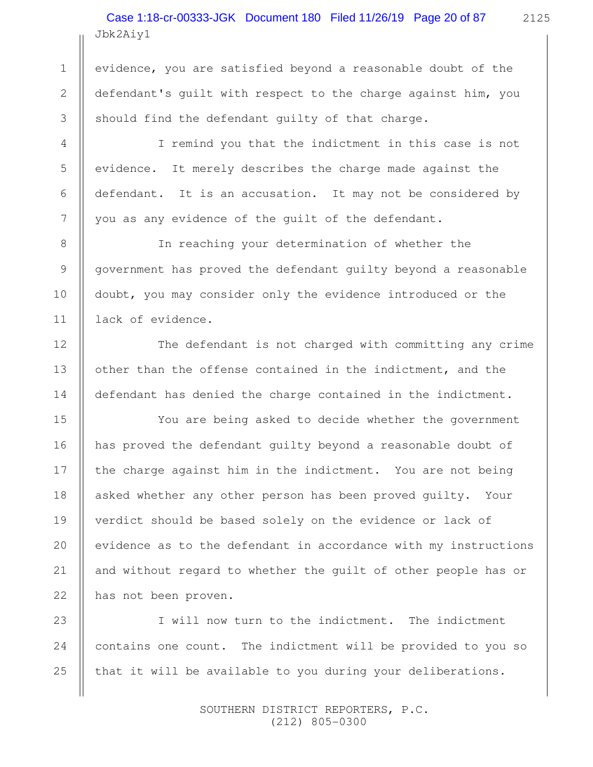evidence, you are satisfied beyond a reasonable doubt of the defendant's guilt with respect to the charge against him, you should find the defendant guilty of that charge.

I remind you that the indictment in this case is not evidence. It merely describes the charge made against the defendant. It is an accusation. It may not be considered by you as any evidence of the guilt of the defendant.

In reaching your determination of whether the government has proved the defendant guilty beyond a reasonable doubt, you may consider only the evidence introduced or the lack of evidence.

The defendant is not charged with committing any crime other than the offense contained in the indictment, and the defendant has denied the charge contained in the indictment.

You are being asked to decide whether the government has proved the defendant guilty beyond a reasonable doubt of the charge against him in the indictment. You are not being asked whether any other person has been proved guilty. Your verdict should be based solely on the evidence or lack of evidence as to the defendant in accordance with my instructions and without regard to whether the guilt of other people has or has not been proven.

I will now turn to the indictment. The indictment contains one count. The indictment will be provided to you so that it will be available to you during your deliberations.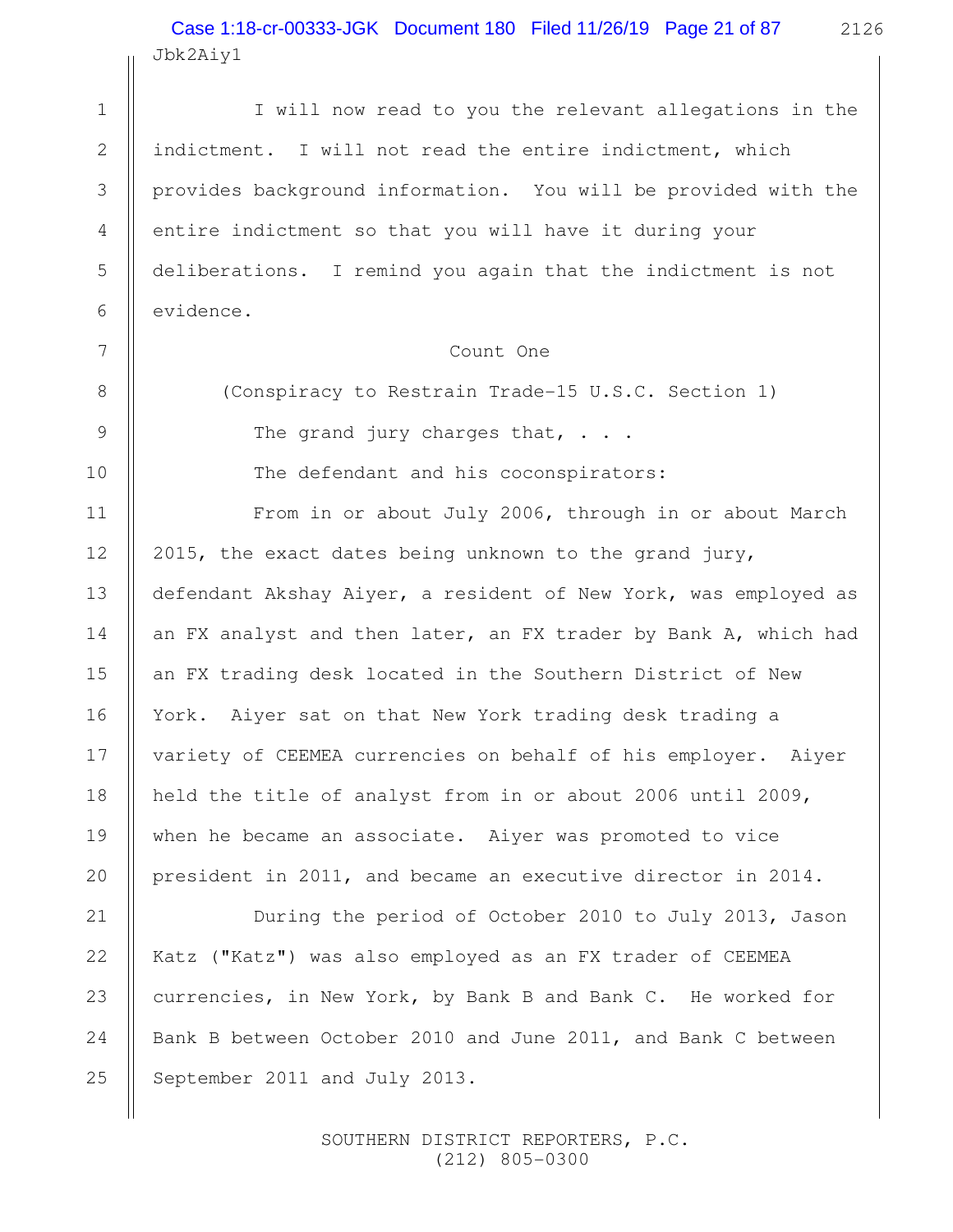I will now read to you the relevant allegations in the indictment. I will not read the entire indictment, which provides background information. You will be provided with the entire indictment so that you will have it during your deliberations. I remind you again that the indictment is not evidence.

Count One

(Conspiracy to Restrain Trade-15 U.S.C. Section 1)

The grand jury charges that, . . .

The defendant and his coconspirators:

From in or about July 2006, through in or about March 2015, the exact dates being unknown to the grand jury, defendant Akshay Aiyer, a resident of New York, was employed as an FX analyst and then later, an FX trader by Bank A, which had an FX trading desk located in the Southern District of New York. Aiyer sat on that New York trading desk trading a variety of CEEMEA currencies on behalf of his employer. Aiyer held the title of analyst from in or about 2006 until 2009, when he became an associate. Aiyer was promoted to vice president in 2011, and became an executive director in 2014.

During the period of October 2010 to July 2013, Jason Katz ("Katz") was also employed as an FX trader of CEEMEA currencies, in New York, by Bank B and Bank C. He worked for Bank B between October 2010 and June 2011, and Bank C between September 2011 and July 2013.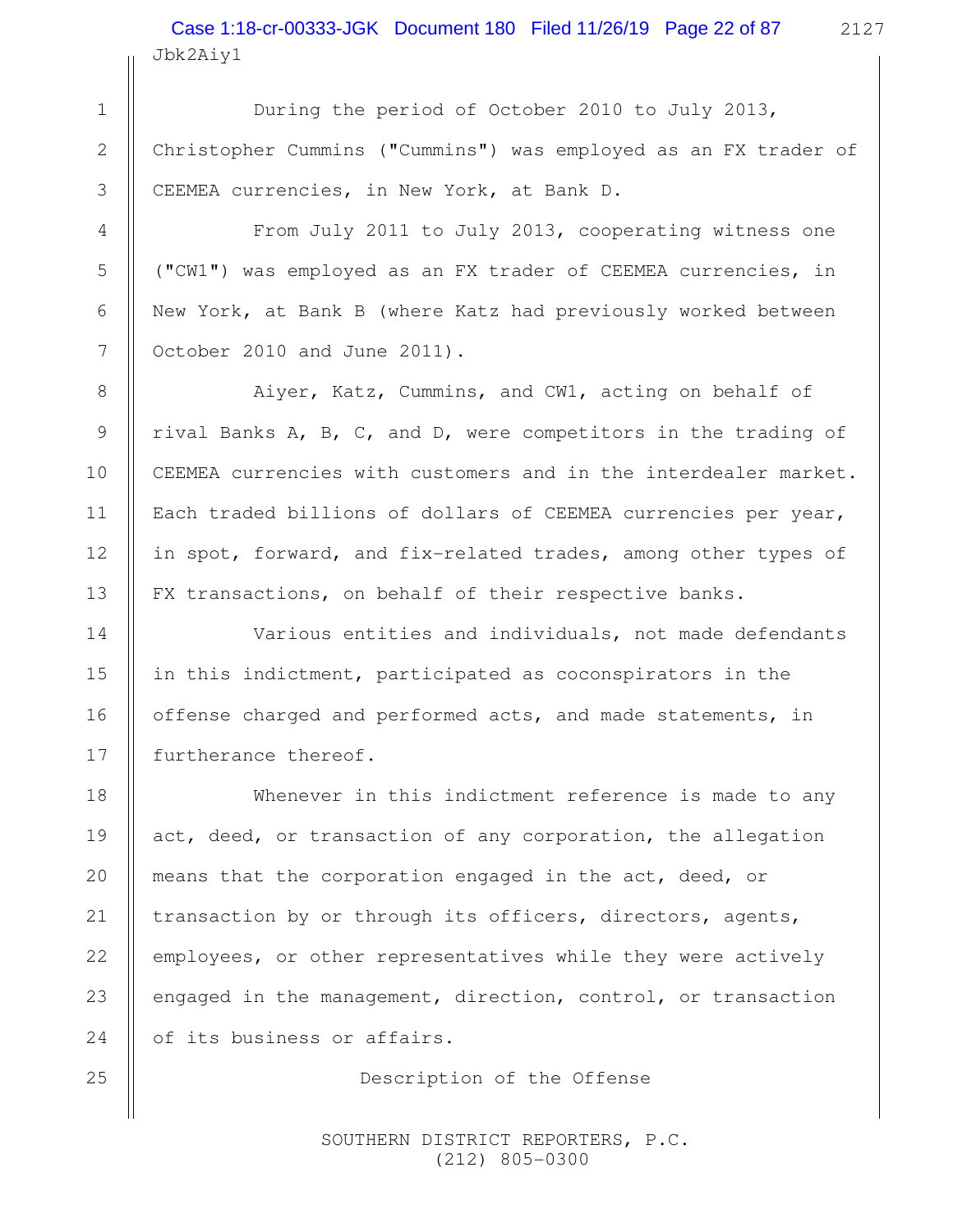During the period of October 2010 to July 2013, Christopher Cummins ("Cummins") was employed as an FX trader of CEEMEA currencies, in New York, at Bank D.

From July 2011 to July 2013, cooperating witness one ("CW1") was employed as an FX trader of CEEMEA currencies, in New York, at Bank B (where Katz had previously worked between October 2010 and June 2011).

Aiyer, Katz, Cummins, and CW1, acting on behalf of rival Banks A, B, C, and D, were competitors in the trading of CEEMEA currencies with customers and in the interdealer market. Each traded billions of dollars of CEEMEA currencies per year, in spot, forward, and fix-related trades, among other types of FX transactions, on behalf of their respective banks.

Various entities and individuals, not made defendants in this indictment, participated as coconspirators in the offense charged and performed acts, and made statements, in furtherance thereof.

Whenever in this indictment reference is made to any act, deed, or transaction of any corporation, the allegation means that the corporation engaged in the act, deed, or transaction by or through its officers, directors, agents, employees, or other representatives while they were actively engaged in the management, direction, control, or transaction of its business or affairs.

Description of the Offense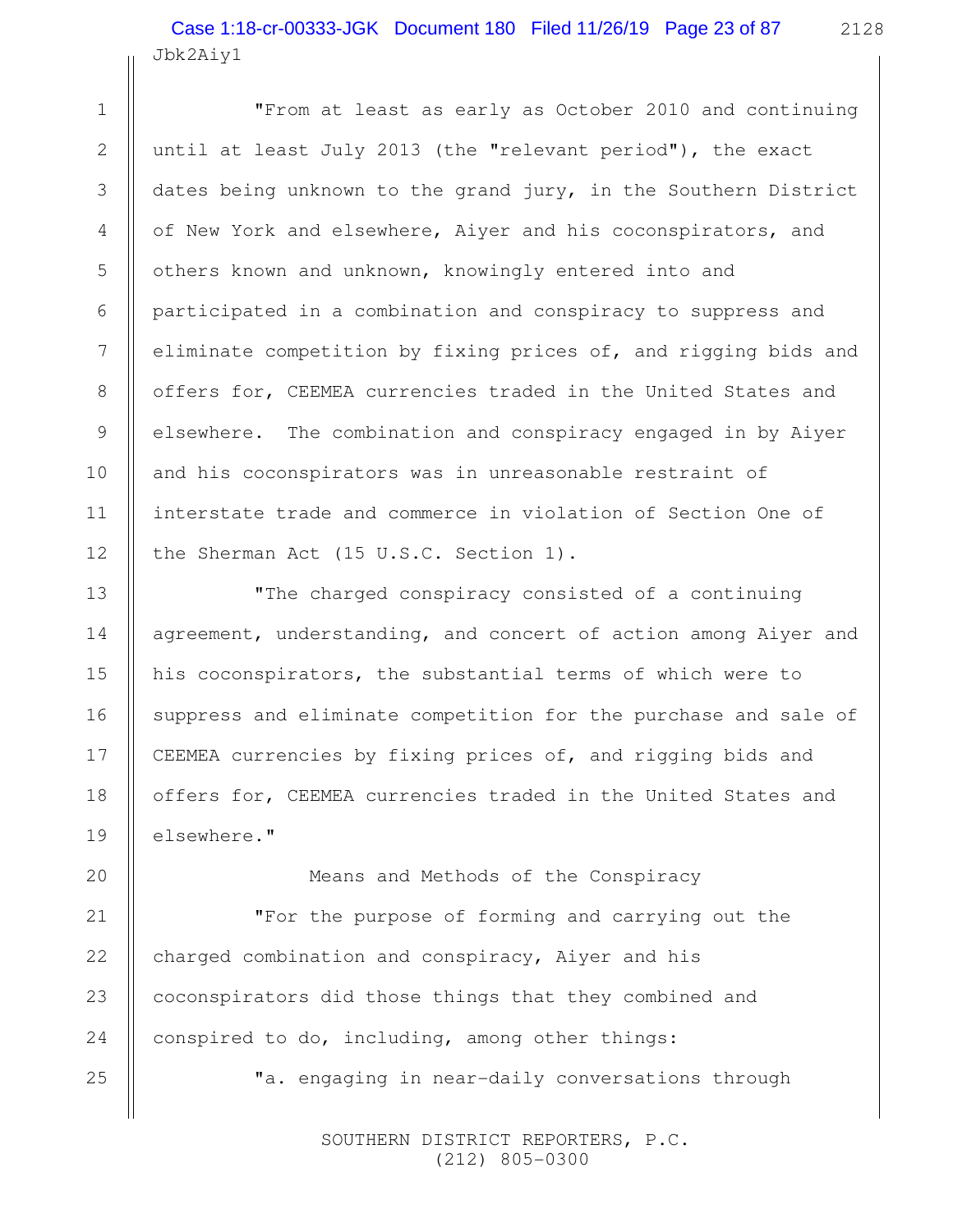"From at least as early as October 2010 and continuing until at least July 2013 (the "relevant period"), the exact dates being unknown to the grand jury, in the Southern District of New York and elsewhere, Aiyer and his coconspirators, and others known and unknown, knowingly entered into and participated in a combination and conspiracy to suppress and eliminate competition by fixing prices of, and rigging bids and offers for, CEEMEA currencies traded in the United States and elsewhere. The combination and conspiracy engaged in by Aiyer and his coconspirators was in unreasonable restraint of interstate trade and commerce in violation of Section One of the Sherman Act (15 U.S.C. Section 1).

"The charged conspiracy consisted of a continuing agreement, understanding, and concert of action among Aiyer and his coconspirators, the substantial terms of which were to suppress and eliminate competition for the purchase and sale of CEEMEA currencies by fixing prices of, and rigging bids and offers for, CEEMEA currencies traded in the United States and elsewhere."

Means and Methods of the Conspiracy

"For the purpose of forming and carrying out the charged combination and conspiracy, Aiyer and his coconspirators did those things that they combined and conspired to do, including, among other things:

"a. engaging in near-daily conversations through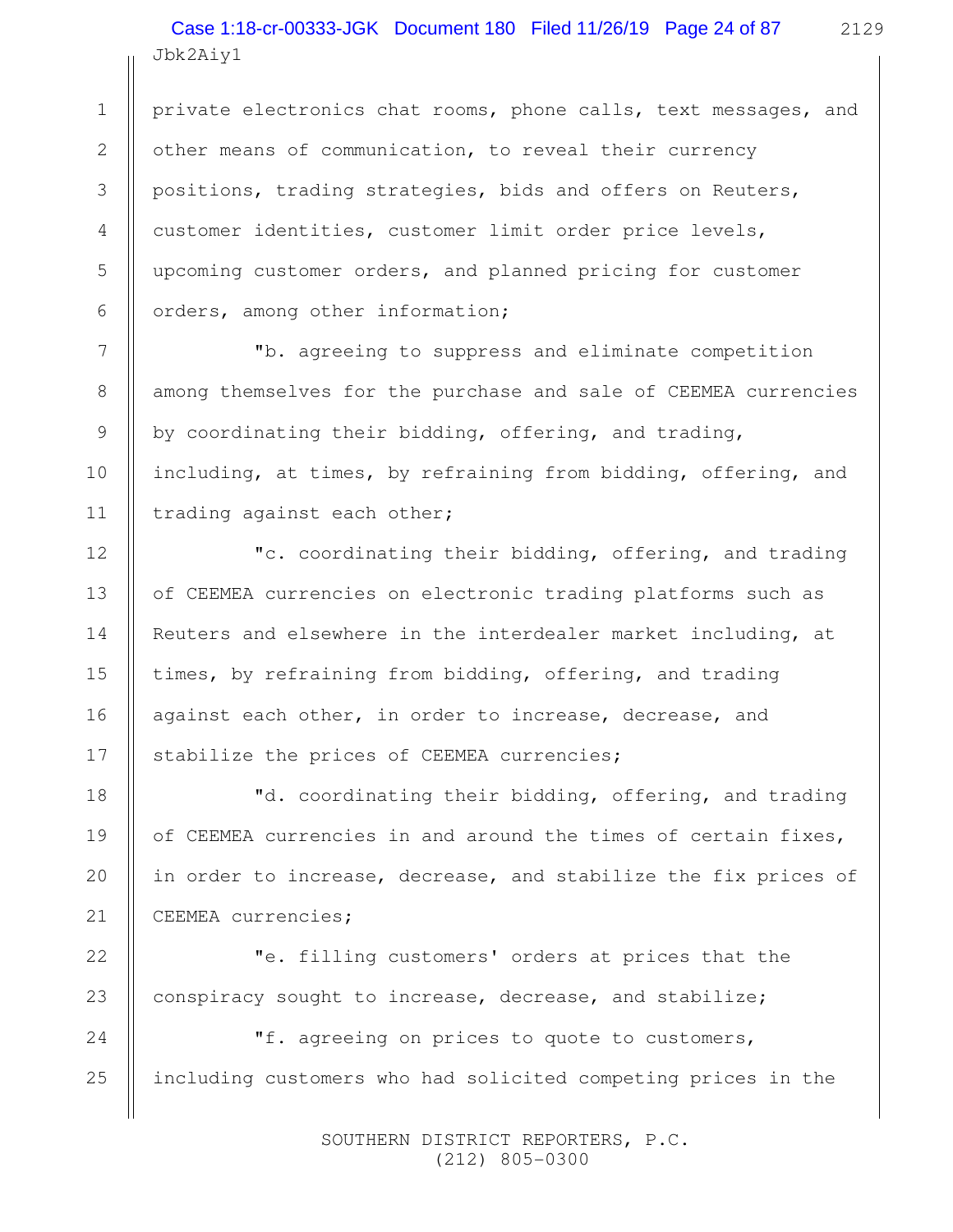private electronics chat rooms, phone calls, text messages, and other means of communication, to reveal their currency positions, trading strategies, bids and offers on Reuters, customer identities, customer limit order price levels, upcoming customer orders, and planned pricing for customer orders, among other information;

"b. agreeing to suppress and eliminate competition among themselves for the purchase and sale of CEEMEA currencies by coordinating their bidding, offering, and trading, including, at times, by refraining from bidding, offering, and trading against each other;

"c. coordinating their bidding, offering, and trading of CEEMEA currencies on electronic trading platforms such as Reuters and elsewhere in the interdealer market including, at times, by refraining from bidding, offering, and trading against each other, in order to increase, decrease, and stabilize the prices of CEEMEA currencies;

"d. coordinating their bidding, offering, and trading of CEEMEA currencies in and around the times of certain fixes, in order to increase, decrease, and stabilize the fix prices of CEEMEA currencies;

"e. filling customers' orders at prices that the conspiracy sought to increase, decrease, and stabilize;

"f. agreeing on prices to quote to customers, including customers who had solicited competing prices in the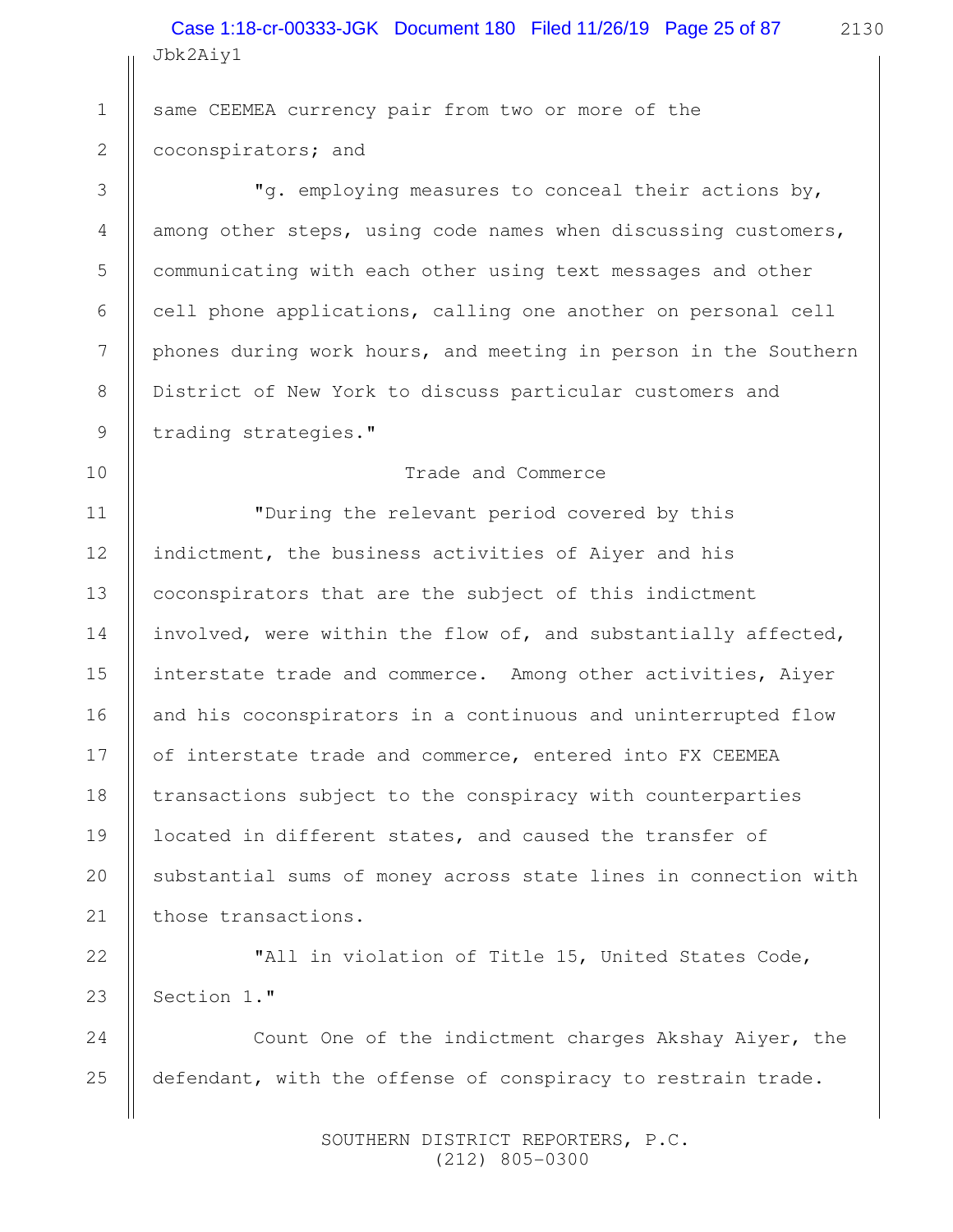same CEEMEA currency pair from two or more of the coconspirators; and

"g. employing measures to conceal their actions by, among other steps, using code names when discussing customers, communicating with each other using text messages and other cell phone applications, calling one another on personal cell phones during work hours, and meeting in person in the Southern District of New York to discuss particular customers and trading strategies."

Trade and Commerce

"During the relevant period covered by this indictment, the business activities of Aiyer and his coconspirators that are the subject of this indictment involved, were within the flow of, and substantially affected, interstate trade and commerce. Among other activities, Aiyer and his coconspirators in a continuous and uninterrupted flow of interstate trade and commerce, entered into FX CEEMEA transactions subject to the conspiracy with counterparties located in different states, and caused the transfer of substantial sums of money across state lines in connection with those transactions.

"All in violation of Title 15, United States Code, Section 1."

Count One of the indictment charges Akshay Aiyer, the defendant, with the offense of conspiracy to restrain trade.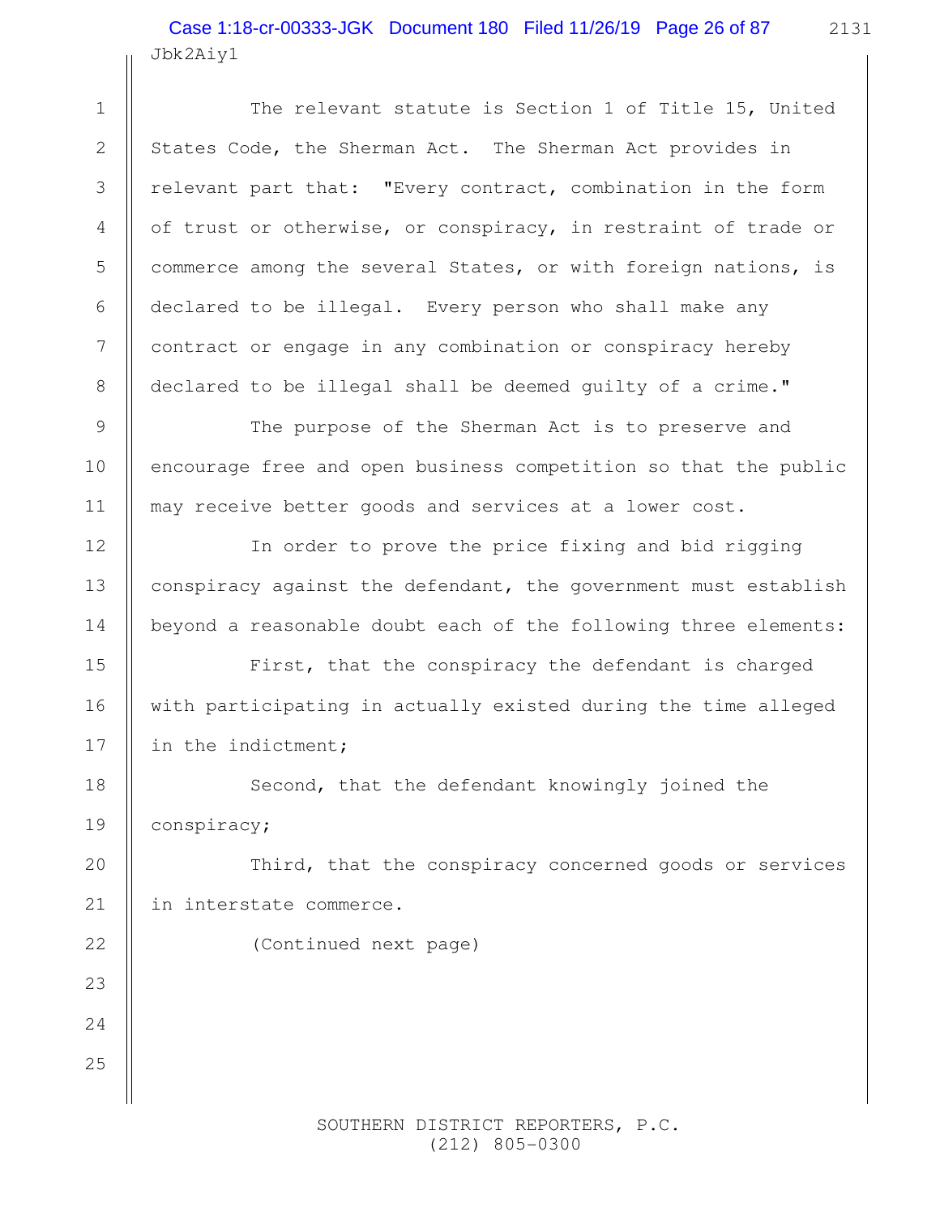The relevant statute is Section 1 of Title 15, United States Code, the Sherman Act. The Sherman Act provides in relevant part that: "Every contract, combination in the form of trust or otherwise, or conspiracy, in restraint of trade or commerce among the several States, or with foreign nations, is declared to be illegal. Every person who shall make any contract or engage in any combination or conspiracy hereby declared to be illegal shall be deemed guilty of a crime."

The purpose of the Sherman Act is to preserve and encourage free and open business competition so that the public may receive better goods and services at a lower cost.

In order to prove the price fixing and bid rigging conspiracy against the defendant, the government must establish beyond a reasonable doubt each of the following three elements:

First, that the conspiracy the defendant is charged with participating in actually existed during the time alleged in the indictment;

Second, that the defendant knowingly joined the conspiracy;

Third, that the conspiracy concerned goods or services in interstate commerce.

(Continued next page)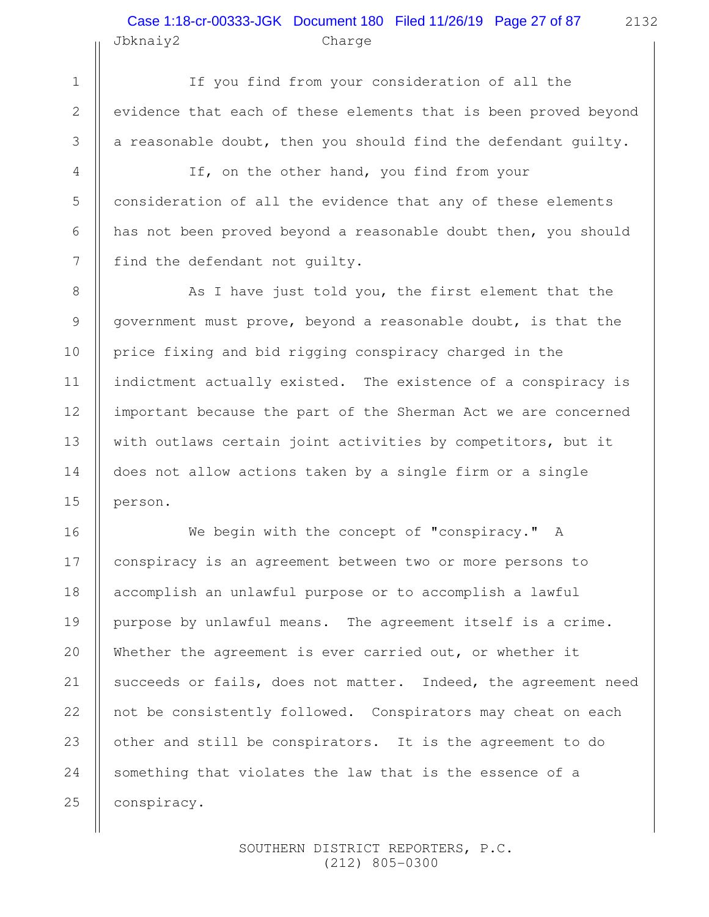If you find from your consideration of all the evidence that each of these elements that is been proved beyond a reasonable doubt, then you should find the defendant guilty.

If, on the other hand, you find from your consideration of all the evidence that any of these elements has not been proved beyond a reasonable doubt then, you should find the defendant not guilty.

As I have just told you, the first element that the government must prove, beyond a reasonable doubt, is that the price fixing and bid rigging conspiracy charged in the indictment actually existed. The existence of a conspiracy is important because the part of the Sherman Act we are concerned with outlaws certain joint activities by competitors, but it does not allow actions taken by a single firm or a single person.

We begin with the concept of "conspiracy." A conspiracy is an agreement between two or more persons to accomplish an unlawful purpose or to accomplish a lawful purpose by unlawful means. The agreement itself is a crime. Whether the agreement is ever carried out, or whether it succeeds or fails, does not matter. Indeed, the agreement need not be consistently followed. Conspirators may cheat on each other and still be conspirators. It is the agreement to do something that violates the law that is the essence of a conspiracy.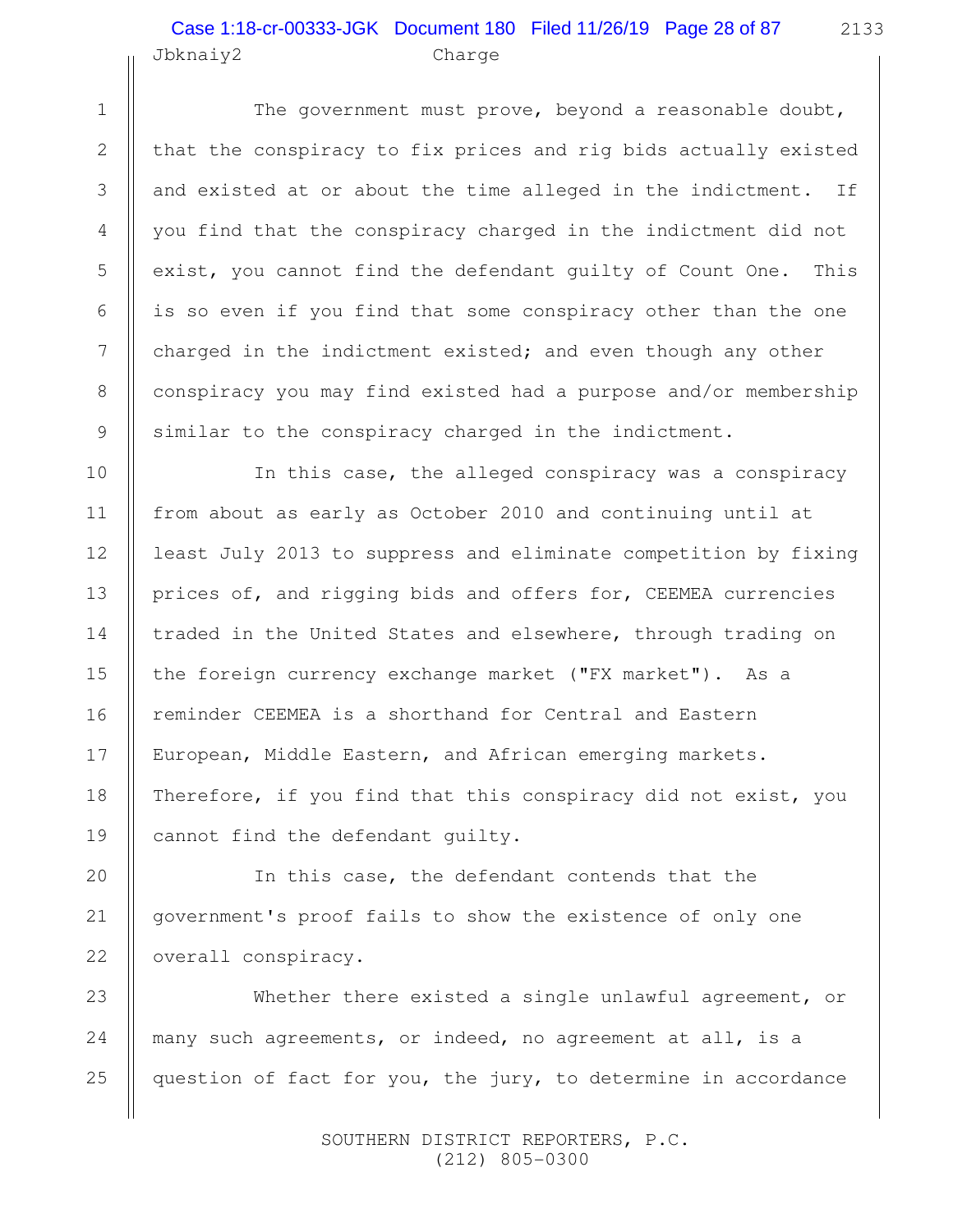The government must prove, beyond a reasonable doubt, that the conspiracy to fix prices and rig bids actually existed and existed at or about the time alleged in the indictment. If you find that the conspiracy charged in the indictment did not exist, you cannot find the defendant guilty of Count One. This is so even if you find that some conspiracy other than the one charged in the indictment existed; and even though any other conspiracy you may find existed had a purpose and/or membership similar to the conspiracy charged in the indictment.

In this case, the alleged conspiracy was a conspiracy from about as early as October 2010 and continuing until at least July 2013 to suppress and eliminate competition by fixing prices of, and rigging bids and offers for, CEEMEA currencies traded in the United States and elsewhere, through trading on the foreign currency exchange market ("FX market"). As a reminder CEEMEA is a shorthand for Central and Eastern European, Middle Eastern, and African emerging markets. Therefore, if you find that this conspiracy did not exist, you cannot find the defendant guilty.

In this case, the defendant contends that the government's proof fails to show the existence of only one overall conspiracy.

Whether there existed a single unlawful agreement, or many such agreements, or indeed, no agreement at all, is a question of fact for you, the jury, to determine in accordance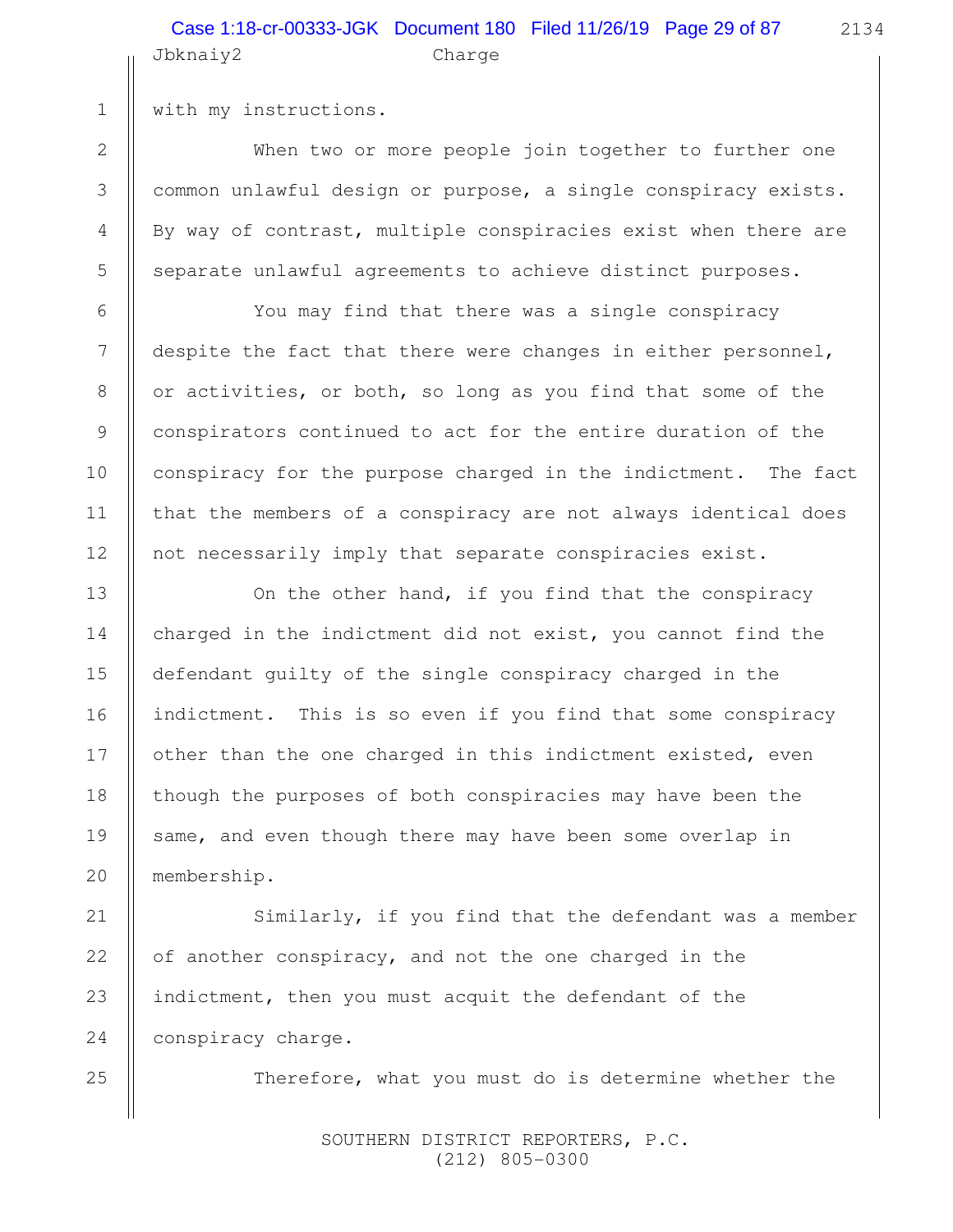with my instructions.

When two or more people join together to further one common unlawful design or purpose, a single conspiracy exists. By way of contrast, multiple conspiracies exist when there are separate unlawful agreements to achieve distinct purposes.

You may find that there was a single conspiracy despite the fact that there were changes in either personnel, or activities, or both, so long as you find that some of the conspirators continued to act for the entire duration of the conspiracy for the purpose charged in the indictment. The fact that the members of a conspiracy are not always identical does not necessarily imply that separate conspiracies exist.

On the other hand, if you find that the conspiracy charged in the indictment did not exist, you cannot find the defendant guilty of the single conspiracy charged in the indictment. This is so even if you find that some conspiracy other than the one charged in this indictment existed, even though the purposes of both conspiracies may have been the same, and even though there may have been some overlap in membership.

Similarly, if you find that the defendant was a member of another conspiracy, and not the one charged in the indictment, then you must acquit the defendant of the conspiracy charge.

Therefore, what you must do is determine whether the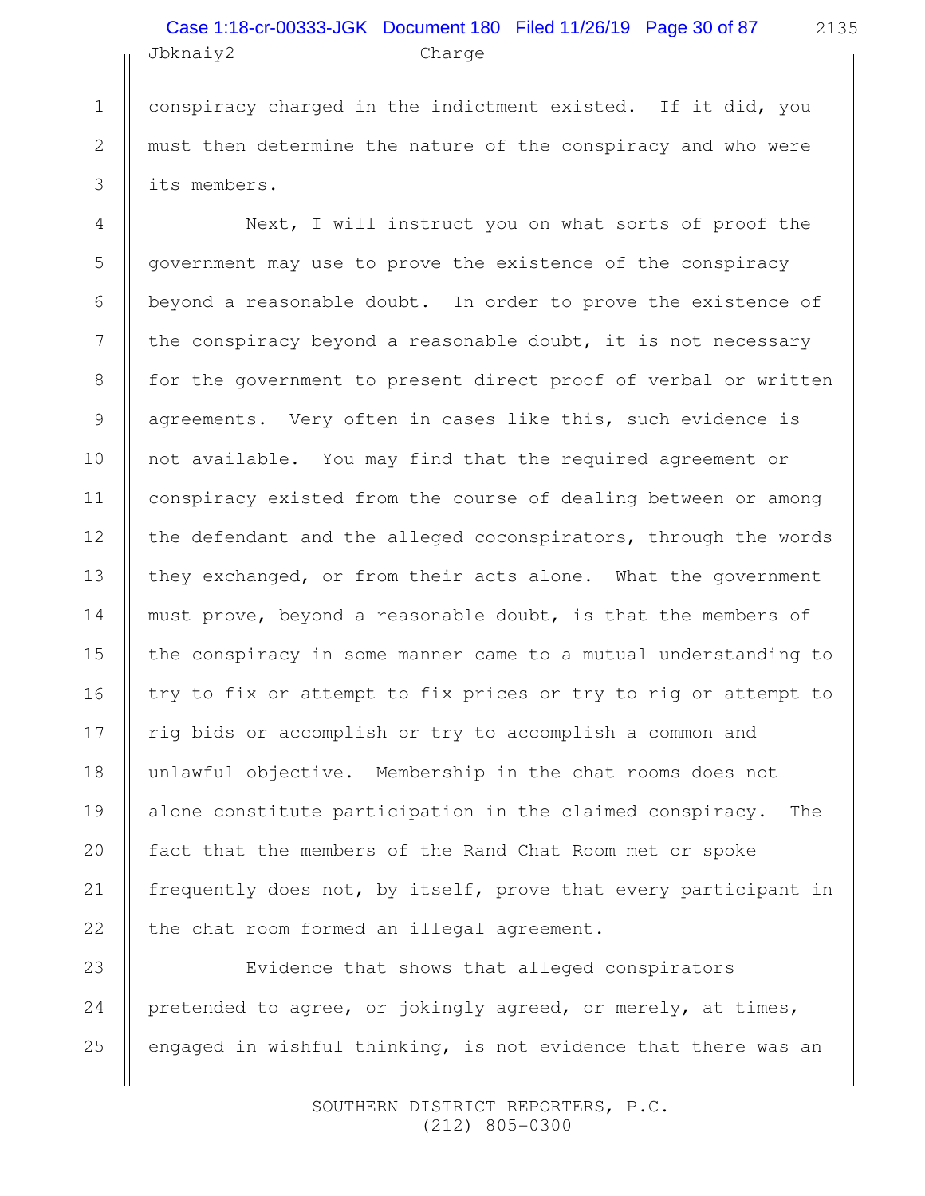conspiracy charged in the indictment existed. If it did, you must then determine the nature of the conspiracy and who were its members.

Next, I will instruct you on what sorts of proof the government may use to prove the existence of the conspiracy beyond a reasonable doubt. In order to prove the existence of the conspiracy beyond a reasonable doubt, it is not necessary for the government to present direct proof of verbal or written agreements. Very often in cases like this, such evidence is not available. You may find that the required agreement or conspiracy existed from the course of dealing between or among the defendant and the alleged coconspirators, through the words they exchanged, or from their acts alone. What the government must prove, beyond a reasonable doubt, is that the members of the conspiracy in some manner came to a mutual understanding to try to fix or attempt to fix prices or try to rig or attempt to rig bids or accomplish or try to accomplish a common and unlawful objective. Membership in the chat rooms does not alone constitute participation in the claimed conspiracy. The fact that the members of the Rand Chat Room met or spoke frequently does not, by itself, prove that every participant in the chat room formed an illegal agreement.

Evidence that shows that alleged conspirators pretended to agree, or jokingly agreed, or merely, at times, engaged in wishful thinking, is not evidence that there was an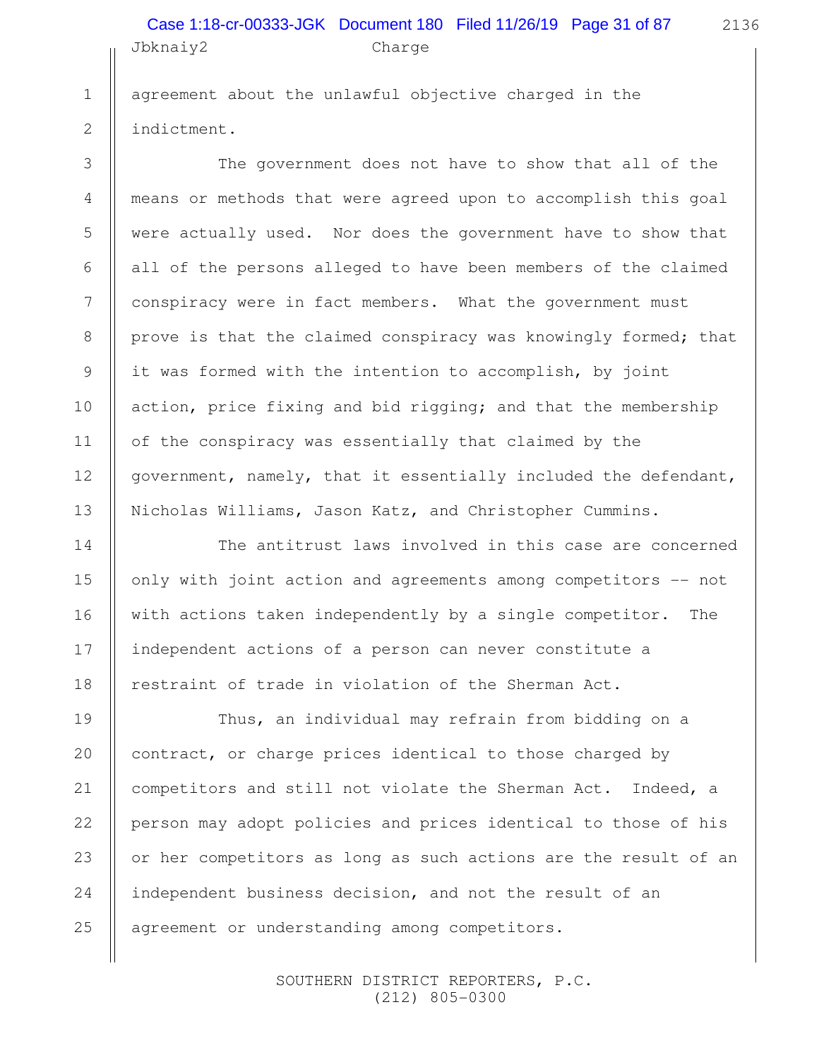agreement about the unlawful objective charged in the indictment.

The government does not have to show that all of the means or methods that were agreed upon to accomplish this goal were actually used. Nor does the government have to show that all of the persons alleged to have been members of the claimed conspiracy were in fact members. What the government must prove is that the claimed conspiracy was knowingly formed; that it was formed with the intention to accomplish, by joint action, price fixing and bid rigging; and that the membership of the conspiracy was essentially that claimed by the government, namely, that it essentially included the defendant, Nicholas Williams, Jason Katz, and Christopher Cummins.

The antitrust laws involved in this case are concerned only with joint action and agreements among competitors -- not with actions taken independently by a single competitor. The independent actions of a person can never constitute a restraint of trade in violation of the Sherman Act.

Thus, an individual may refrain from bidding on a contract, or charge prices identical to those charged by competitors and still not violate the Sherman Act. Indeed, a person may adopt policies and prices identical to those of his or her competitors as long as such actions are the result of an independent business decision, and not the result of an agreement or understanding among competitors.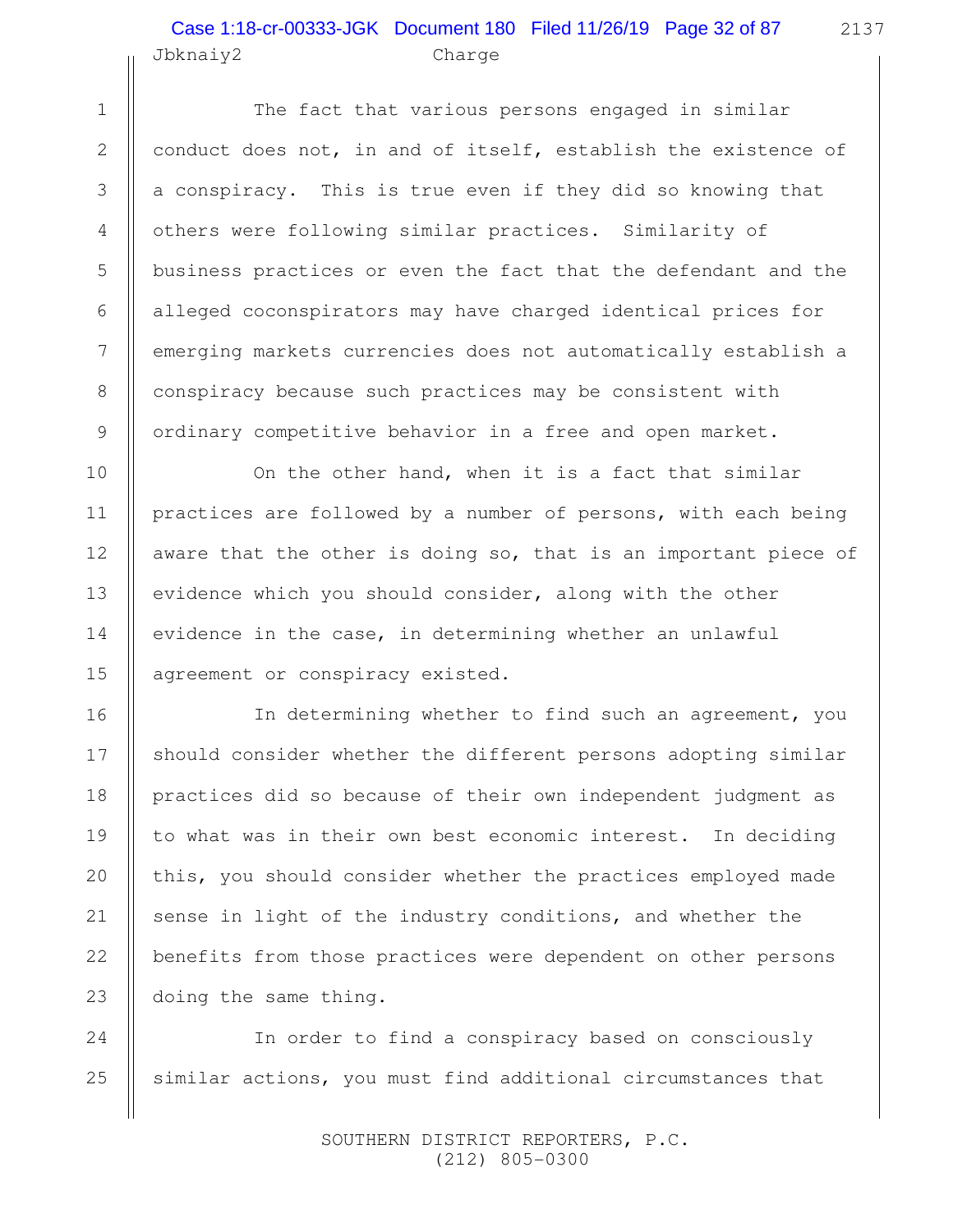The fact that various persons engaged in similar conduct does not, in and of itself, establish the existence of a conspiracy. This is true even if they did so knowing that others were following similar practices. Similarity of business practices or even the fact that the defendant and the alleged coconspirators may have charged identical prices for emerging markets currencies does not automatically establish a conspiracy because such practices may be consistent with ordinary competitive behavior in a free and open market.

On the other hand, when it is a fact that similar practices are followed by a number of persons, with each being aware that the other is doing so, that is an important piece of evidence which you should consider, along with the other evidence in the case, in determining whether an unlawful agreement or conspiracy existed.

In determining whether to find such an agreement, you should consider whether the different persons adopting similar practices did so because of their own independent judgment as to what was in their own best economic interest. In deciding this, you should consider whether the practices employed made sense in light of the industry conditions, and whether the benefits from those practices were dependent on other persons doing the same thing.

In order to find a conspiracy based on consciously similar actions, you must find additional circumstances that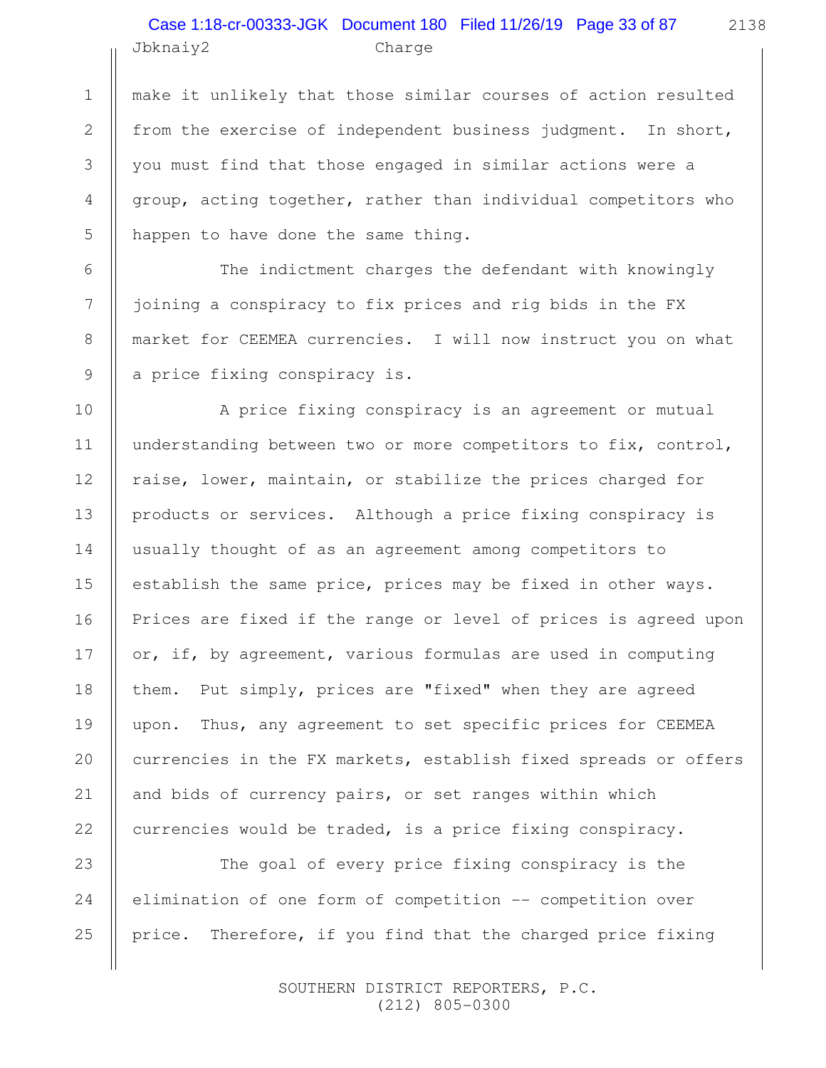make it unlikely that those similar courses of action resulted from the exercise of independent business judgment. In short, you must find that those engaged in similar actions were a group, acting together, rather than individual competitors who happen to have done the same thing.

The indictment charges the defendant with knowingly joining a conspiracy to fix prices and rig bids in the FX market for CEEMEA currencies. I will now instruct you on what a price fixing conspiracy is.

A price fixing conspiracy is an agreement or mutual understanding between two or more competitors to fix, control, raise, lower, maintain, or stabilize the prices charged for products or services. Although a price fixing conspiracy is usually thought of as an agreement among competitors to establish the same price, prices may be fixed in other ways. Prices are fixed if the range or level of prices is agreed upon or, if, by agreement, various formulas are used in computing them. Put simply, prices are "fixed" when they are agreed upon. Thus, any agreement to set specific prices for CEEMEA currencies in the FX markets, establish fixed spreads or offers and bids of currency pairs, or set ranges within which currencies would be traded, is a price fixing conspiracy.

The goal of every price fixing conspiracy is the elimination of one form of competition -- competition over price. Therefore, if you find that the charged price fixing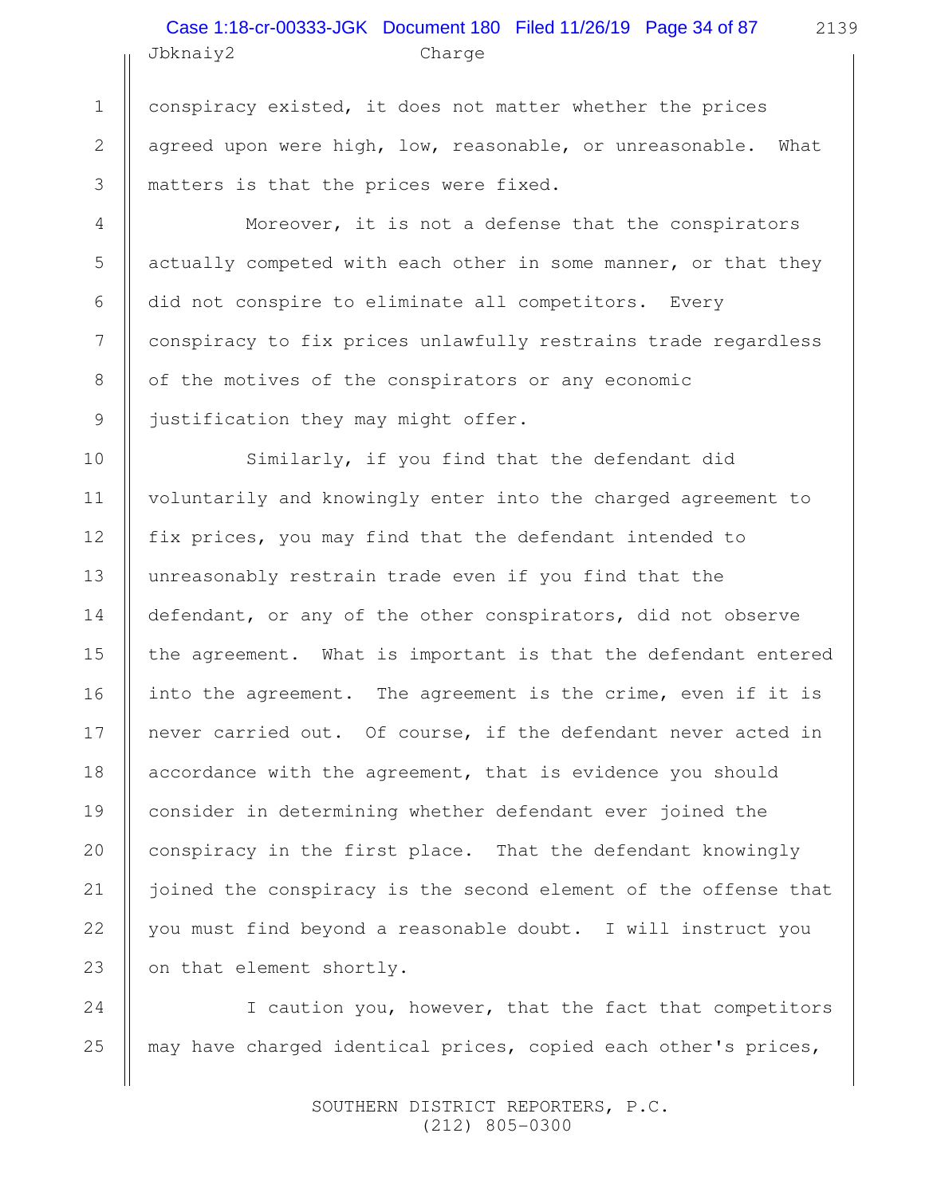conspiracy existed, it does not matter whether the prices agreed upon were high, low, reasonable, or unreasonable. What matters is that the prices were fixed.

Moreover, it is not a defense that the conspirators actually competed with each other in some manner, or that they did not conspire to eliminate all competitors. Every conspiracy to fix prices unlawfully restrains trade regardless of the motives of the conspirators or any economic justification they may might offer.

Similarly, if you find that the defendant did voluntarily and knowingly enter into the charged agreement to fix prices, you may find that the defendant intended to unreasonably restrain trade even if you find that the defendant, or any of the other conspirators, did not observe the agreement. What is important is that the defendant entered into the agreement. The agreement is the crime, even if it is never carried out. Of course, if the defendant never acted in accordance with the agreement, that is evidence you should consider in determining whether defendant ever joined the conspiracy in the first place. That the defendant knowingly joined the conspiracy is the second element of the offense that you must find beyond a reasonable doubt. I will instruct you on that element shortly.

I caution you, however, that the fact that competitors may have charged identical prices, copied each other's prices,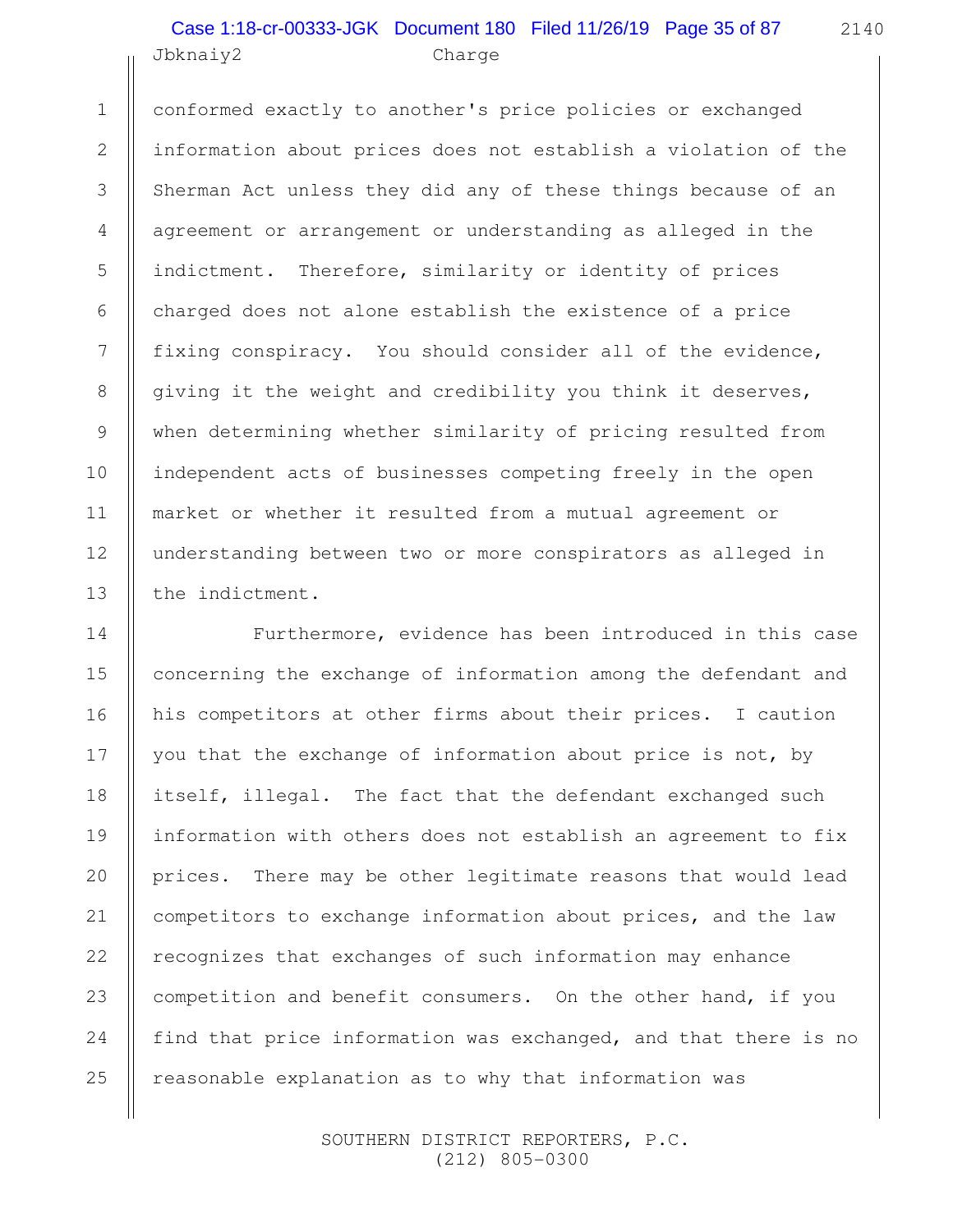conformed exactly to another's price policies or exchanged information about prices does not establish a violation of the Sherman Act unless they did any of these things because of an agreement or arrangement or understanding as alleged in the indictment. Therefore, similarity or identity of prices charged does not alone establish the existence of a price fixing conspiracy. You should consider all of the evidence, giving it the weight and credibility you think it deserves, when determining whether similarity of pricing resulted from independent acts of businesses competing freely in the open market or whether it resulted from a mutual agreement or understanding between two or more conspirators as alleged in the indictment.

Furthermore, evidence has been introduced in this case concerning the exchange of information among the defendant and his competitors at other firms about their prices. I caution you that the exchange of information about price is not, by itself, illegal. The fact that the defendant exchanged such information with others does not establish an agreement to fix prices. There may be other legitimate reasons that would lead competitors to exchange information about prices, and the law recognizes that exchanges of such information may enhance competition and benefit consumers. On the other hand, if you find that price information was exchanged, and that there is no reasonable explanation as to why that information was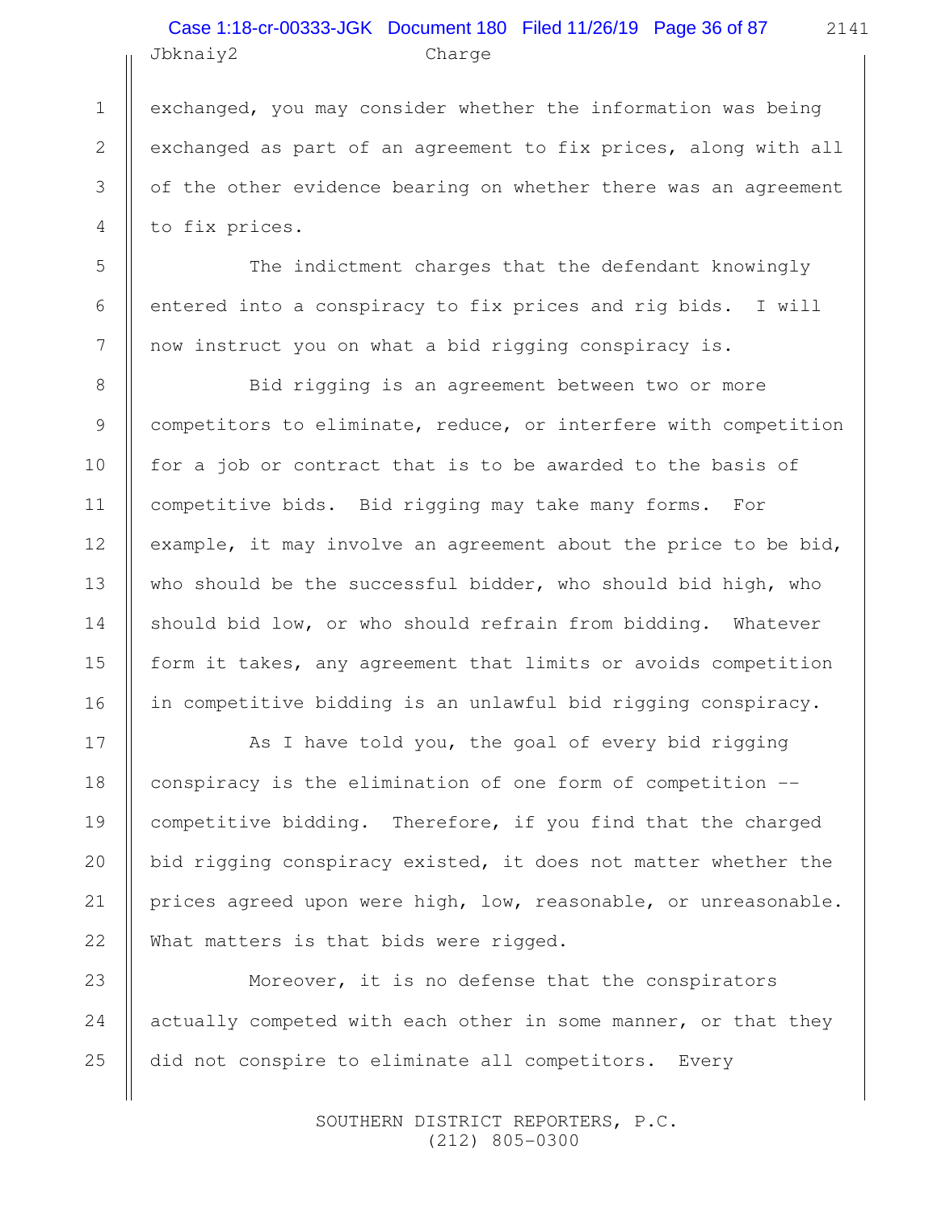exchanged, you may consider whether the information was being exchanged as part of an agreement to fix prices, along with all of the other evidence bearing on whether there was an agreement to fix prices.

The indictment charges that the defendant knowingly entered into a conspiracy to fix prices and rig bids. I will now instruct you on what a bid rigging conspiracy is.

Bid rigging is an agreement between two or more competitors to eliminate, reduce, or interfere with competition for a job or contract that is to be awarded to the basis of competitive bids. Bid rigging may take many forms. For example, it may involve an agreement about the price to be bid, who should be the successful bidder, who should bid high, who should bid low, or who should refrain from bidding. Whatever form it takes, any agreement that limits or avoids competition in competitive bidding is an unlawful bid rigging conspiracy.

As I have told you, the goal of every bid rigging conspiracy is the elimination of one form of competition -- competitive bidding. Therefore, if you find that the charged bid rigging conspiracy existed, it does not matter whether the prices agreed upon were high, low, reasonable, or unreasonable. What matters is that bids were rigged.

Moreover, it is no defense that the conspirators actually competed with each other in some manner, or that they did not conspire to eliminate all competitors. Every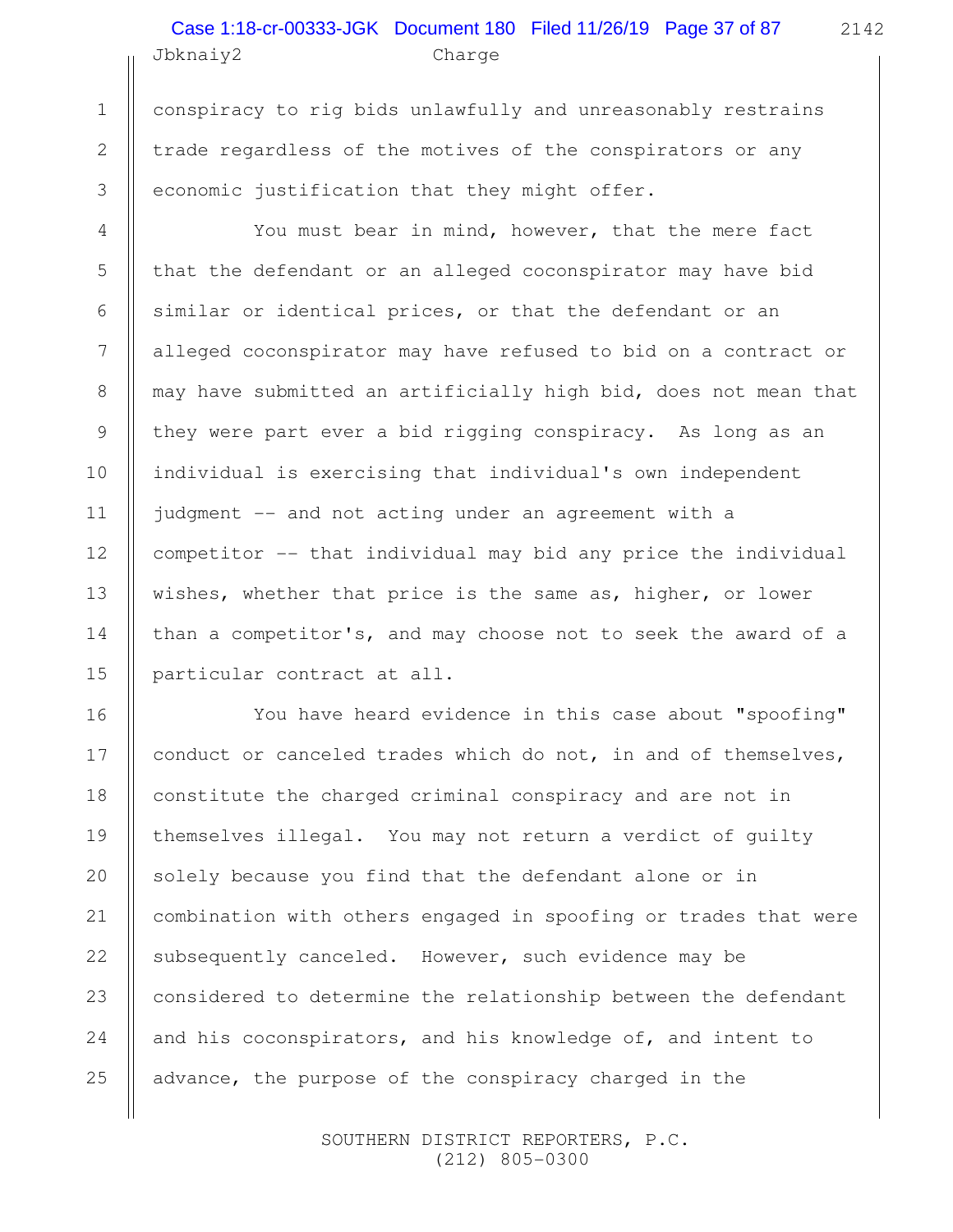conspiracy to rig bids unlawfully and unreasonably restrains trade regardless of the motives of the conspirators or any economic justification that they might offer.

You must bear in mind, however, that the mere fact that the defendant or an alleged coconspirator may have bid similar or identical prices, or that the defendant or an alleged coconspirator may have refused to bid on a contract or may have submitted an artificially high bid, does not mean that they were part ever a bid rigging conspiracy. As long as an individual is exercising that individual's own independent judgment -- and not acting under an agreement with a competitor -- that individual may bid any price the individual wishes, whether that price is the same as, higher, or lower than a competitor's, and may choose not to seek the award of a particular contract at all.

You have heard evidence in this case about "spoofing" conduct or canceled trades which do not, in and of themselves, constitute the charged criminal conspiracy and are not in themselves illegal. You may not return a verdict of guilty solely because you find that the defendant alone or in combination with others engaged in spoofing or trades that were subsequently canceled. However, such evidence may be considered to determine the relationship between the defendant and his coconspirators, and his knowledge of, and intent to advance, the purpose of the conspiracy charged in the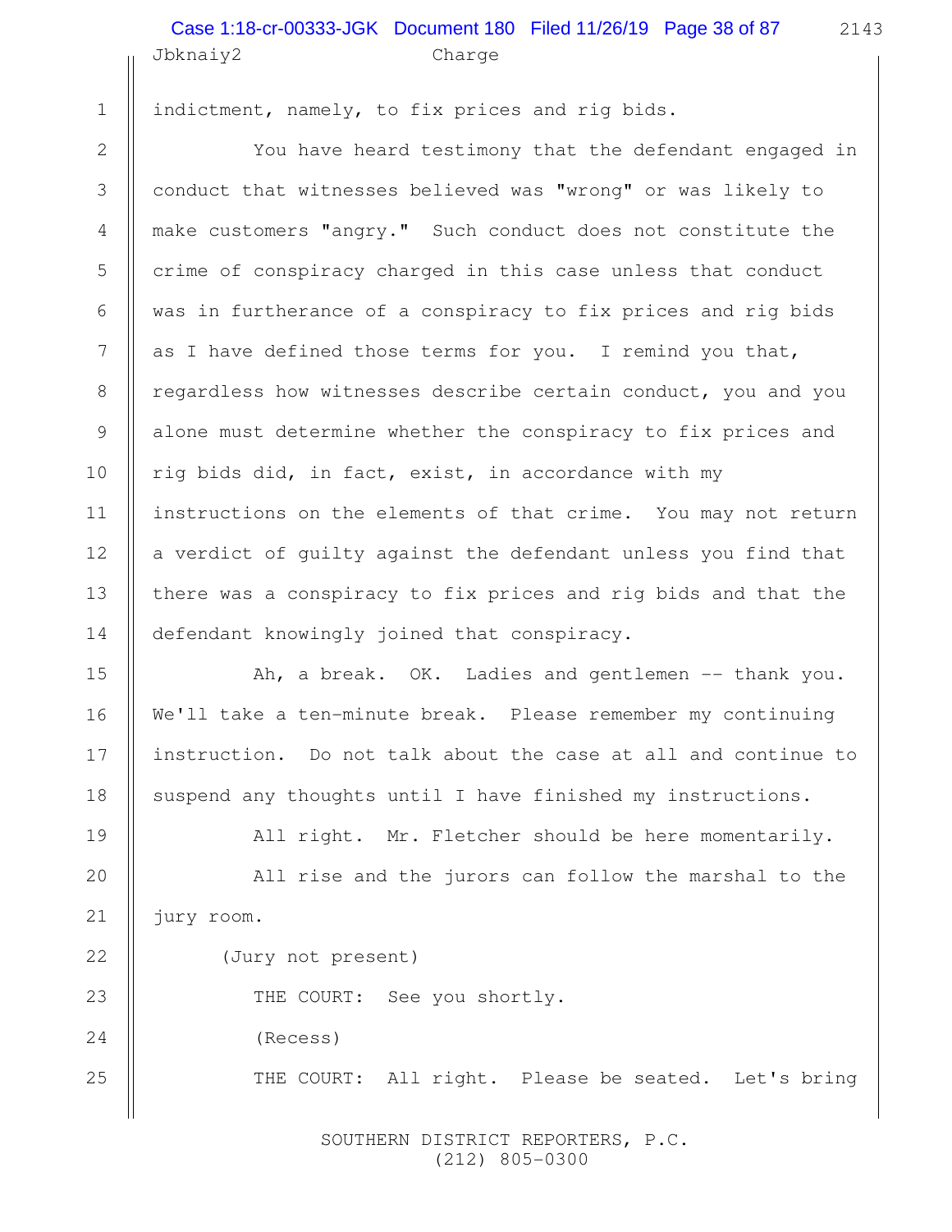indictment, namely, to fix prices and rig bids.

You have heard testimony that the defendant engaged in conduct that witnesses believed was "wrong" or was likely to make customers "angry." Such conduct does not constitute the crime of conspiracy charged in this case unless that conduct was in furtherance of a conspiracy to fix prices and rig bids as I have defined those terms for you. I remind you that, regardless how witnesses describe certain conduct, you and you alone must determine whether the conspiracy to fix prices and rig bids did, in fact, exist, in accordance with my instructions on the elements of that crime. You may not return a verdict of guilty against the defendant unless you find that there was a conspiracy to fix prices and rig bids and that the defendant knowingly joined that conspiracy.

Ah, a break. OK. Ladies and gentlemen -- thank you. We'll take a ten-minute break. Please remember my continuing instruction. Do not talk about the case at all and continue to suspend any thoughts until I have finished my instructions.

All right. Mr. Fletcher should be here momentarily.

All rise and the jurors can follow the marshal to the jury room.

(Jury not present)

THE COURT: See you shortly.

(Recess)

THE COURT: All right. Please be seated. Let's bring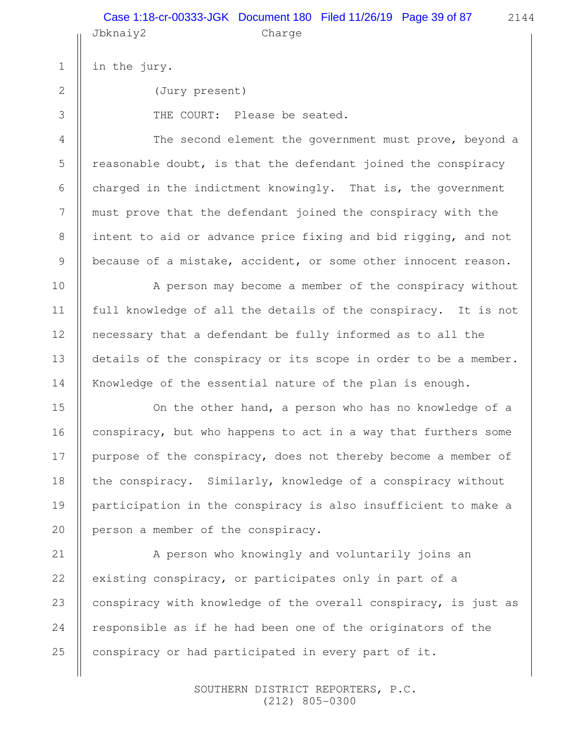in the jury.

(Jury present)

THE COURT: Please be seated.

The second element the government must prove, beyond a reasonable doubt, is that the defendant joined the conspiracy charged in the indictment knowingly. That is, the government must prove that the defendant joined the conspiracy with the intent to aid or advance price fixing and bid rigging, and not because of a mistake, accident, or some other innocent reason.

A person may become a member of the conspiracy without full knowledge of all the details of the conspiracy. It is not necessary that a defendant be fully informed as to all the details of the conspiracy or its scope in order to be a member. Knowledge of the essential nature of the plan is enough.

On the other hand, a person who has no knowledge of a conspiracy, but who happens to act in a way that furthers some purpose of the conspiracy, does not thereby become a member of the conspiracy. Similarly, knowledge of a conspiracy without participation in the conspiracy is also insufficient to make a person a member of the conspiracy.

A person who knowingly and voluntarily joins an existing conspiracy, or participates only in part of a conspiracy with knowledge of the overall conspiracy, is just as responsible as if he had been one of the originators of the conspiracy or had participated in every part of it.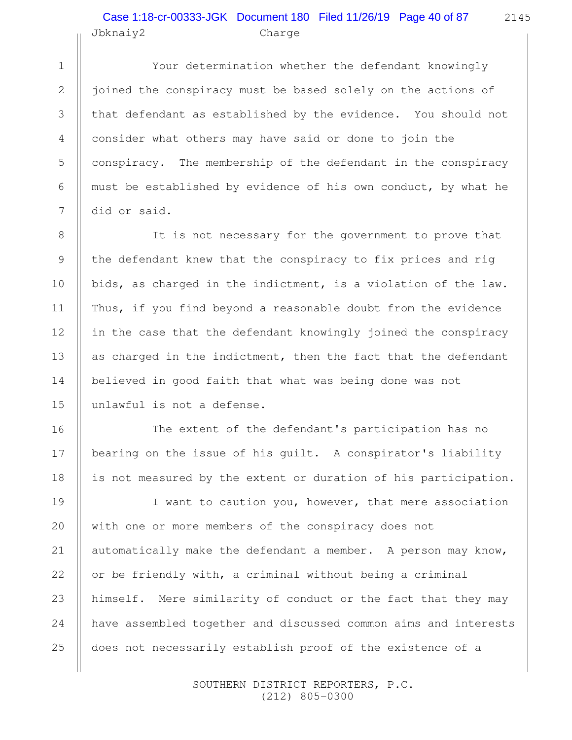Your determination whether the defendant knowingly joined the conspiracy must be based solely on the actions of that defendant as established by the evidence. You should not consider what others may have said or done to join the conspiracy. The membership of the defendant in the conspiracy must be established by evidence of his own conduct, by what he did or said.

It is not necessary for the government to prove that the defendant knew that the conspiracy to fix prices and rig bids, as charged in the indictment, is a violation of the law. Thus, if you find beyond a reasonable doubt from the evidence in the case that the defendant knowingly joined the conspiracy as charged in the indictment, then the fact that the defendant believed in good faith that what was being done was not unlawful is not a defense.

The extent of the defendant's participation has no bearing on the issue of his guilt. A conspirator's liability is not measured by the extent or duration of his participation.

I want to caution you, however, that mere association with one or more members of the conspiracy does not automatically make the defendant a member. A person may know, or be friendly with, a criminal without being a criminal himself. Mere similarity of conduct or the fact that they may have assembled together and discussed common aims and interests does not necessarily establish proof of the existence of a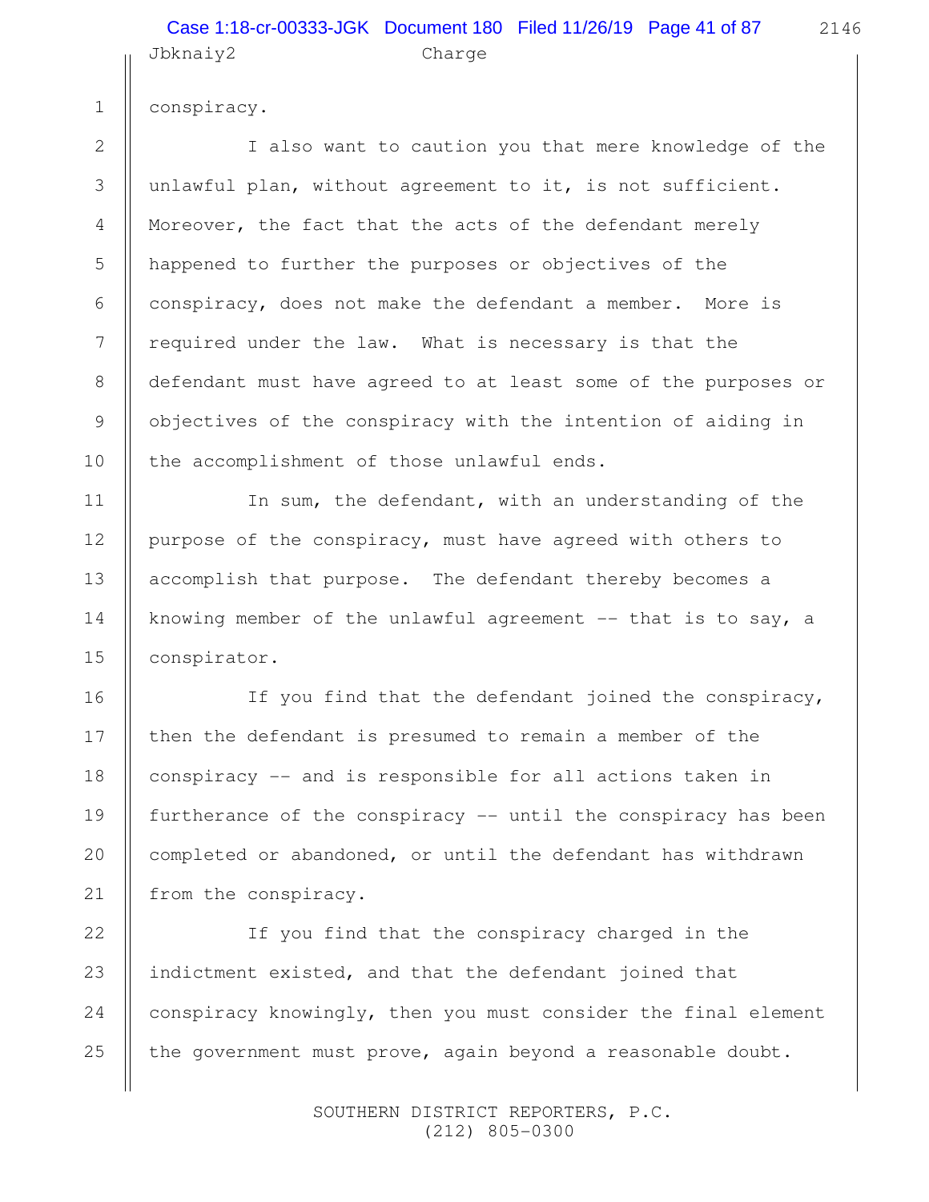conspiracy.

I also want to caution you that mere knowledge of the unlawful plan, without agreement to it, is not sufficient. Moreover, the fact that the acts of the defendant merely happened to further the purposes or objectives of the conspiracy, does not make the defendant a member. More is required under the law. What is necessary is that the defendant must have agreed to at least some of the purposes or objectives of the conspiracy with the intention of aiding in the accomplishment of those unlawful ends.

In sum, the defendant, with an understanding of the purpose of the conspiracy, must have agreed with others to accomplish that purpose. The defendant thereby becomes a knowing member of the unlawful agreement -- that is to say, a conspirator.

If you find that the defendant joined the conspiracy, then the defendant is presumed to remain a member of the conspiracy -- and is responsible for all actions taken in furtherance of the conspiracy -- until the conspiracy has been completed or abandoned, or until the defendant has withdrawn from the conspiracy.

If you find that the conspiracy charged in the indictment existed, and that the defendant joined that conspiracy knowingly, then you must consider the final element the government must prove, again beyond a reasonable doubt.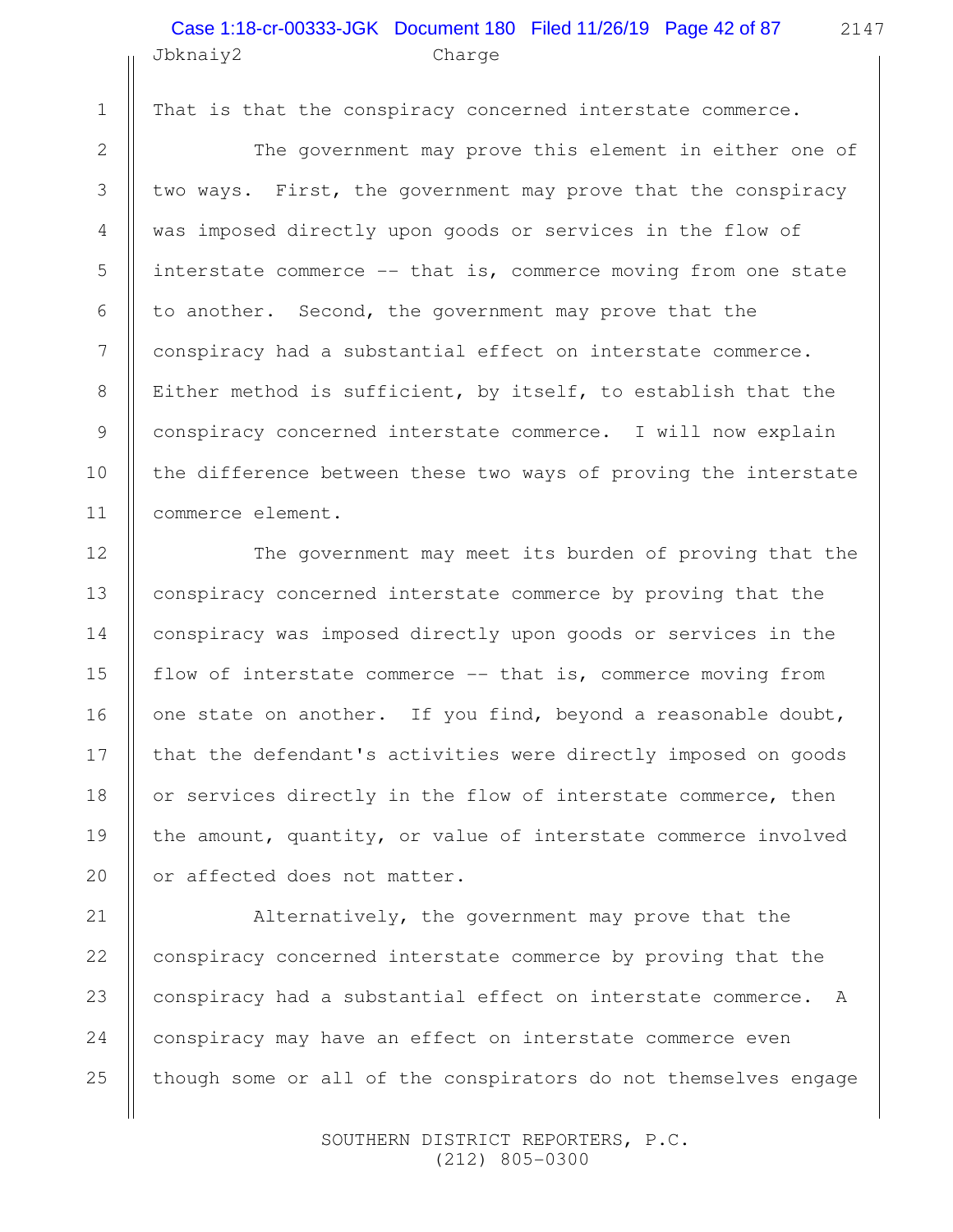That is that the conspiracy concerned interstate commerce.

The government may prove this element in either one of two ways. First, the government may prove that the conspiracy was imposed directly upon goods or services in the flow of interstate commerce -- that is, commerce moving from one state to another. Second, the government may prove that the conspiracy had a substantial effect on interstate commerce. Either method is sufficient, by itself, to establish that the conspiracy concerned interstate commerce. I will now explain the difference between these two ways of proving the interstate commerce element.

The government may meet its burden of proving that the conspiracy concerned interstate commerce by proving that the conspiracy was imposed directly upon goods or services in the flow of interstate commerce -- that is, commerce moving from one state on another. If you find, beyond a reasonable doubt, that the defendant's activities were directly imposed on goods or services directly in the flow of interstate commerce, then the amount, quantity, or value of interstate commerce involved or affected does not matter.

Alternatively, the government may prove that the conspiracy concerned interstate commerce by proving that the conspiracy had a substantial effect on interstate commerce. A conspiracy may have an effect on interstate commerce even though some or all of the conspirators do not themselves engage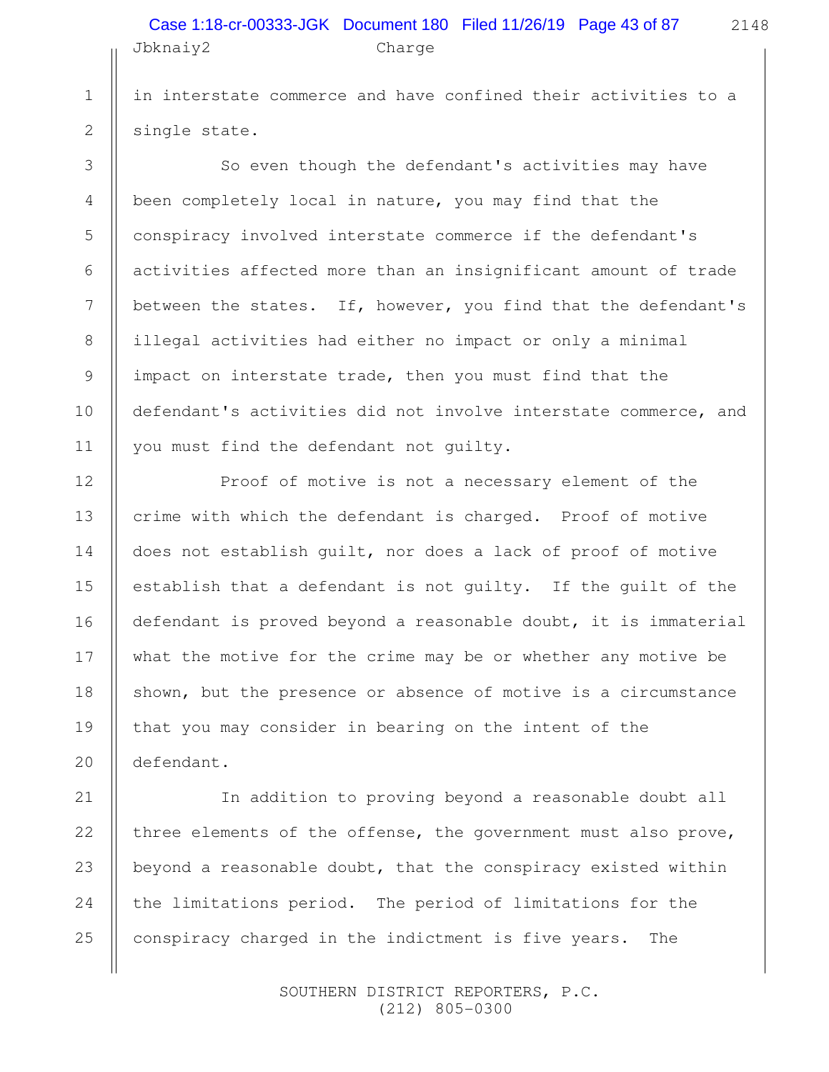in interstate commerce and have confined their activities to a single state.

So even though the defendant's activities may have been completely local in nature, you may find that the conspiracy involved interstate commerce if the defendant's activities affected more than an insignificant amount of trade between the states. If, however, you find that the defendant's illegal activities had either no impact or only a minimal impact on interstate trade, then you must find that the defendant's activities did not involve interstate commerce, and you must find the defendant not guilty.

Proof of motive is not a necessary element of the crime with which the defendant is charged. Proof of motive does not establish guilt, nor does a lack of proof of motive establish that a defendant is not guilty. If the guilt of the defendant is proved beyond a reasonable doubt, it is immaterial what the motive for the crime may be or whether any motive be shown, but the presence or absence of motive is a circumstance that you may consider in bearing on the intent of the defendant.

In addition to proving beyond a reasonable doubt all three elements of the offense, the government must also prove, beyond a reasonable doubt, that the conspiracy existed within the limitations period. The period of limitations for the conspiracy charged in the indictment is five years. The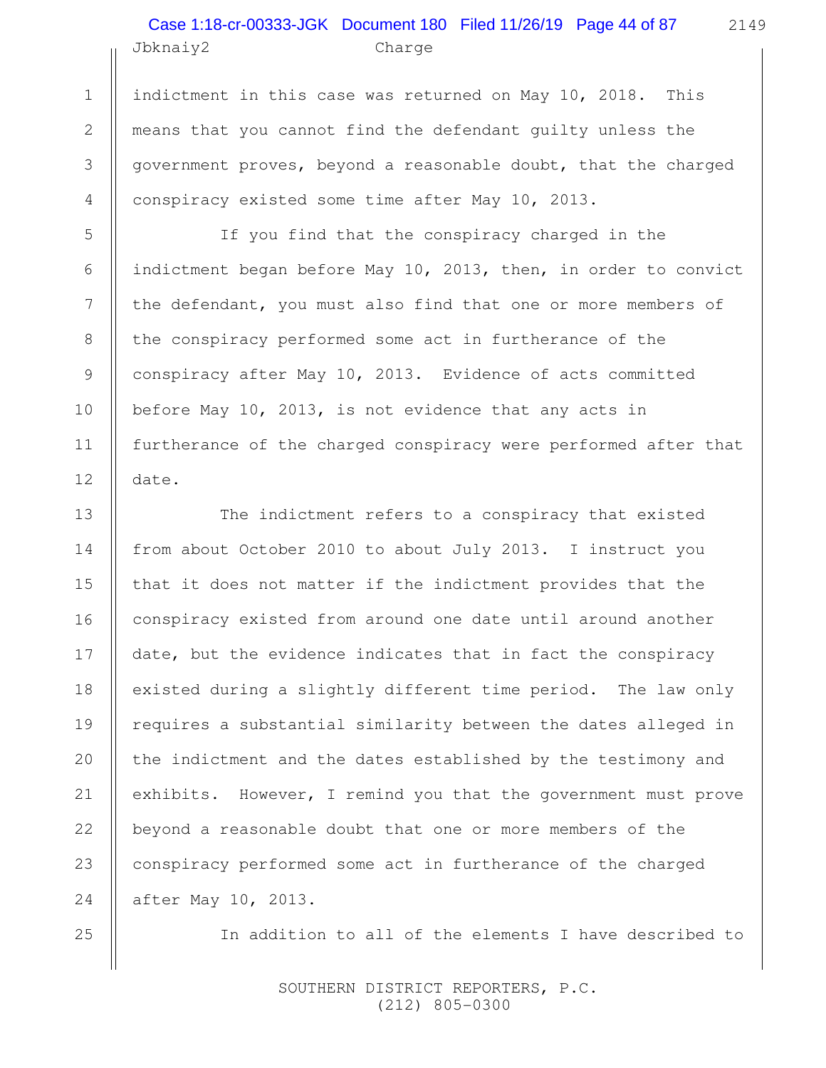indictment in this case was returned on May 10, 2018. This means that you cannot find the defendant guilty unless the government proves, beyond a reasonable doubt, that the charged conspiracy existed some time after May 10, 2013.

If you find that the conspiracy charged in the indictment began before May 10, 2013, then, in order to convict the defendant, you must also find that one or more members of the conspiracy performed some act in furtherance of the conspiracy after May 10, 2013. Evidence of acts committed before May 10, 2013, is not evidence that any acts in furtherance of the charged conspiracy were performed after that date.

The indictment refers to a conspiracy that existed from about October 2010 to about July 2013. I instruct you that it does not matter if the indictment provides that the conspiracy existed from around one date until around another date, but the evidence indicates that in fact the conspiracy existed during a slightly different time period. The law only requires a substantial similarity between the dates alleged in the indictment and the dates established by the testimony and exhibits. However, I remind you that the government must prove beyond a reasonable doubt that one or more members of the conspiracy performed some act in furtherance of the charged after May 10, 2013.

In addition to all of the elements I have described to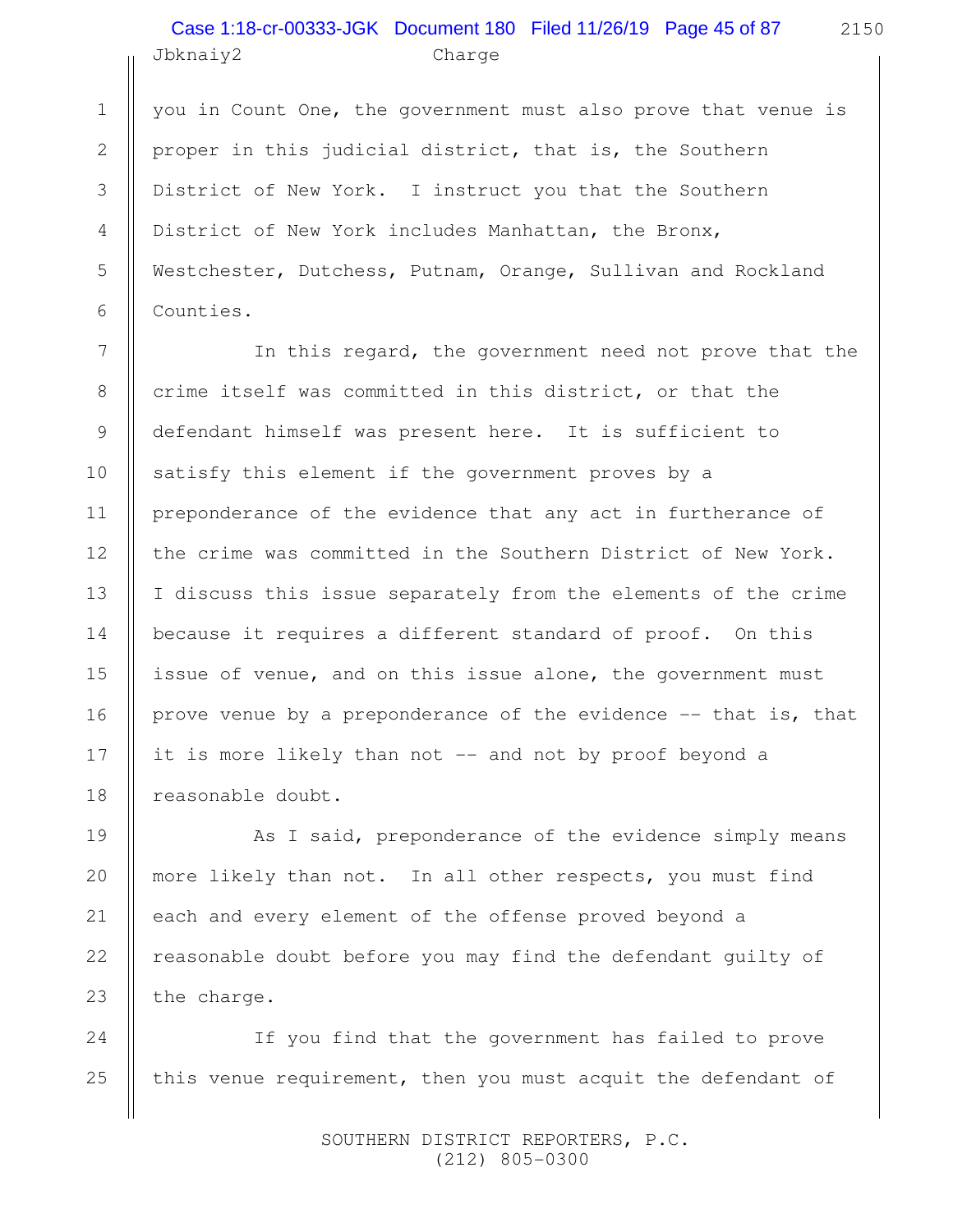you in Count One, the government must also prove that venue is proper in this judicial district, that is, the Southern District of New York. I instruct you that the Southern District of New York includes Manhattan, the Bronx, Westchester, Dutchess, Putnam, Orange, Sullivan and Rockland Counties.

In this regard, the government need not prove that the crime itself was committed in this district, or that the defendant himself was present here. It is sufficient to satisfy this element if the government proves by a preponderance of the evidence that any act in furtherance of the crime was committed in the Southern District of New York. I discuss this issue separately from the elements of the crime because it requires a different standard of proof. On this issue of venue, and on this issue alone, the government must prove venue by a preponderance of the evidence -- that is, that it is more likely than not -- and not by proof beyond a reasonable doubt.

As I said, preponderance of the evidence simply means more likely than not. In all other respects, you must find each and every element of the offense proved beyond a reasonable doubt before you may find the defendant guilty of the charge.

If you find that the government has failed to prove this venue requirement, then you must acquit the defendant of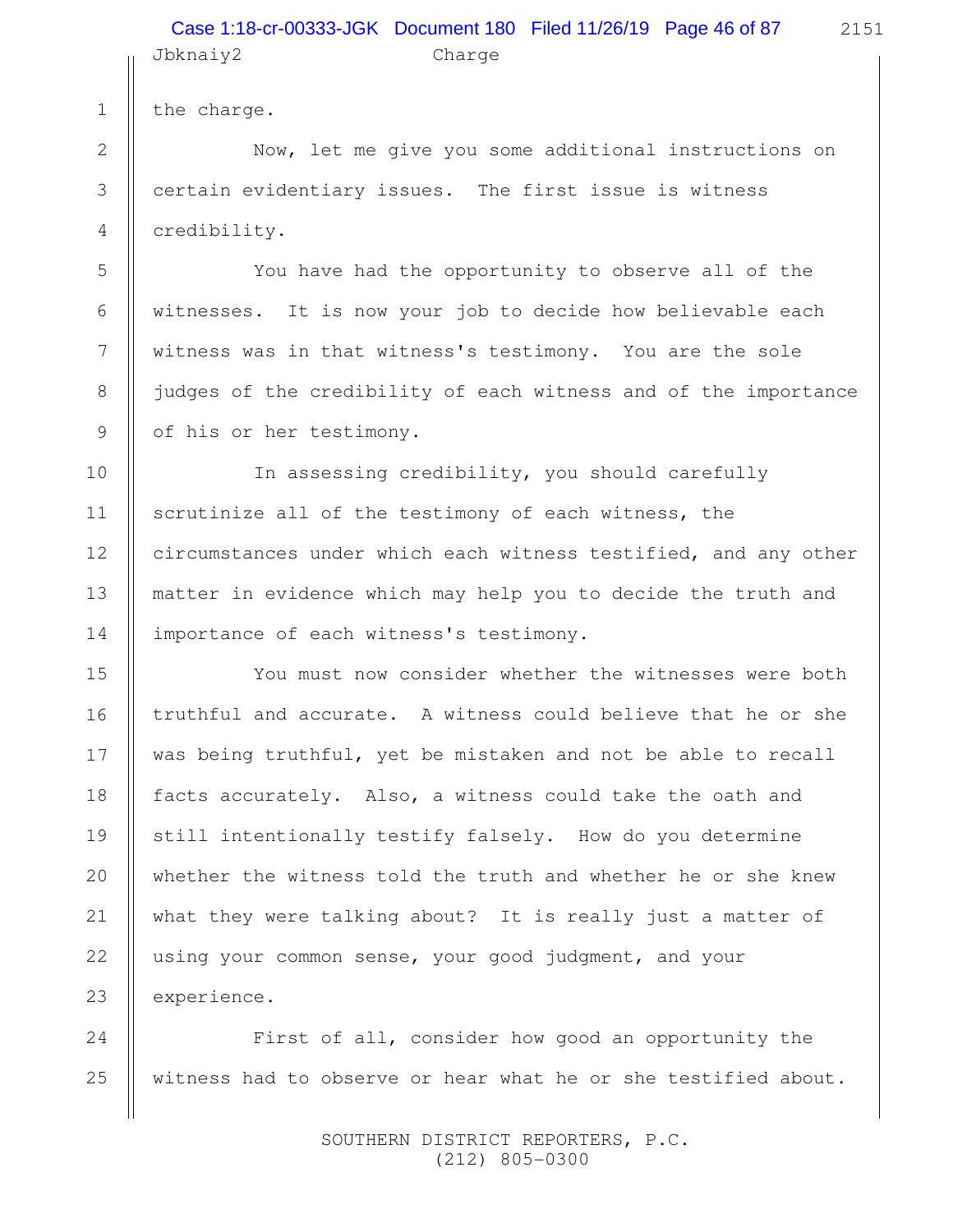the charge.

Now, let me give you some additional instructions on certain evidentiary issues. The first issue is witness credibility.

You have had the opportunity to observe all of the witnesses. It is now your job to decide how believable each witness was in that witness's testimony. You are the sole judges of the credibility of each witness and of the importance of his or her testimony.

In assessing credibility, you should carefully scrutinize all of the testimony of each witness, the circumstances under which each witness testified, and any other matter in evidence which may help you to decide the truth and importance of each witness's testimony.

You must now consider whether the witnesses were both truthful and accurate. A witness could believe that he or she was being truthful, yet be mistaken and not be able to recall facts accurately. Also, a witness could take the oath and still intentionally testify falsely. How do you determine whether the witness told the truth and whether he or she knew what they were talking about? It is really just a matter of using your common sense, your good judgment, and your experience.

First of all, consider how good an opportunity the witness had to observe or hear what he or she testified about.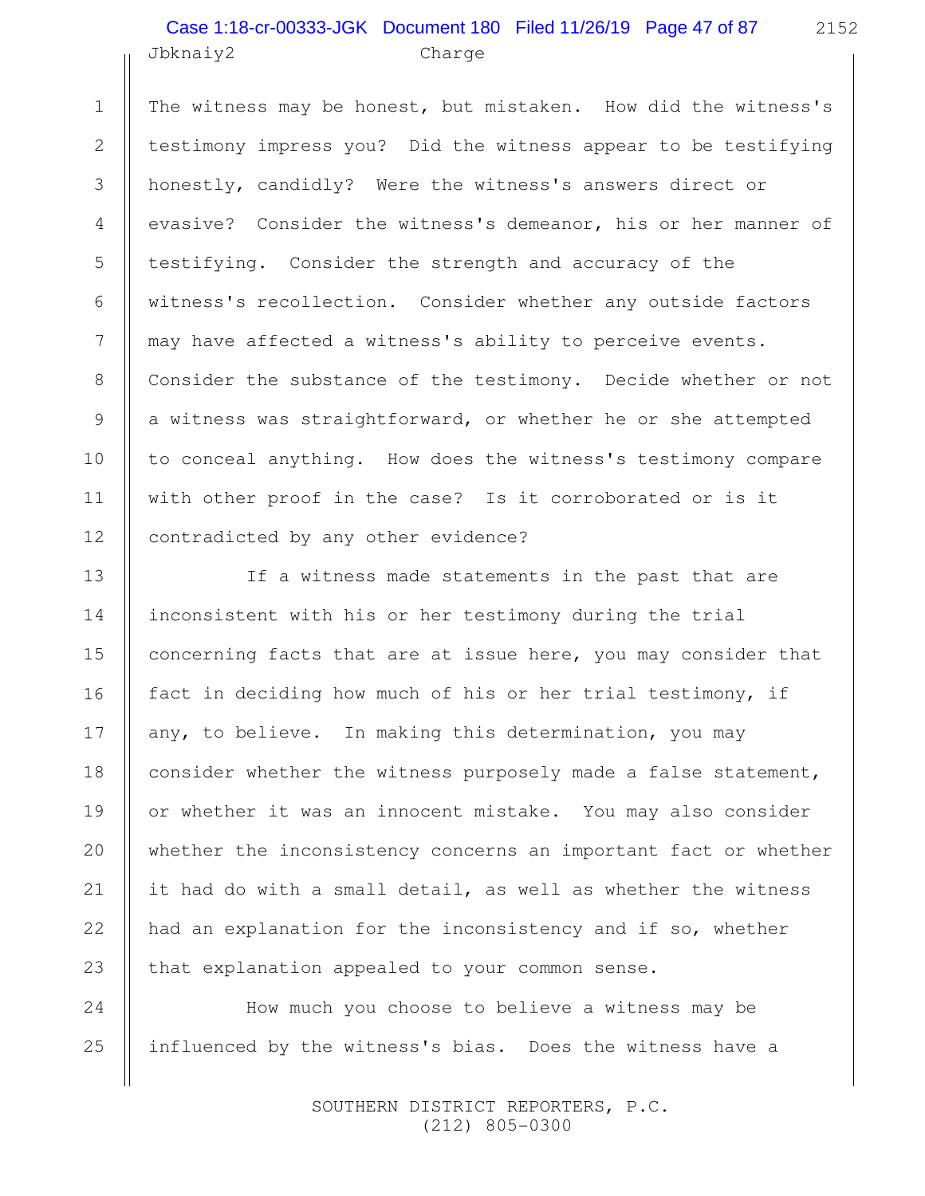The witness may be honest, but mistaken. How did the witness's testimony impress you? Did the witness appear to be testifying honestly, candidly? Were the witness's answers direct or evasive? Consider the witness's demeanor, his or her manner of testifying. Consider the strength and accuracy of the witness's recollection. Consider whether any outside factors may have affected a witness's ability to perceive events. Consider the substance of the testimony. Decide whether or not a witness was straightforward, or whether he or she attempted to conceal anything. How does the witness's testimony compare with other proof in the case? Is it corroborated or is it contradicted by any other evidence?

If a witness made statements in the past that are inconsistent with his or her testimony during the trial concerning facts that are at issue here, you may consider that fact in deciding how much of his or her trial testimony, if any, to believe. In making this determination, you may consider whether the witness purposely made a false statement, or whether it was an innocent mistake. You may also consider whether the inconsistency concerns an important fact or whether it had do with a small detail, as well as whether the witness had an explanation for the inconsistency and if so, whether that explanation appealed to your common sense.

How much you choose to believe a witness may be influenced by the witness's bias. Does the witness have a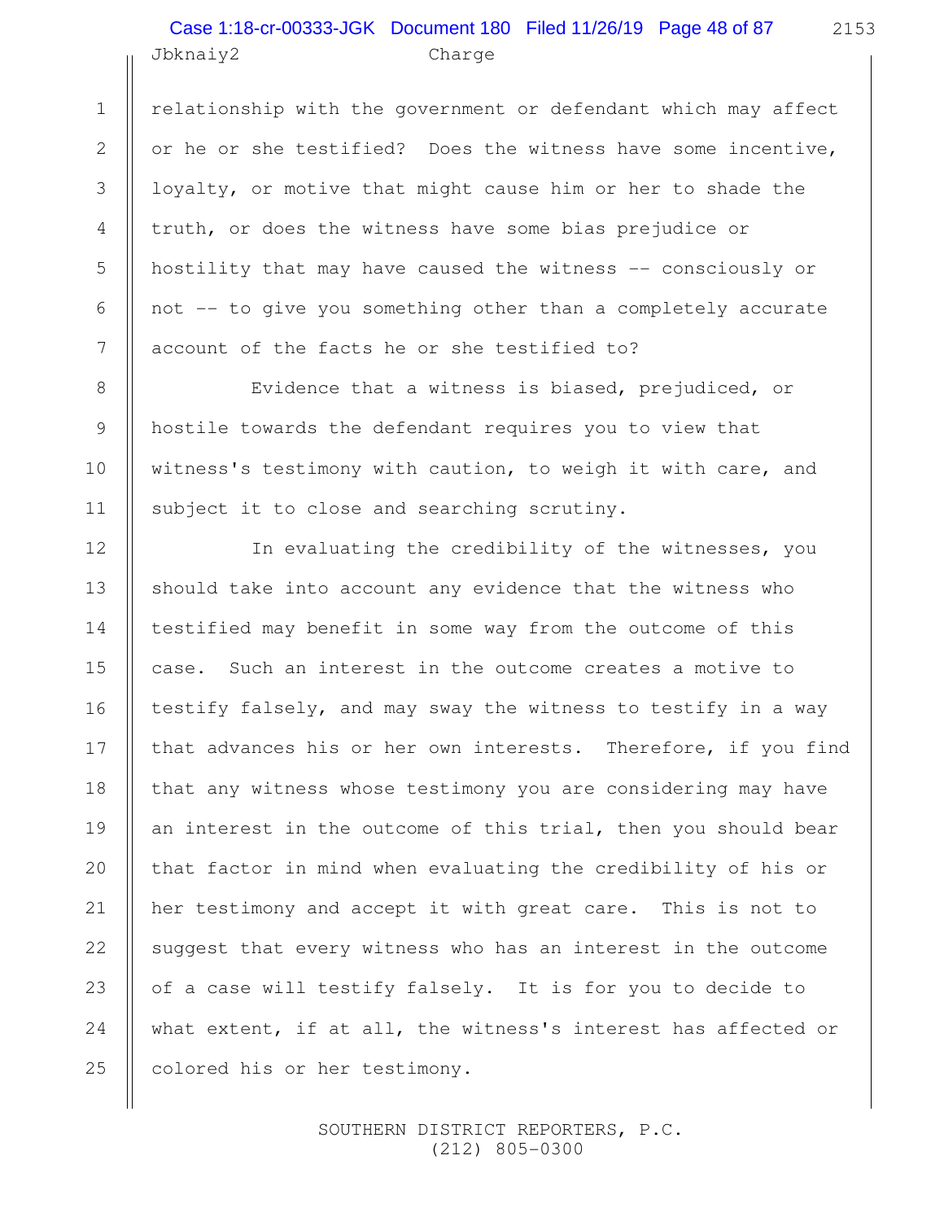relationship with the government or defendant which may affect or he or she testified? Does the witness have some incentive, loyalty, or motive that might cause him or her to shade the truth, or does the witness have some bias prejudice or hostility that may have caused the witness -- consciously or not -- to give you something other than a completely accurate account of the facts he or she testified to?

Evidence that a witness is biased, prejudiced, or hostile towards the defendant requires you to view that witness's testimony with caution, to weigh it with care, and subject it to close and searching scrutiny.

In evaluating the credibility of the witnesses, you should take into account any evidence that the witness who testified may benefit in some way from the outcome of this case. Such an interest in the outcome creates a motive to testify falsely, and may sway the witness to testify in a way that advances his or her own interests. Therefore, if you find that any witness whose testimony you are considering may have an interest in the outcome of this trial, then you should bear that factor in mind when evaluating the credibility of his or her testimony and accept it with great care. This is not to suggest that every witness who has an interest in the outcome of a case will testify falsely. It is for you to decide to what extent, if at all, the witness's interest has affected or colored his or her testimony.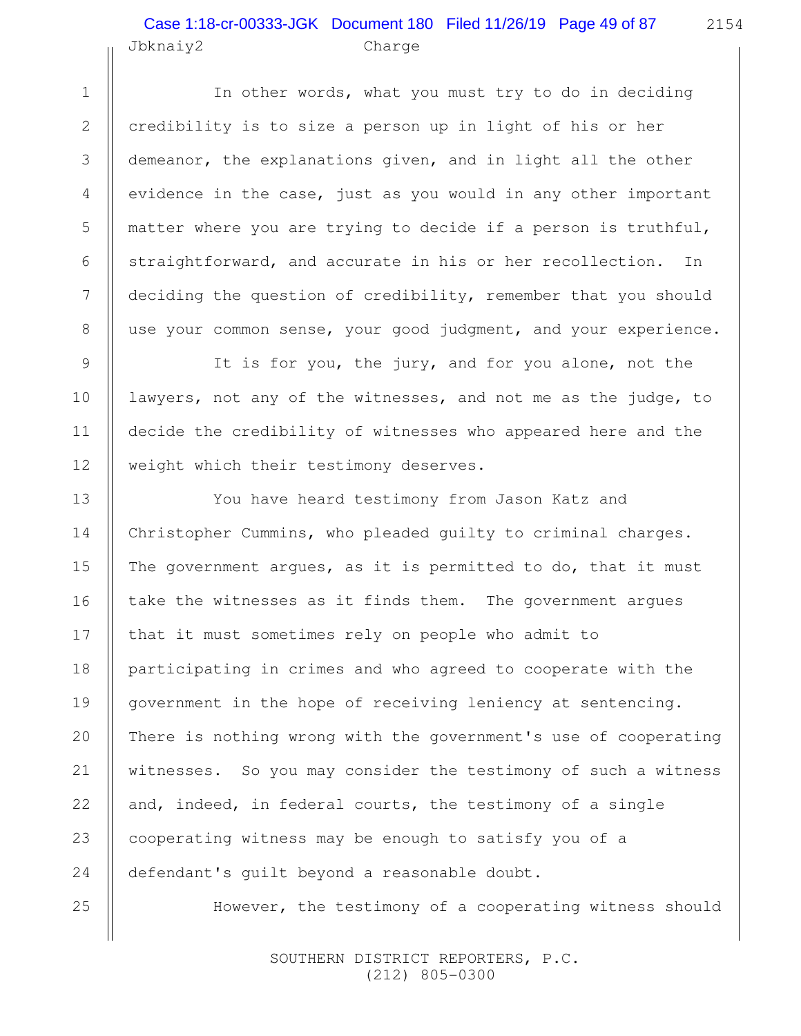In other words, what you must try to do in deciding credibility is to size a person up in light of his or her demeanor, the explanations given, and in light all the other evidence in the case, just as you would in any other important matter where you are trying to decide if a person is truthful, straightforward, and accurate in his or her recollection. In deciding the question of credibility, remember that you should use your common sense, your good judgment, and your experience.

It is for you, the jury, and for you alone, not the lawyers, not any of the witnesses, and not me as the judge, to decide the credibility of witnesses who appeared here and the weight which their testimony deserves.

You have heard testimony from Jason Katz and Christopher Cummins, who pleaded guilty to criminal charges. The government argues, as it is permitted to do, that it must take the witnesses as it finds them. The government argues that it must sometimes rely on people who admit to participating in crimes and who agreed to cooperate with the government in the hope of receiving leniency at sentencing. There is nothing wrong with the government's use of cooperating witnesses. So you may consider the testimony of such a witness and, indeed, in federal courts, the testimony of a single cooperating witness may be enough to satisfy you of a defendant's guilt beyond a reasonable doubt.

However, the testimony of a cooperating witness should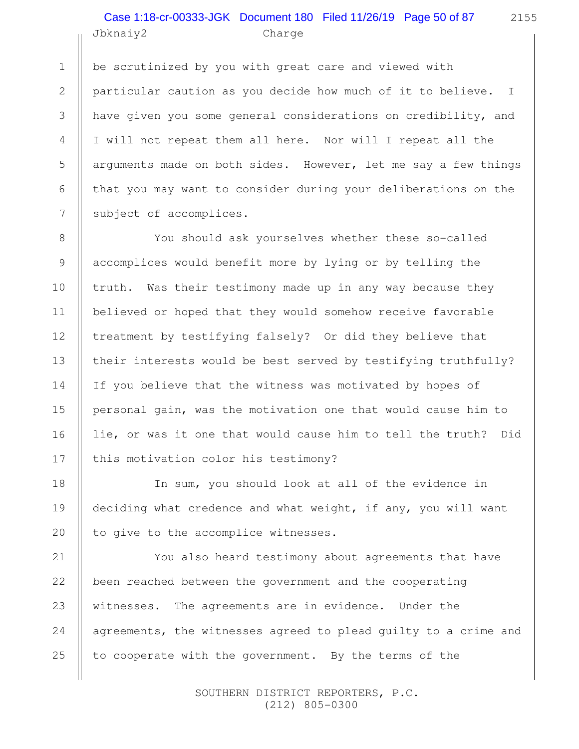be scrutinized by you with great care and viewed with particular caution as you decide how much of it to believe. I have given you some general considerations on credibility, and I will not repeat them all here. Nor will I repeat all the arguments made on both sides. However, let me say a few things that you may want to consider during your deliberations on the subject of accomplices.

You should ask yourselves whether these so-called accomplices would benefit more by lying or by telling the truth. Was their testimony made up in any way because they believed or hoped that they would somehow receive favorable treatment by testifying falsely? Or did they believe that their interests would be best served by testifying truthfully? If you believe that the witness was motivated by hopes of personal gain, was the motivation one that would cause him to lie, or was it one that would cause him to tell the truth? Did this motivation color his testimony?

In sum, you should look at all of the evidence in deciding what credence and what weight, if any, you will want to give to the accomplice witnesses.

You also heard testimony about agreements that have been reached between the government and the cooperating witnesses. The agreements are in evidence. Under the agreements, the witnesses agreed to plead guilty to a crime and to cooperate with the government. By the terms of the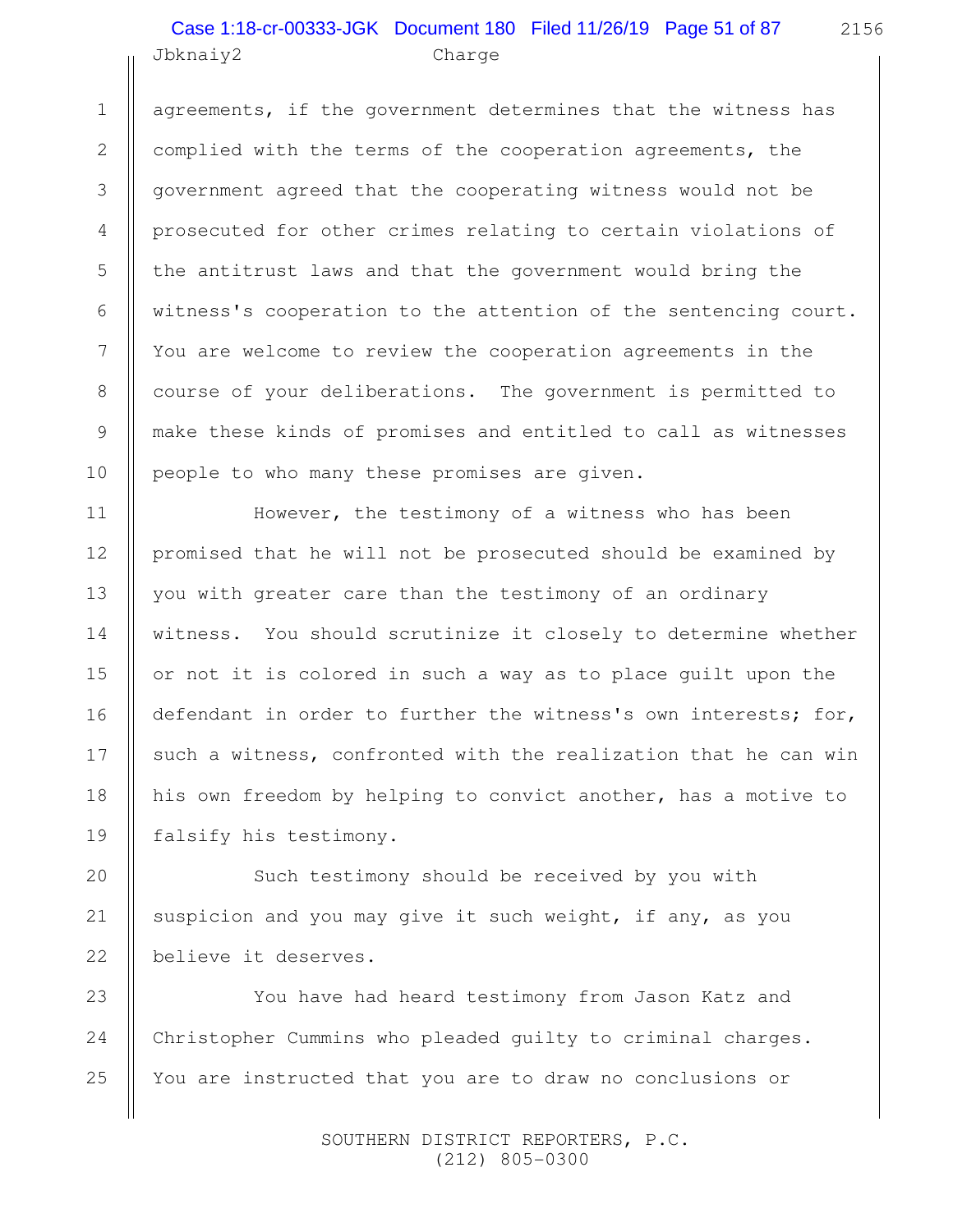agreements, if the government determines that the witness has complied with the terms of the cooperation agreements, the government agreed that the cooperating witness would not be prosecuted for other crimes relating to certain violations of the antitrust laws and that the government would bring the witness's cooperation to the attention of the sentencing court. You are welcome to review the cooperation agreements in the course of your deliberations. The government is permitted to make these kinds of promises and entitled to call as witnesses people to who many these promises are given.

However, the testimony of a witness who has been promised that he will not be prosecuted should be examined by you with greater care than the testimony of an ordinary witness. You should scrutinize it closely to determine whether or not it is colored in such a way as to place guilt upon the defendant in order to further the witness's own interests; for, such a witness, confronted with the realization that he can win his own freedom by helping to convict another, has a motive to falsify his testimony.

Such testimony should be received by you with suspicion and you may give it such weight, if any, as you believe it deserves.

You have had heard testimony from Jason Katz and Christopher Cummins who pleaded guilty to criminal charges. You are instructed that you are to draw no conclusions or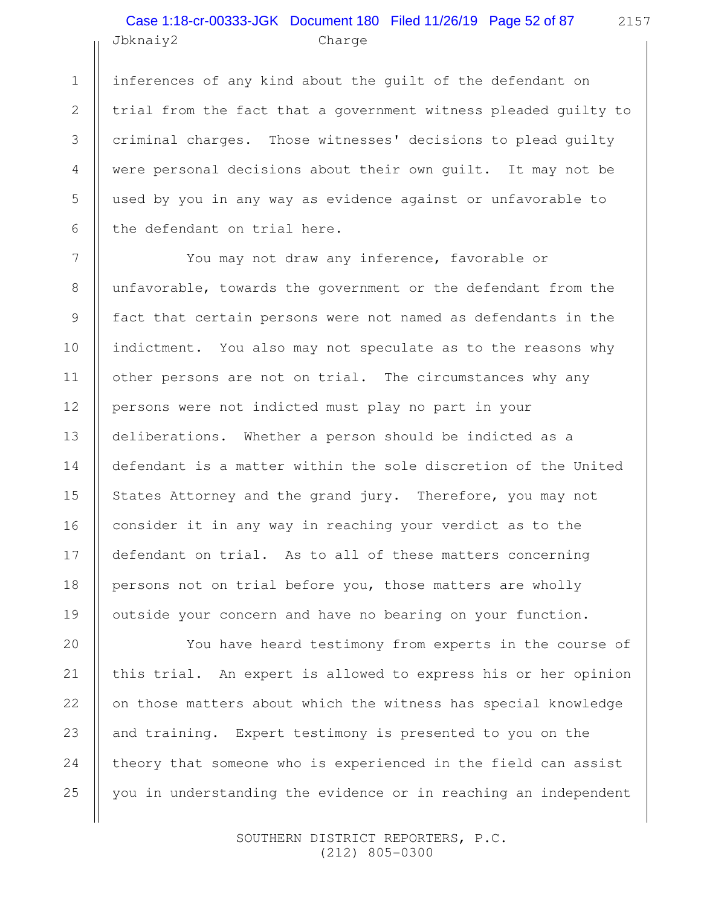inferences of any kind about the guilt of the defendant on trial from the fact that a government witness pleaded guilty to criminal charges. Those witnesses' decisions to plead guilty were personal decisions about their own guilt. It may not be used by you in any way as evidence against or unfavorable to the defendant on trial here.

You may not draw any inference, favorable or unfavorable, towards the government or the defendant from the fact that certain persons were not named as defendants in the indictment. You also may not speculate as to the reasons why other persons are not on trial. The circumstances why any persons were not indicted must play no part in your deliberations. Whether a person should be indicted as a defendant is a matter within the sole discretion of the United States Attorney and the grand jury. Therefore, you may not consider it in any way in reaching your verdict as to the defendant on trial. As to all of these matters concerning persons not on trial before you, those matters are wholly outside your concern and have no bearing on your function.

You have heard testimony from experts in the course of this trial. An expert is allowed to express his or her opinion on those matters about which the witness has special knowledge and training. Expert testimony is presented to you on the theory that someone who is experienced in the field can assist you in understanding the evidence or in reaching an independent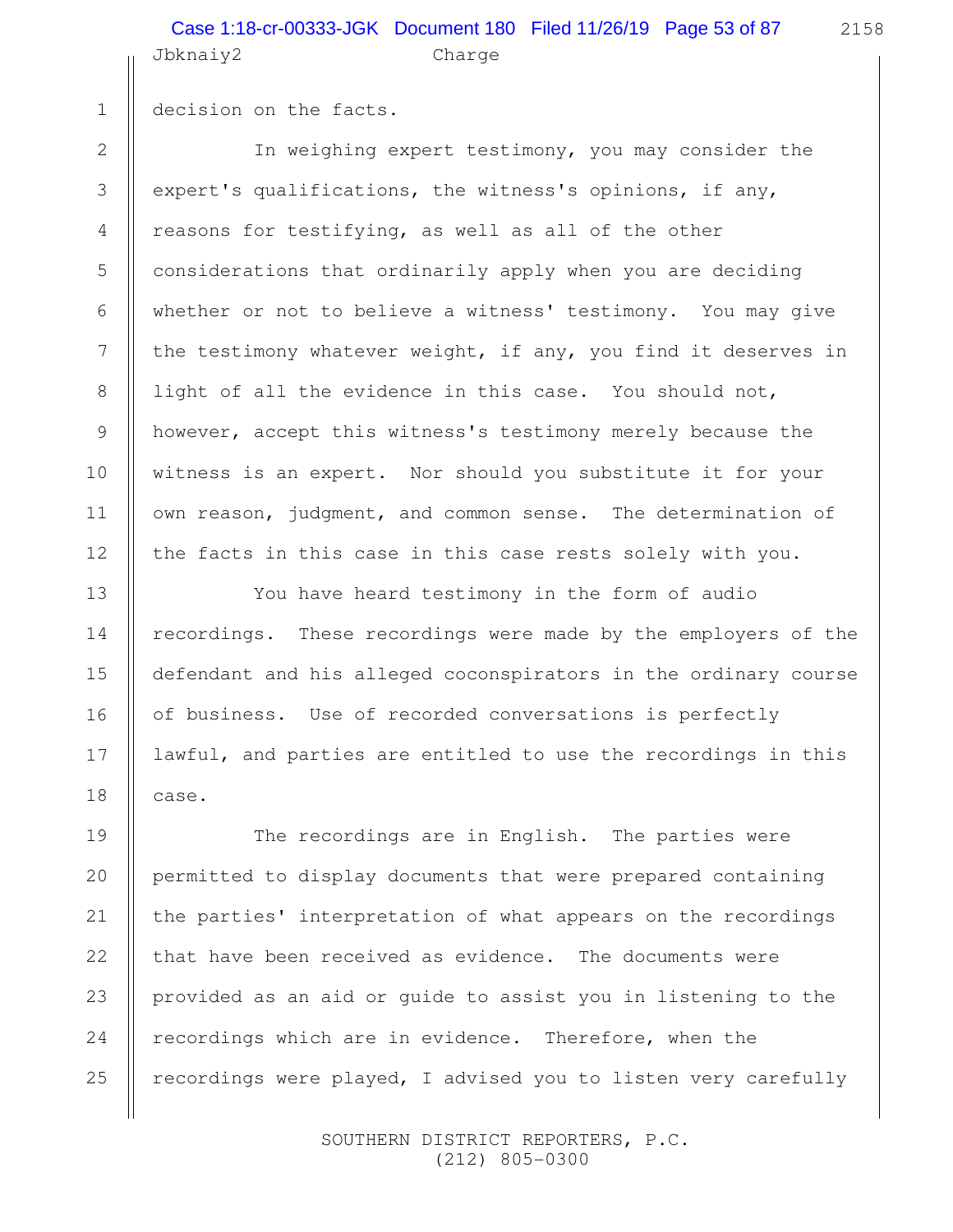decision on the facts.

In weighing expert testimony, you may consider the expert's qualifications, the witness's opinions, if any, reasons for testifying, as well as all of the other considerations that ordinarily apply when you are deciding whether or not to believe a witness' testimony. You may give the testimony whatever weight, if any, you find it deserves in light of all the evidence in this case. You should not, however, accept this witness's testimony merely because the witness is an expert. Nor should you substitute it for your own reason, judgment, and common sense. The determination of the facts in this case in this case rests solely with you.

You have heard testimony in the form of audio recordings. These recordings were made by the employers of the defendant and his alleged coconspirators in the ordinary course of business. Use of recorded conversations is perfectly lawful, and parties are entitled to use the recordings in this case.

The recordings are in English. The parties were permitted to display documents that were prepared containing the parties' interpretation of what appears on the recordings that have been received as evidence. The documents were provided as an aid or guide to assist you in listening to the recordings which are in evidence. Therefore, when the recordings were played, I advised you to listen very carefully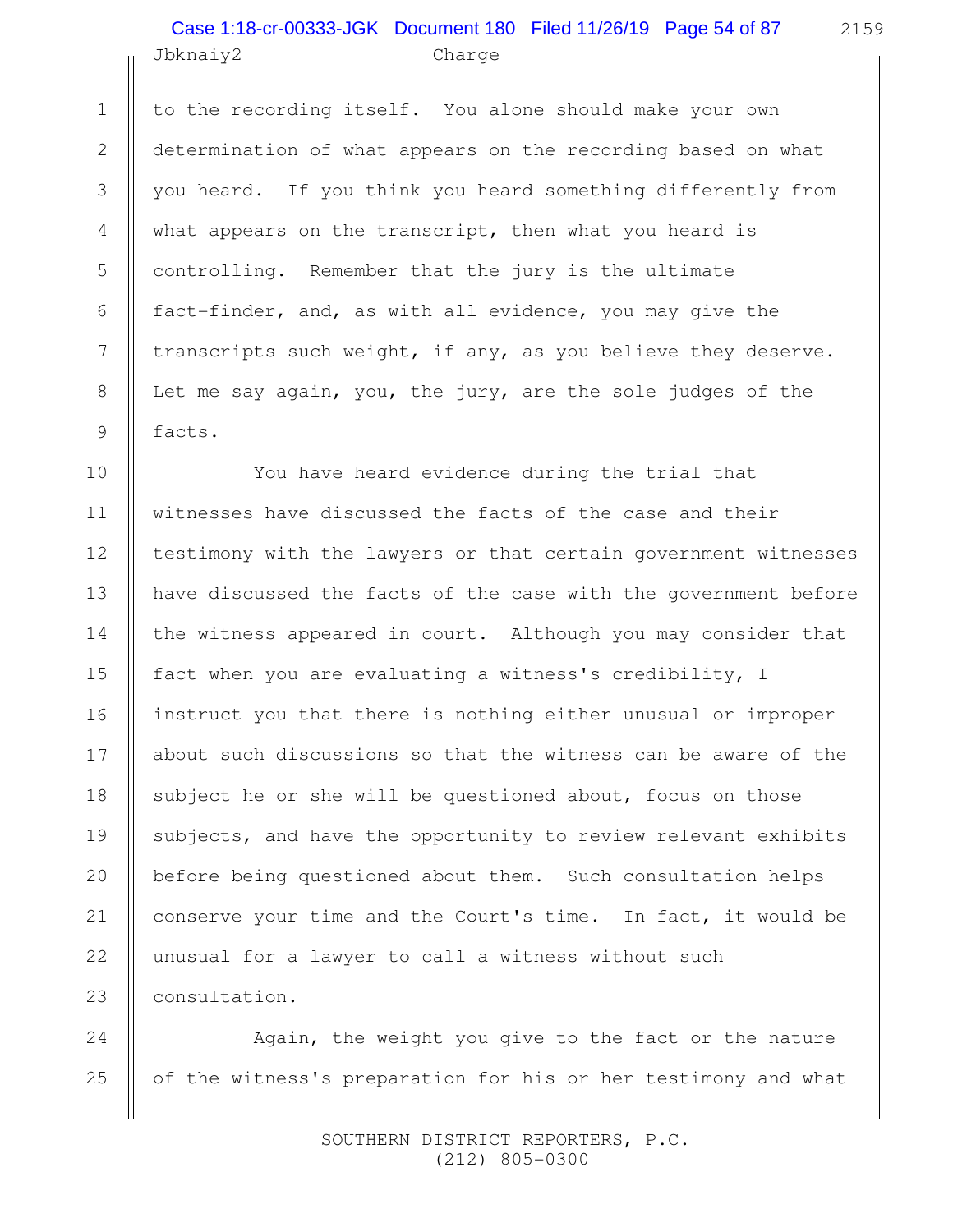to the recording itself. You alone should make your own determination of what appears on the recording based on what you heard. If you think you heard something differently from what appears on the transcript, then what you heard is controlling. Remember that the jury is the ultimate fact-finder, and, as with all evidence, you may give the transcripts such weight, if any, as you believe they deserve. Let me say again, you, the jury, are the sole judges of the facts.

You have heard evidence during the trial that witnesses have discussed the facts of the case and their testimony with the lawyers or that certain government witnesses have discussed the facts of the case with the government before the witness appeared in court. Although you may consider that fact when you are evaluating a witness's credibility, I instruct you that there is nothing either unusual or improper about such discussions so that the witness can be aware of the subject he or she will be questioned about, focus on those subjects, and have the opportunity to review relevant exhibits before being questioned about them. Such consultation helps conserve your time and the Court's time. In fact, it would be unusual for a lawyer to call a witness without such consultation.

Again, the weight you give to the fact or the nature of the witness's preparation for his or her testimony and what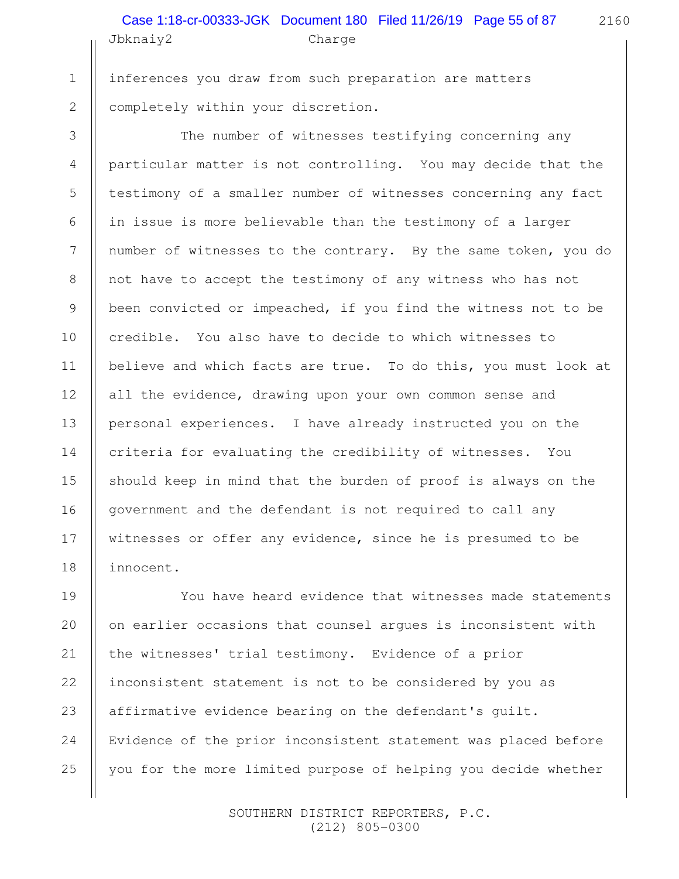inferences you draw from such preparation are matters completely within your discretion.

The number of witnesses testifying concerning any particular matter is not controlling. You may decide that the testimony of a smaller number of witnesses concerning any fact in issue is more believable than the testimony of a larger number of witnesses to the contrary. By the same token, you do not have to accept the testimony of any witness who has not been convicted or impeached, if you find the witness not to be credible. You also have to decide to which witnesses to believe and which facts are true. To do this, you must look at all the evidence, drawing upon your own common sense and personal experiences. I have already instructed you on the criteria for evaluating the credibility of witnesses. You should keep in mind that the burden of proof is always on the government and the defendant is not required to call any witnesses or offer any evidence, since he is presumed to be innocent.

You have heard evidence that witnesses made statements on earlier occasions that counsel argues is inconsistent with the witnesses' trial testimony. Evidence of a prior inconsistent statement is not to be considered by you as affirmative evidence bearing on the defendant's guilt. Evidence of the prior inconsistent statement was placed before you for the more limited purpose of helping you decide whether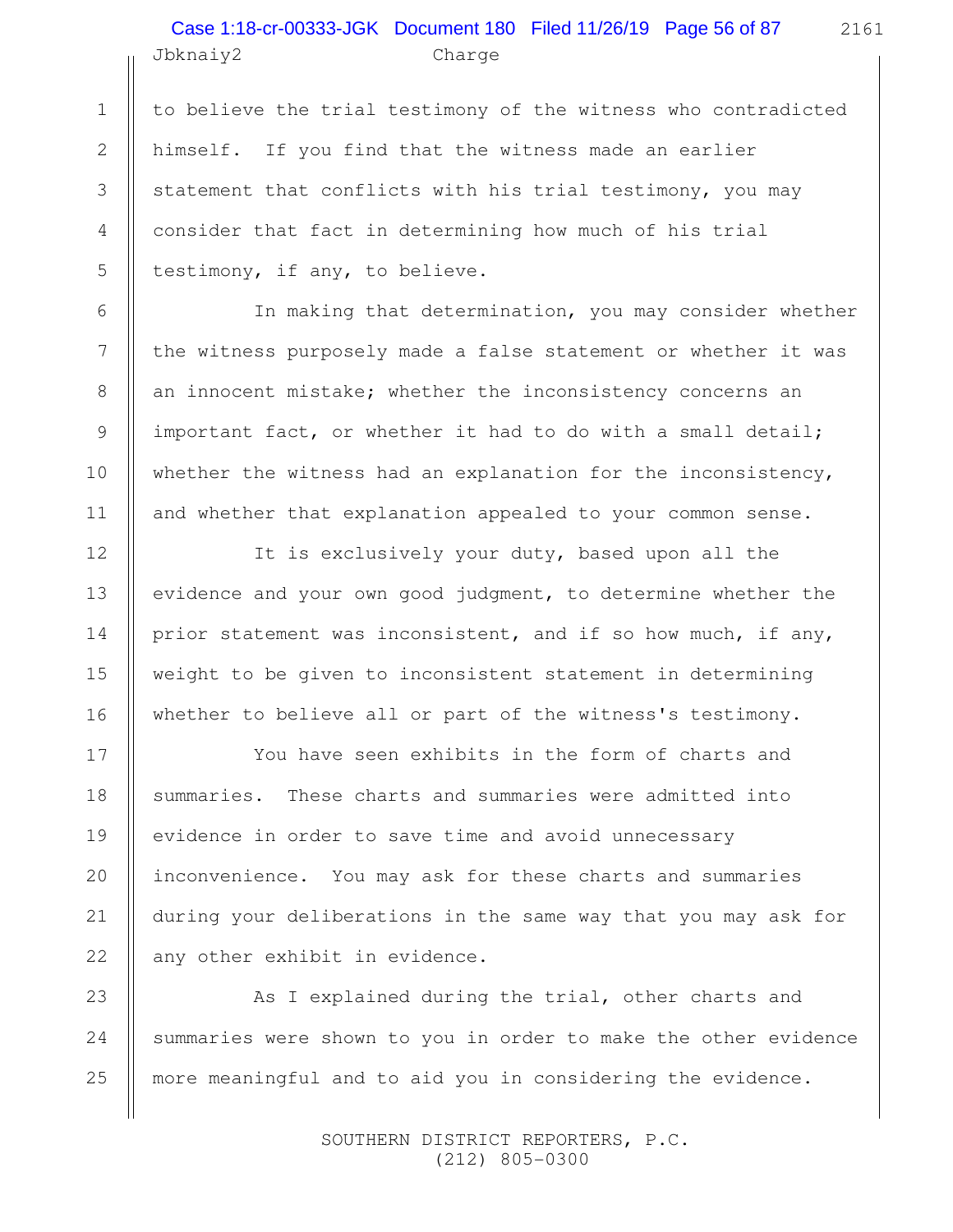to believe the trial testimony of the witness who contradicted himself. If you find that the witness made an earlier statement that conflicts with his trial testimony, you may consider that fact in determining how much of his trial testimony, if any, to believe.

In making that determination, you may consider whether the witness purposely made a false statement or whether it was an innocent mistake; whether the inconsistency concerns an important fact, or whether it had to do with a small detail; whether the witness had an explanation for the inconsistency, and whether that explanation appealed to your common sense.

It is exclusively your duty, based upon all the evidence and your own good judgment, to determine whether the prior statement was inconsistent, and if so how much, if any, weight to be given to inconsistent statement in determining whether to believe all or part of the witness's testimony.

You have seen exhibits in the form of charts and summaries. These charts and summaries were admitted into evidence in order to save time and avoid unnecessary inconvenience. You may ask for these charts and summaries during your deliberations in the same way that you may ask for any other exhibit in evidence.

As I explained during the trial, other charts and summaries were shown to you in order to make the other evidence more meaningful and to aid you in considering the evidence.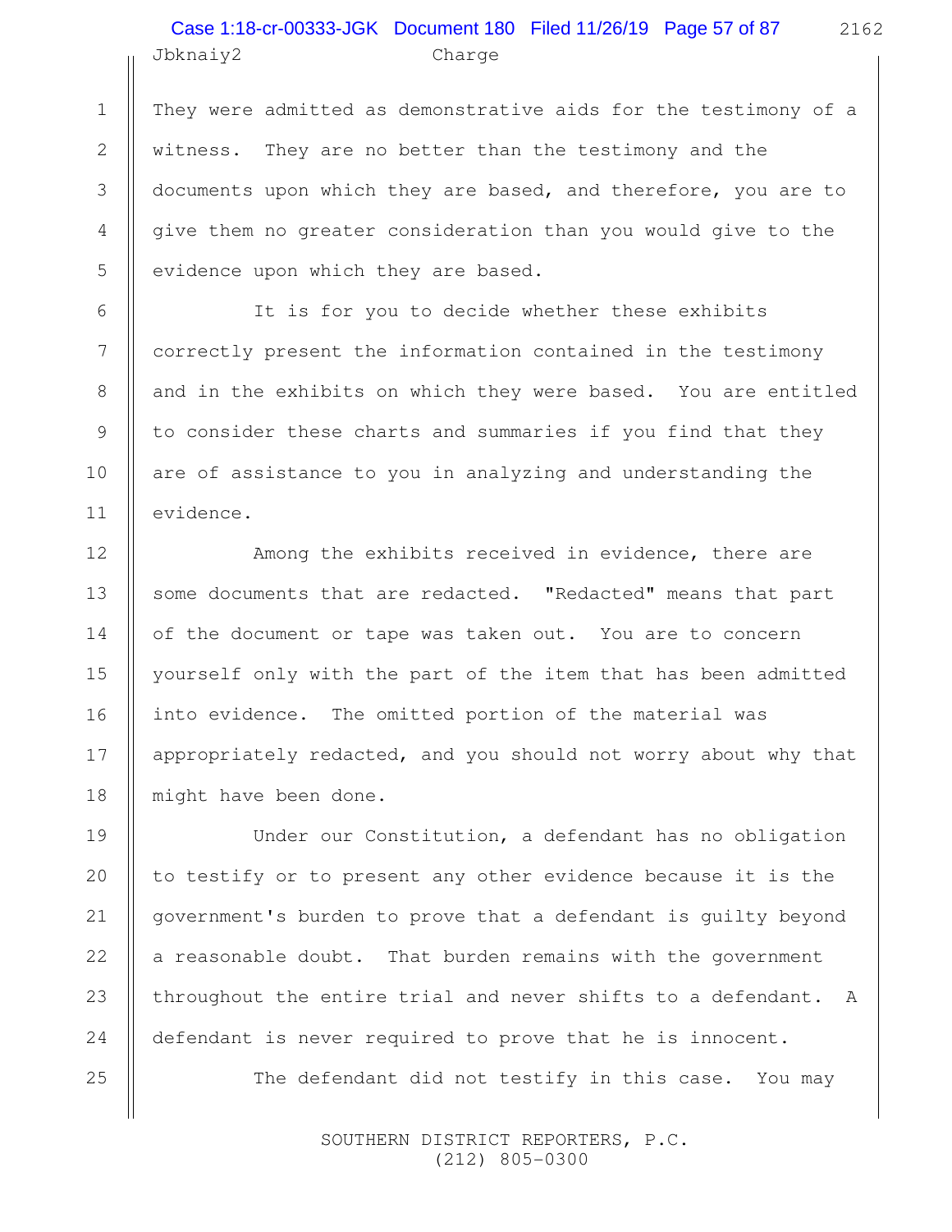They were admitted as demonstrative aids for the testimony of a witness. They are no better than the testimony and the documents upon which they are based, and therefore, you are to give them no greater consideration than you would give to the evidence upon which they are based.

It is for you to decide whether these exhibits correctly present the information contained in the testimony and in the exhibits on which they were based. You are entitled to consider these charts and summaries if you find that they are of assistance to you in analyzing and understanding the evidence.

Among the exhibits received in evidence, there are some documents that are redacted. "Redacted" means that part of the document or tape was taken out. You are to concern yourself only with the part of the item that has been admitted into evidence. The omitted portion of the material was appropriately redacted, and you should not worry about why that might have been done.

Under our Constitution, a defendant has no obligation to testify or to present any other evidence because it is the government's burden to prove that a defendant is guilty beyond a reasonable doubt. That burden remains with the government throughout the entire trial and never shifts to a defendant. A defendant is never required to prove that he is innocent.

The defendant did not testify in this case. You may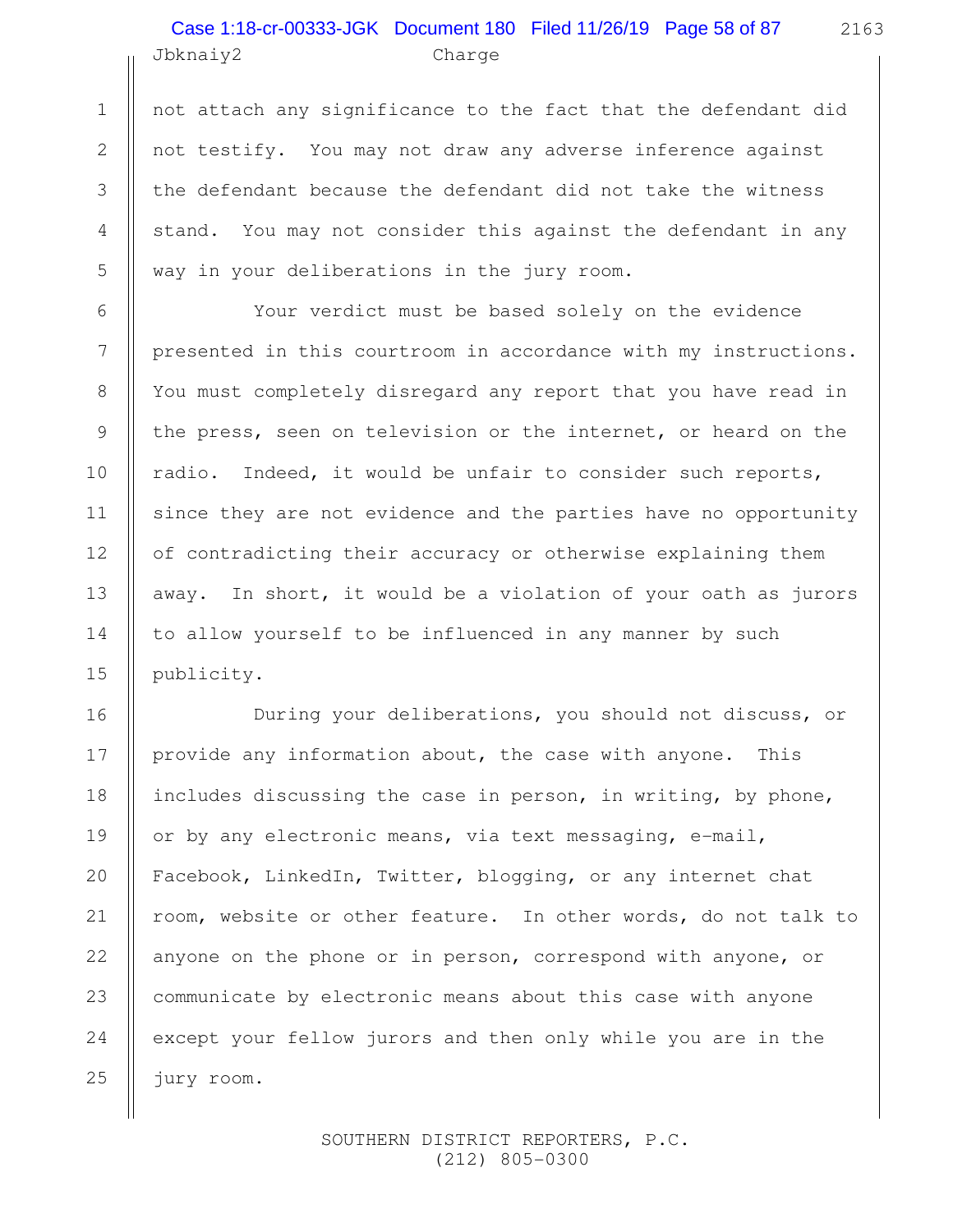not attach any significance to the fact that the defendant did not testify. You may not draw any adverse inference against the defendant because the defendant did not take the witness stand. You may not consider this against the defendant in any way in your deliberations in the jury room.

Your verdict must be based solely on the evidence presented in this courtroom in accordance with my instructions. You must completely disregard any report that you have read in the press, seen on television or the internet, or heard on the radio. Indeed, it would be unfair to consider such reports, since they are not evidence and the parties have no opportunity of contradicting their accuracy or otherwise explaining them away. In short, it would be a violation of your oath as jurors to allow yourself to be influenced in any manner by such publicity.

During your deliberations, you should not discuss, or provide any information about, the case with anyone. This includes discussing the case in person, in writing, by phone, or by any electronic means, via text messaging, e-mail, Facebook, LinkedIn, Twitter, blogging, or any internet chat room, website or other feature. In other words, do not talk to anyone on the phone or in person, correspond with anyone, or communicate by electronic means about this case with anyone except your fellow jurors and then only while you are in the jury room.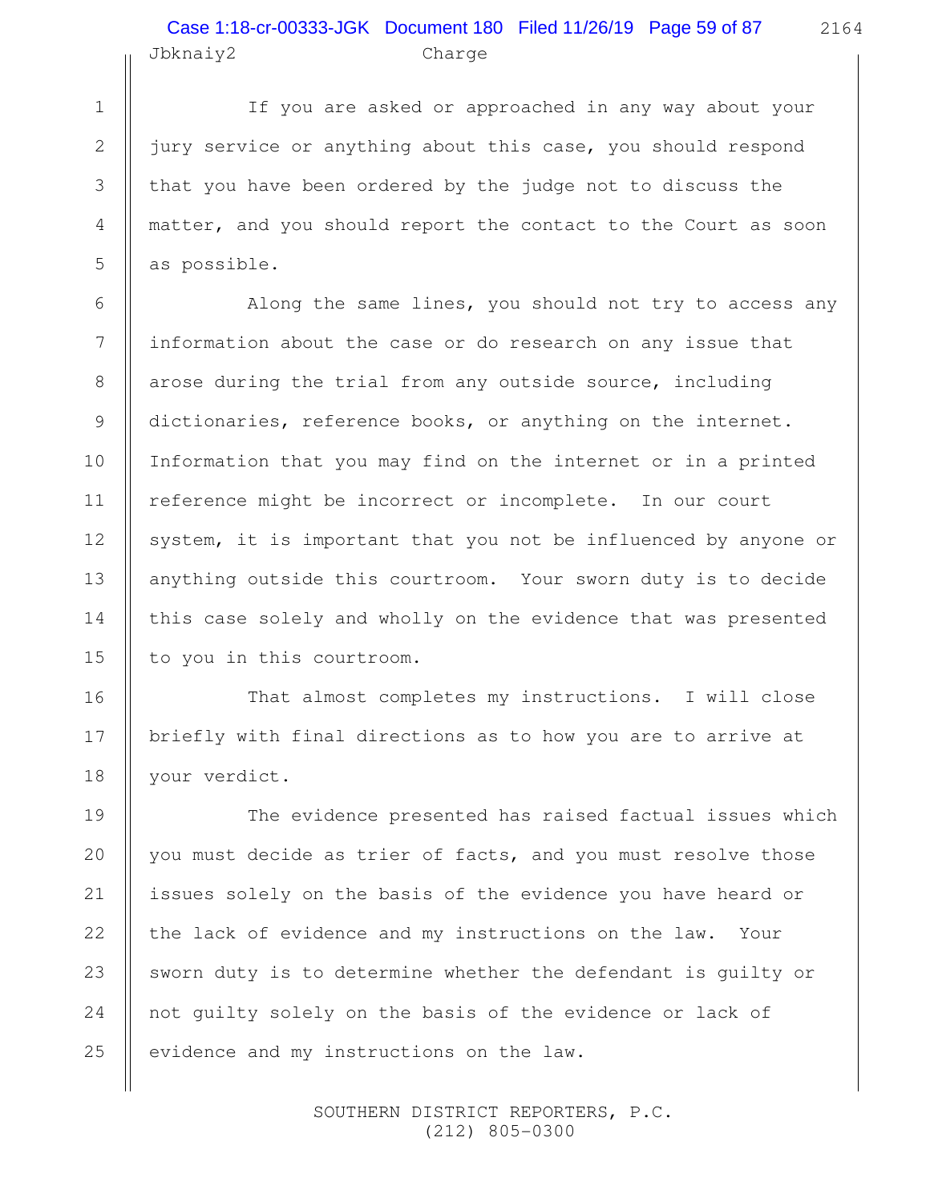If you are asked or approached in any way about your jury service or anything about this case, you should respond that you have been ordered by the judge not to discuss the matter, and you should report the contact to the Court as soon as possible.

Along the same lines, you should not try to access any information about the case or do research on any issue that arose during the trial from any outside source, including dictionaries, reference books, or anything on the internet. Information that you may find on the internet or in a printed reference might be incorrect or incomplete. In our court system, it is important that you not be influenced by anyone or anything outside this courtroom. Your sworn duty is to decide this case solely and wholly on the evidence that was presented to you in this courtroom.

That almost completes my instructions. I will close briefly with final directions as to how you are to arrive at your verdict.

The evidence presented has raised factual issues which you must decide as trier of facts, and you must resolve those issues solely on the basis of the evidence you have heard or the lack of evidence and my instructions on the law. Your sworn duty is to determine whether the defendant is guilty or not guilty solely on the basis of the evidence or lack of evidence and my instructions on the law.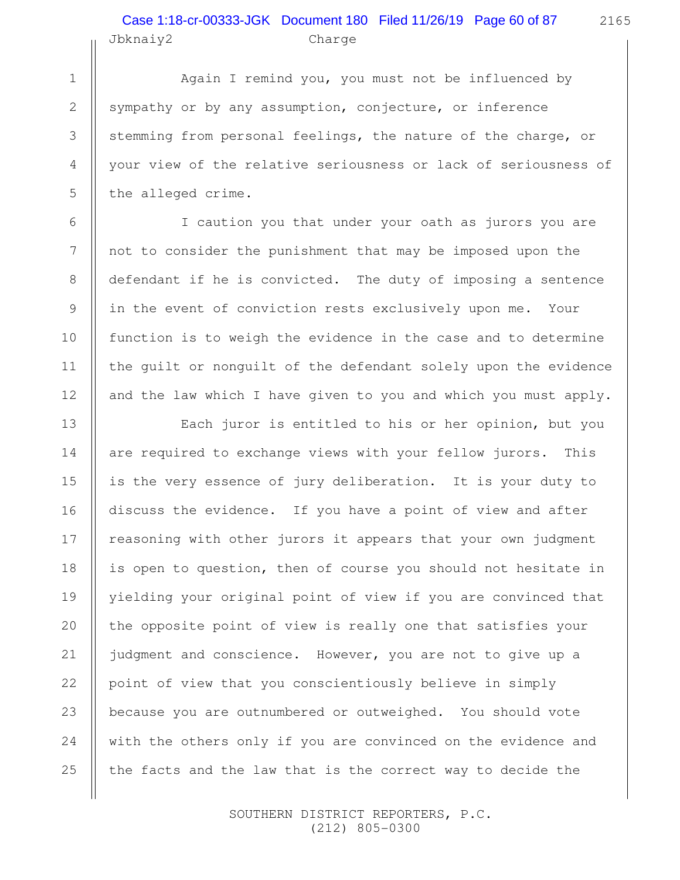Again I remind you, you must not be influenced by sympathy or by any assumption, conjecture, or inference stemming from personal feelings, the nature of the charge, or your view of the relative seriousness or lack of seriousness of the alleged crime.

I caution you that under your oath as jurors you are not to consider the punishment that may be imposed upon the defendant if he is convicted. The duty of imposing a sentence in the event of conviction rests exclusively upon me. Your function is to weigh the evidence in the case and to determine the guilt or nonguilt of the defendant solely upon the evidence and the law which I have given to you and which you must apply.

Each juror is entitled to his or her opinion, but you are required to exchange views with your fellow jurors. This is the very essence of jury deliberation. It is your duty to discuss the evidence. If you have a point of view and after reasoning with other jurors it appears that your own judgment is open to question, then of course you should not hesitate in yielding your original point of view if you are convinced that the opposite point of view is really one that satisfies your judgment and conscience. However, you are not to give up a point of view that you conscientiously believe in simply because you are outnumbered or outweighed. You should vote with the others only if you are convinced on the evidence and the facts and the law that is the correct way to decide the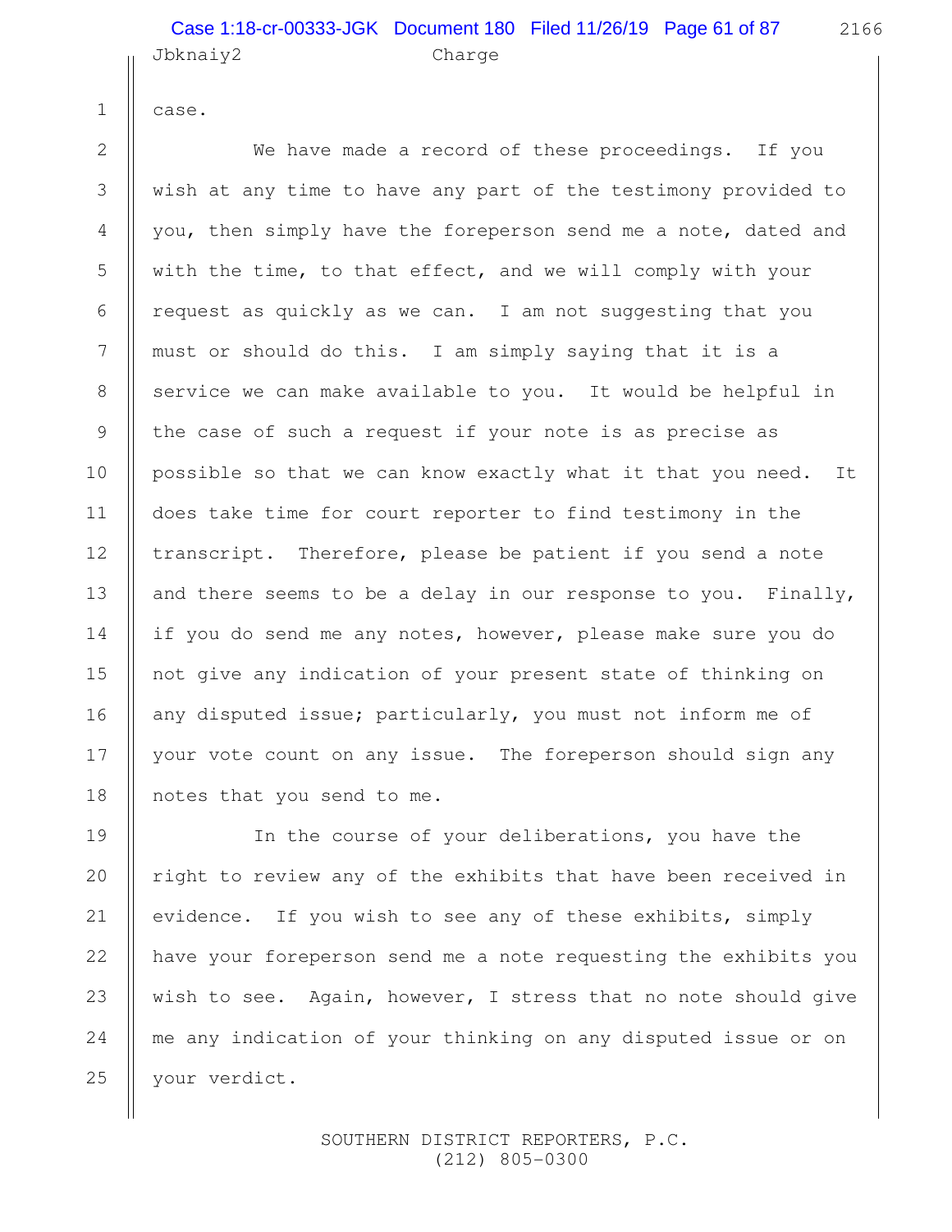case.

We have made a record of these proceedings. If you wish at any time to have any part of the testimony provided to you, then simply have the foreperson send me a note, dated and with the time, to that effect, and we will comply with your request as quickly as we can. I am not suggesting that you must or should do this. I am simply saying that it is a service we can make available to you. It would be helpful in the case of such a request if your note is as precise as possible so that we can know exactly what it that you need. It does take time for court reporter to find testimony in the transcript. Therefore, please be patient if you send a note and there seems to be a delay in our response to you. Finally, if you do send me any notes, however, please make sure you do not give any indication of your present state of thinking on any disputed issue; particularly, you must not inform me of your vote count on any issue. The foreperson should sign any notes that you send to me.

In the course of your deliberations, you have the right to review any of the exhibits that have been received in evidence. If you wish to see any of these exhibits, simply have your foreperson send me a note requesting the exhibits you wish to see. Again, however, I stress that no note should give me any indication of your thinking on any disputed issue or on your verdict.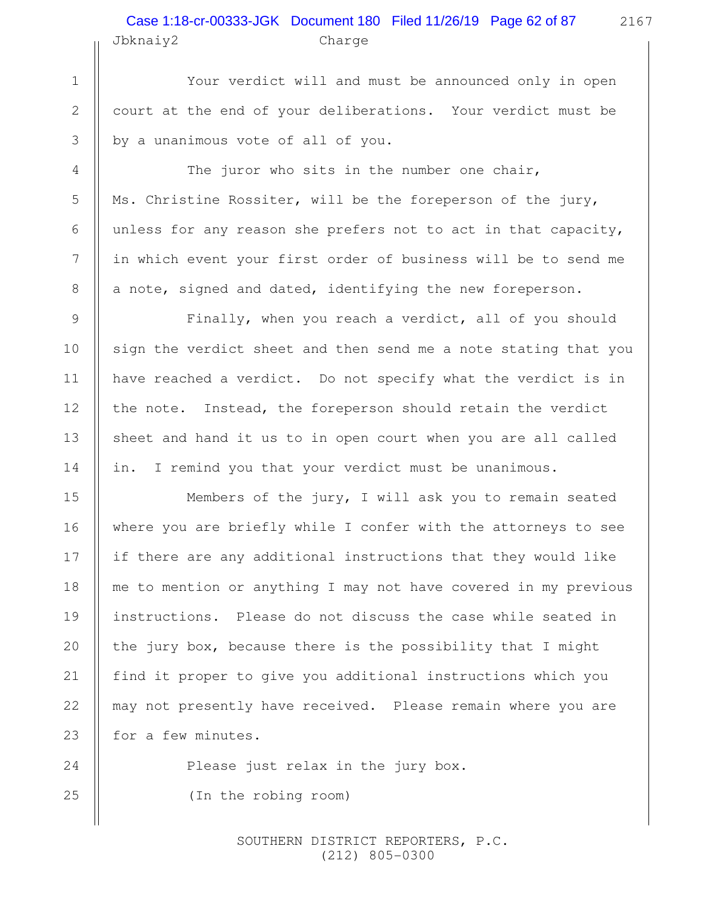Your verdict will and must be announced only in open court at the end of your deliberations. Your verdict must be by a unanimous vote of all of you.

The juror who sits in the number one chair, Ms. Christine Rossiter, will be the foreperson of the jury, unless for any reason she prefers not to act in that capacity, in which event your first order of business will be to send me a note, signed and dated, identifying the new foreperson.

Finally, when you reach a verdict, all of you should sign the verdict sheet and then send me a note stating that you have reached a verdict. Do not specify what the verdict is in the note. Instead, the foreperson should retain the verdict sheet and hand it us to in open court when you are all called in. I remind you that your verdict must be unanimous.

Members of the jury, I will ask you to remain seated where you are briefly while I confer with the attorneys to see if there are any additional instructions that they would like me to mention or anything I may not have covered in my previous instructions. Please do not discuss the case while seated in the jury box, because there is the possibility that I might find it proper to give you additional instructions which you may not presently have received. Please remain where you are for a few minutes.

Please just relax in the jury box.

(In the robing room)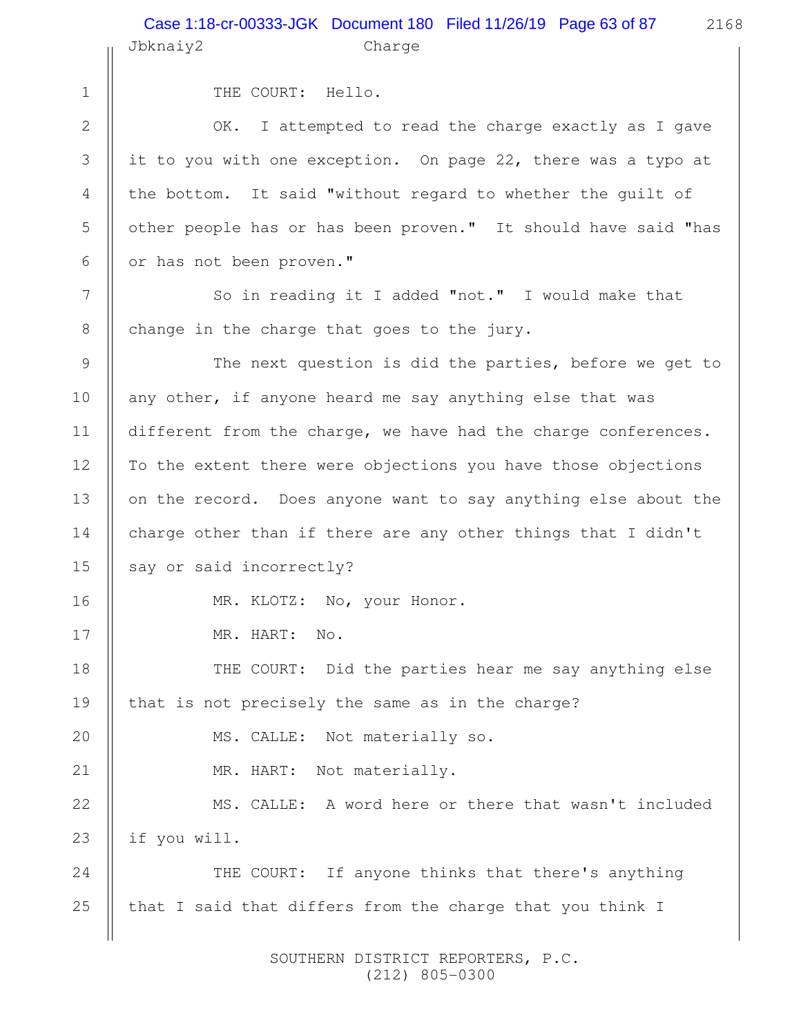THE COURT: Hello.

OK. I attempted to read the charge exactly as I gave it to you with one exception. On page 22, there was a typo at the bottom. It said "without regard to whether the guilt of other people has or has been proven." It should have said "has or has not been proven."

So in reading it I added "not." I would make that change in the charge that goes to the jury.

The next question is did the parties, before we get to any other, if anyone heard me say anything else that was different from the charge, we have had the charge conferences. To the extent there were objections you have those objections on the record. Does anyone want to say anything else about the charge other than if there are any other things that I didn't say or said incorrectly?

MR. KLOTZ: No, your Honor.

MR. HART: No.

THE COURT: Did the parties hear me say anything else that is not precisely the same as in the charge?

MS. CALLE: Not materially so.

MR. HART: Not materially.

MS. CALLE: A word here or there that wasn't included if you will.

THE COURT: If anyone thinks that there's anything that I said that differs from the charge that you think I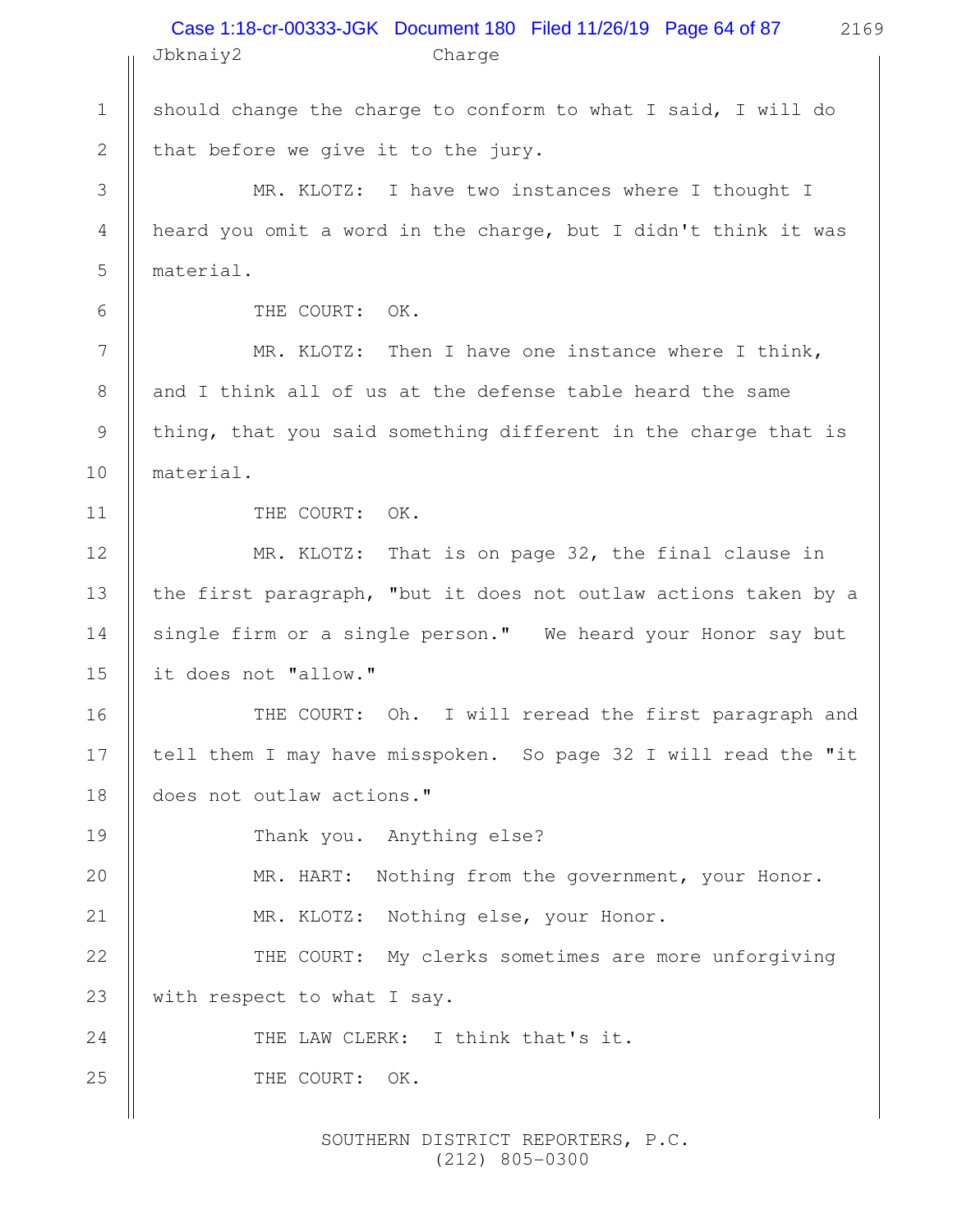should change the charge to conform to what I said, I will do that before we give it to the jury.

MR. KLOTZ: I have two instances where I thought I heard you omit a word in the charge, but I didn't think it was material.

THE COURT: OK.

MR. KLOTZ: Then I have one instance where I think, and I think all of us at the defense table heard the same thing, that you said something different in the charge that is material.

THE COURT: OK.

MR. KLOTZ: That is on page 32, the final clause in the first paragraph, "but it does not outlaw actions taken by a single firm or a single person." We heard your Honor say but it does not "allow."

THE COURT: Oh. I will reread the first paragraph and tell them I may have misspoken. So page 32 I will read the "it does not outlaw actions."

Thank you. Anything else?

MR. HART: Nothing from the government, your Honor.

MR. KLOTZ: Nothing else, your Honor.

THE COURT: My clerks sometimes are more unforgiving with respect to what I say.

THE LAW CLERK: I think that's it.

THE COURT: OK.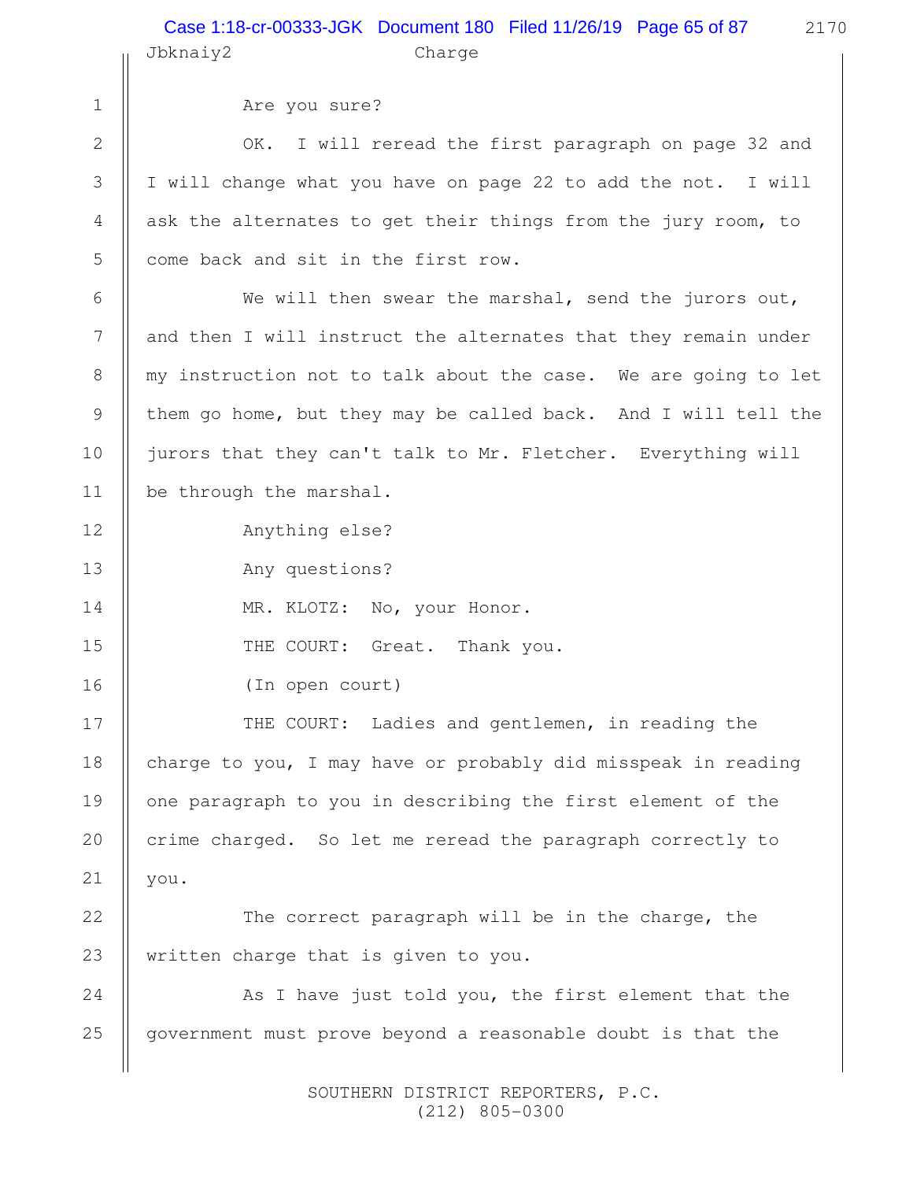Are you sure?

OK. I will reread the first paragraph on page 32 and I will change what you have on page 22 to add the not. I will ask the alternates to get their things from the jury room, to come back and sit in the first row.

We will then swear the marshal, send the jurors out, and then I will instruct the alternates that they remain under my instruction not to talk about the case. We are going to let them go home, but they may be called back. And I will tell the jurors that they can't talk to Mr. Fletcher. Everything will be through the marshal.

Anything else?

Any questions?

MR. KLOTZ: No, your Honor.

THE COURT: Great. Thank you.

(In open court)

THE COURT: Ladies and gentlemen, in reading the charge to you, I may have or probably did misspeak in reading one paragraph to you in describing the first element of the crime charged. So let me reread the paragraph correctly to you.

The correct paragraph will be in the charge, the written charge that is given to you.

As I have just told you, the first element that the government must prove beyond a reasonable doubt is that the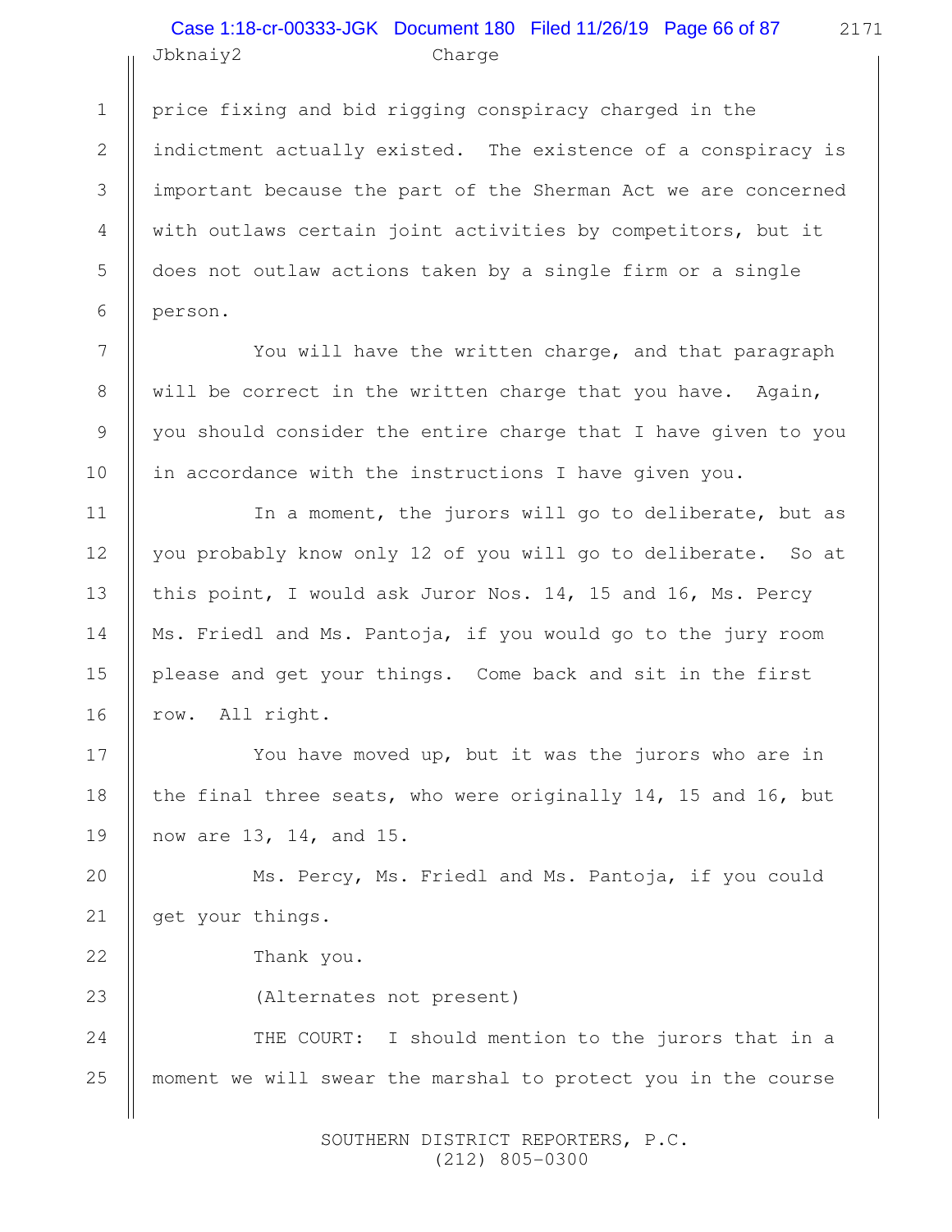price fixing and bid rigging conspiracy charged in the indictment actually existed. The existence of a conspiracy is important because the part of the Sherman Act we are concerned with outlaws certain joint activities by competitors, but it does not outlaw actions taken by a single firm or a single person.

You will have the written charge, and that paragraph will be correct in the written charge that you have. Again, you should consider the entire charge that I have given to you in accordance with the instructions I have given you.

In a moment, the jurors will go to deliberate, but as you probably know only 12 of you will go to deliberate. So at this point, I would ask Juror Nos. 14, 15 and 16, Ms. Percy Ms. Friedl and Ms. Pantoja, if you would go to the jury room please and get your things. Come back and sit in the first row. All right.

You have moved up, but it was the jurors who are in the final three seats, who were originally 14, 15 and 16, but now are 13, 14, and 15.

Ms. Percy, Ms. Friedl and Ms. Pantoja, if you could get your things.

Thank you.

(Alternates not present)

THE COURT: I should mention to the jurors that in a moment we will swear the marshal to protect you in the course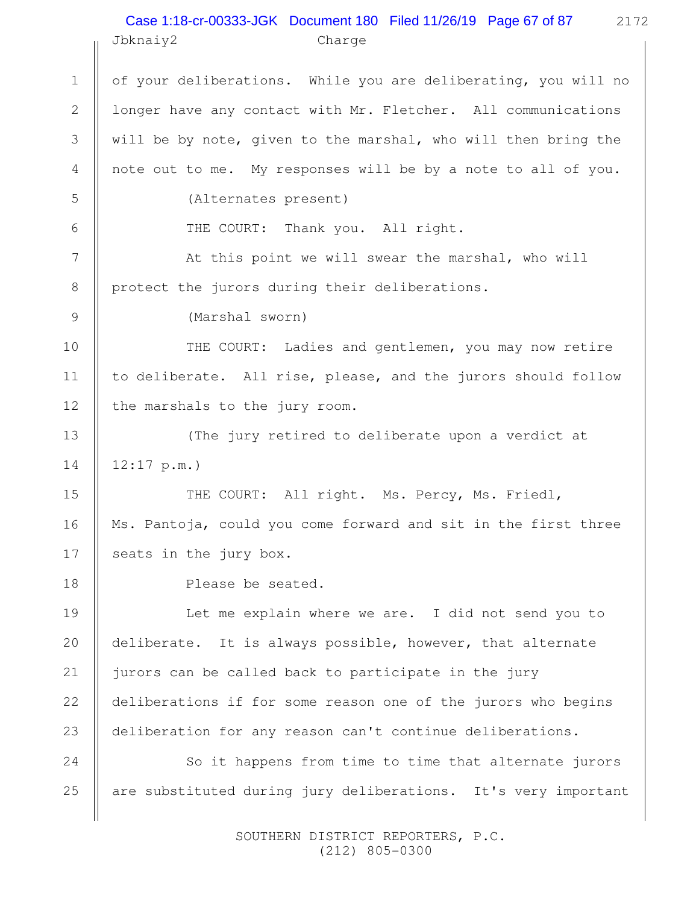of your deliberations. While you are deliberating, you will no longer have any contact with Mr. Fletcher. All communications will be by note, given to the marshal, who will then bring the note out to me. My responses will be by a note to all of you.

(Alternates present)

THE COURT: Thank you. All right.

At this point we will swear the marshal, who will protect the jurors during their deliberations.

(Marshal sworn)

THE COURT: Ladies and gentlemen, you may now retire to deliberate. All rise, please, and the jurors should follow the marshals to the jury room.

(The jury retired to deliberate upon a verdict at 12:17 p.m.)

THE COURT: All right. Ms. Percy, Ms. Friedl, Ms. Pantoja, could you come forward and sit in the first three seats in the jury box.

Please be seated.

Let me explain where we are. I did not send you to deliberate. It is always possible, however, that alternate jurors can be called back to participate in the jury deliberations if for some reason one of the jurors who begins deliberation for any reason can't continue deliberations.

So it happens from time to time that alternate jurors are substituted during jury deliberations. It's very important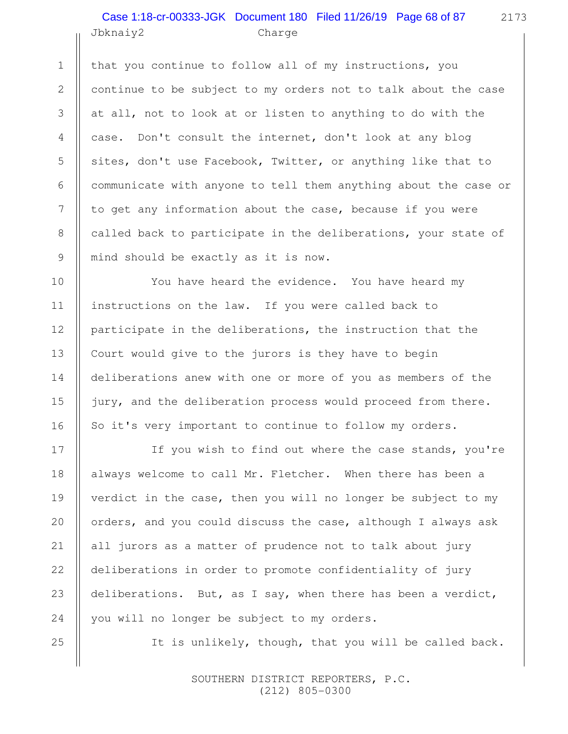that you continue to follow all of my instructions, you continue to be subject to my orders not to talk about the case at all, not to look at or listen to anything to do with the case. Don't consult the internet, don't look at any blog sites, don't use Facebook, Twitter, or anything like that to communicate with anyone to tell them anything about the case or to get any information about the case, because if you were called back to participate in the deliberations, your state of mind should be exactly as it is now.

You have heard the evidence. You have heard my instructions on the law. If you were called back to participate in the deliberations, the instruction that the Court would give to the jurors is they have to begin deliberations anew with one or more of you as members of the jury, and the deliberation process would proceed from there. So it's very important to continue to follow my orders.

If you wish to find out where the case stands, you're always welcome to call Mr. Fletcher. When there has been a verdict in the case, then you will no longer be subject to my orders, and you could discuss the case, although I always ask all jurors as a matter of prudence not to talk about jury deliberations in order to promote confidentiality of jury deliberations. But, as I say, when there has been a verdict, you will no longer be subject to my orders.

It is unlikely, though, that you will be called back.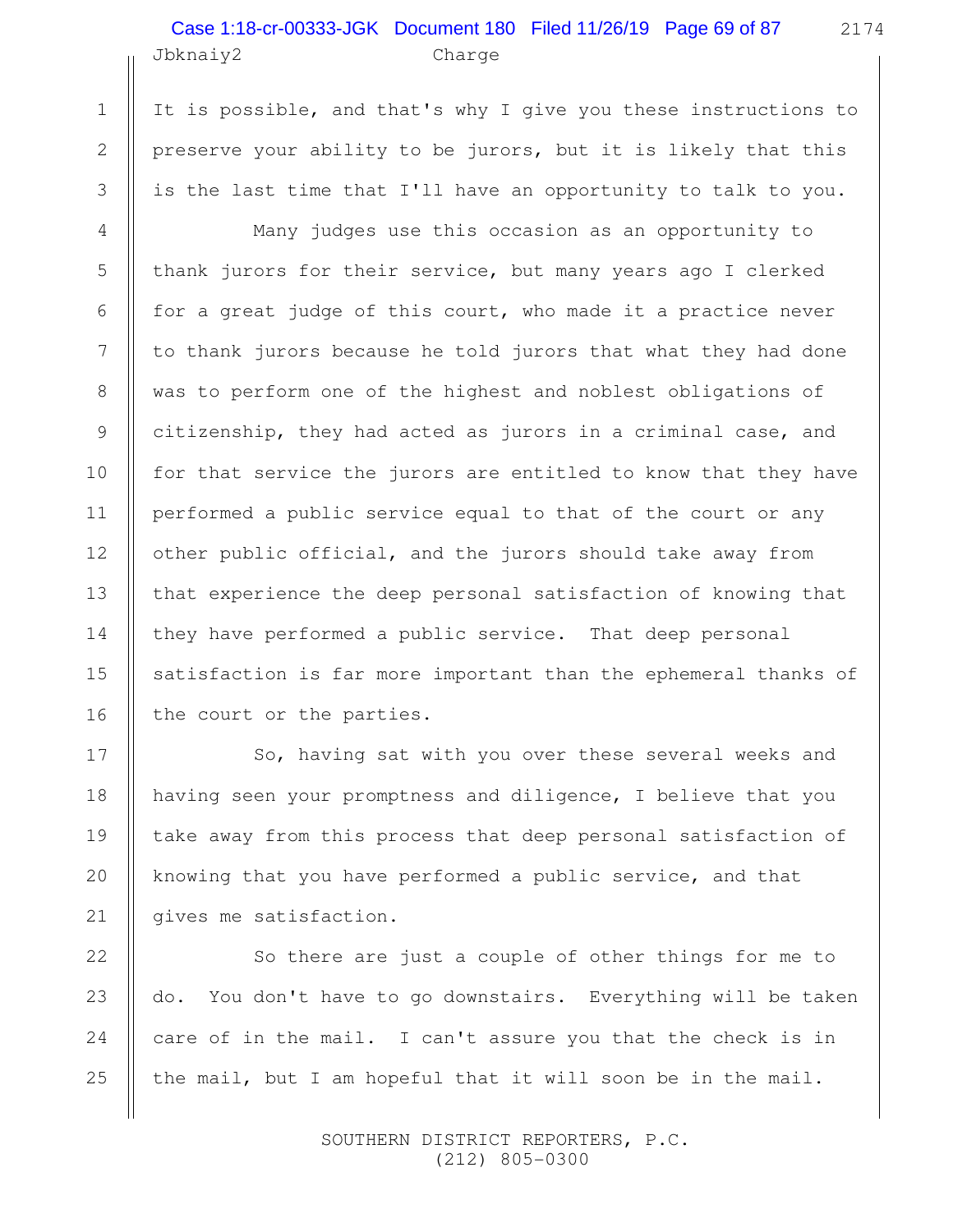It is possible, and that's why I give you these instructions to preserve your ability to be jurors, but it is likely that this is the last time that I'll have an opportunity to talk to you.

Many judges use this occasion as an opportunity to thank jurors for their service, but many years ago I clerked for a great judge of this court, who made it a practice never to thank jurors because he told jurors that what they had done was to perform one of the highest and noblest obligations of citizenship, they had acted as jurors in a criminal case, and for that service the jurors are entitled to know that they have performed a public service equal to that of the court or any other public official, and the jurors should take away from that experience the deep personal satisfaction of knowing that they have performed a public service. That deep personal satisfaction is far more important than the ephemeral thanks of the court or the parties.

So, having sat with you over these several weeks and having seen your promptness and diligence, I believe that you take away from this process that deep personal satisfaction of knowing that you have performed a public service, and that gives me satisfaction.

So there are just a couple of other things for me to do. You don't have to go downstairs. Everything will be taken care of in the mail. I can't assure you that the check is in the mail, but I am hopeful that it will soon be in the mail.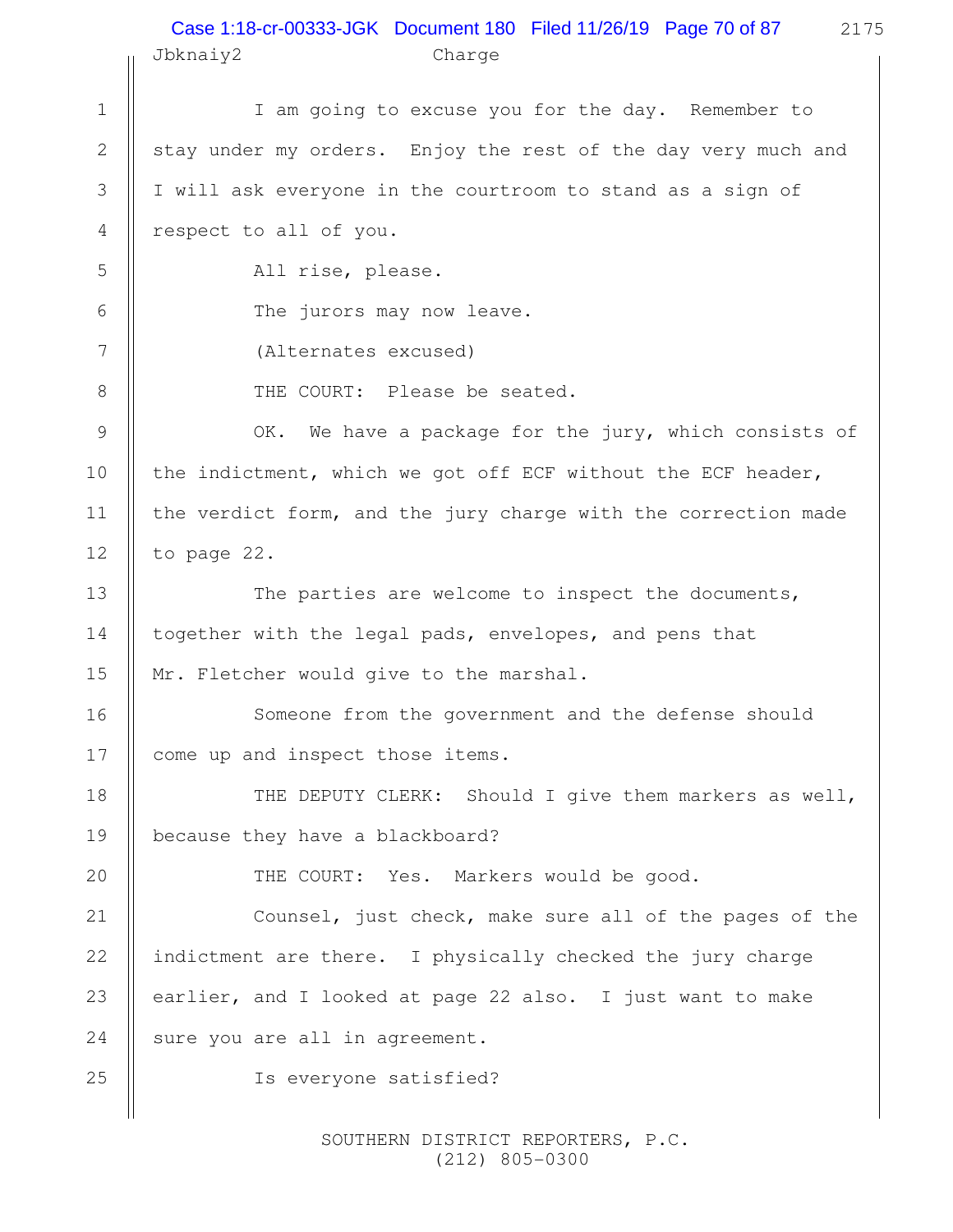I am going to excuse you for the day. Remember to stay under my orders. Enjoy the rest of the day very much and I will ask everyone in the courtroom to stand as a sign of respect to all of you.

All rise, please.

The jurors may now leave.

(Alternates excused)

THE COURT: Please be seated.

OK. We have a package for the jury, which consists of the indictment, which we got off ECF without the ECF header, the verdict form, and the jury charge with the correction made to page 22.

The parties are welcome to inspect the documents, together with the legal pads, envelopes, and pens that Mr. Fletcher would give to the marshal.

Someone from the government and the defense should come up and inspect those items.

THE DEPUTY CLERK: Should I give them markers as well, because they have a blackboard?

THE COURT: Yes. Markers would be good.

Counsel, just check, make sure all of the pages of the indictment are there. I physically checked the jury charge earlier, and I looked at page 22 also. I just want to make sure you are all in agreement.

Is everyone satisfied?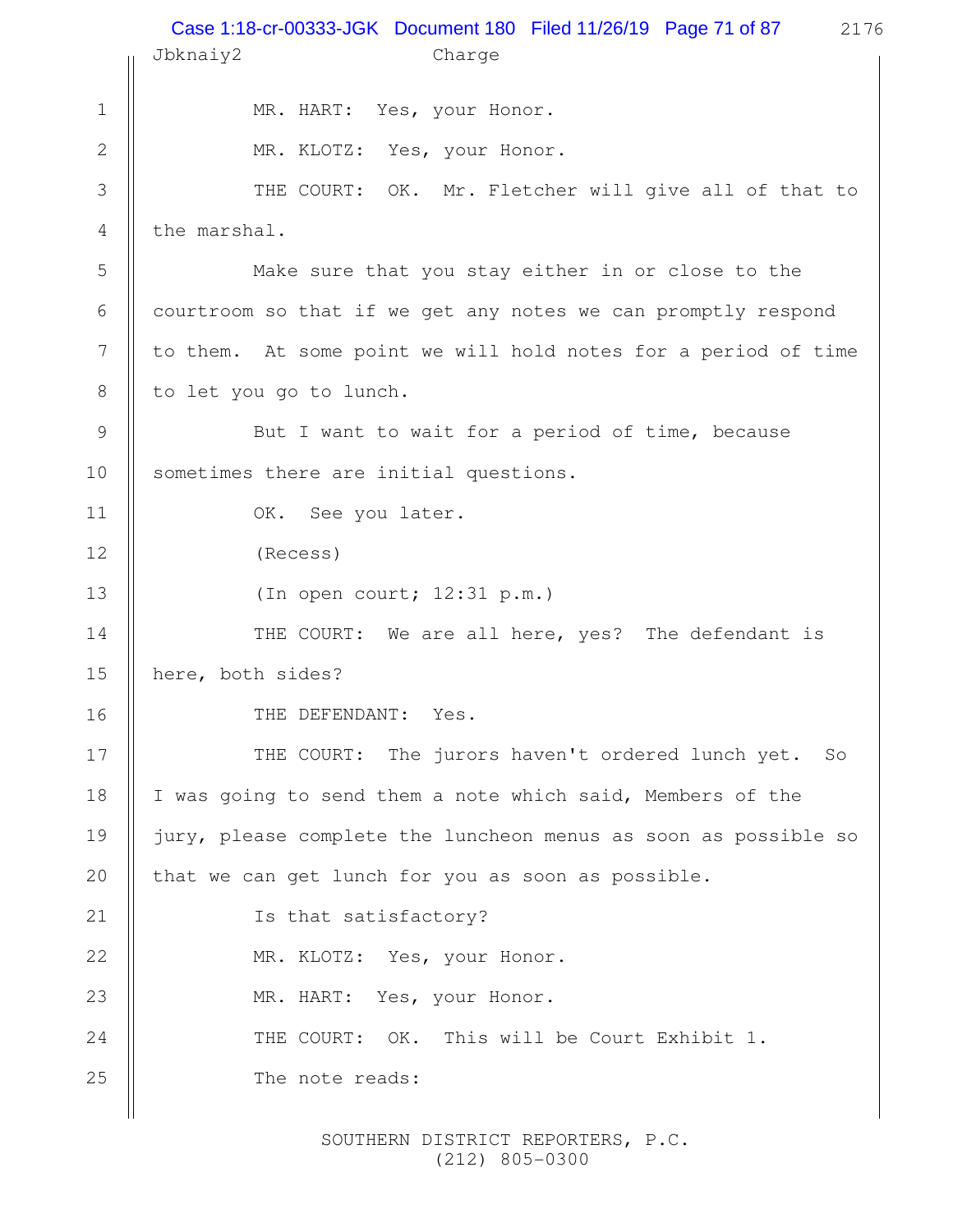MR. HART: Yes, your Honor.

MR. KLOTZ: Yes, your Honor.

THE COURT: OK. Mr. Fletcher will give all of that to the marshal.

Make sure that you stay either in or close to the courtroom so that if we get any notes we can promptly respond to them. At some point we will hold notes for a period of time to let you go to lunch.

But I want to wait for a period of time, because sometimes there are initial questions.

OK. See you later.

(Recess)

(In open court; 12:31 p.m.)

THE COURT: We are all here, yes? The defendant is here, both sides?

THE DEFENDANT: Yes.

THE COURT: The jurors haven't ordered lunch yet. So I was going to send them a note which said, Members of the jury, please complete the luncheon menus as soon as possible so that we can get lunch for you as soon as possible.

Is that satisfactory?

MR. KLOTZ: Yes, your Honor.

MR. HART: Yes, your Honor.

THE COURT: OK. This will be Court Exhibit 1.

The note reads: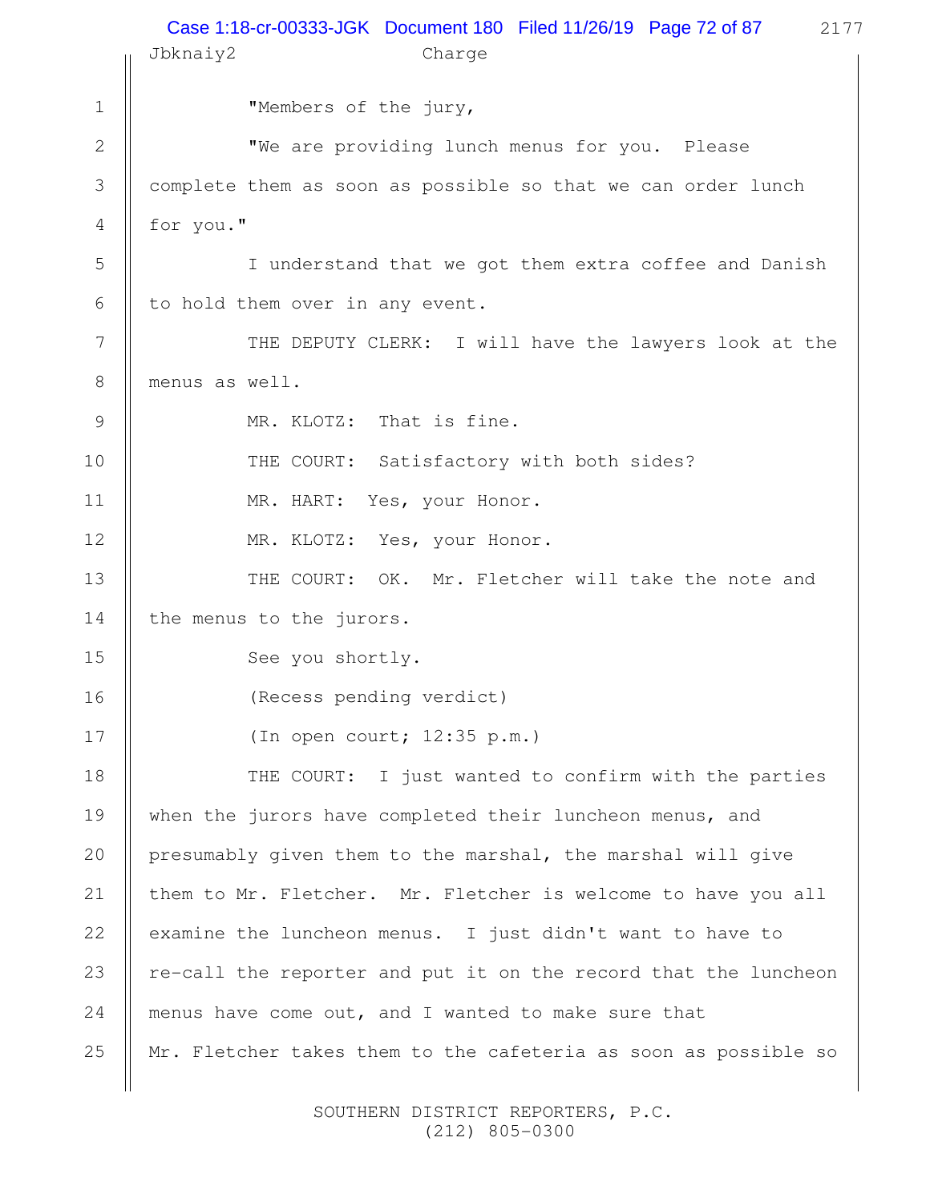"Members of the jury,

"We are providing lunch menus for you. Please complete them as soon as possible so that we can order lunch for you."

I understand that we got them extra coffee and Danish to hold them over in any event.

THE DEPUTY CLERK: I will have the lawyers look at the menus as well.

MR. KLOTZ: That is fine.

THE COURT: Satisfactory with both sides?

MR. HART: Yes, your Honor.

MR. KLOTZ: Yes, your Honor.

THE COURT: OK. Mr. Fletcher will take the note and the menus to the jurors.

See you shortly.

(Recess pending verdict)

(In open court; 12:35 p.m.)

THE COURT: I just wanted to confirm with the parties when the jurors have completed their luncheon menus, and presumably given them to the marshal, the marshal will give them to Mr. Fletcher. Mr. Fletcher is welcome to have you all examine the luncheon menus. I just didn't want to have to re-call the reporter and put it on the record that the luncheon menus have come out, and I wanted to make sure that Mr. Fletcher takes them to the cafeteria as soon as possible so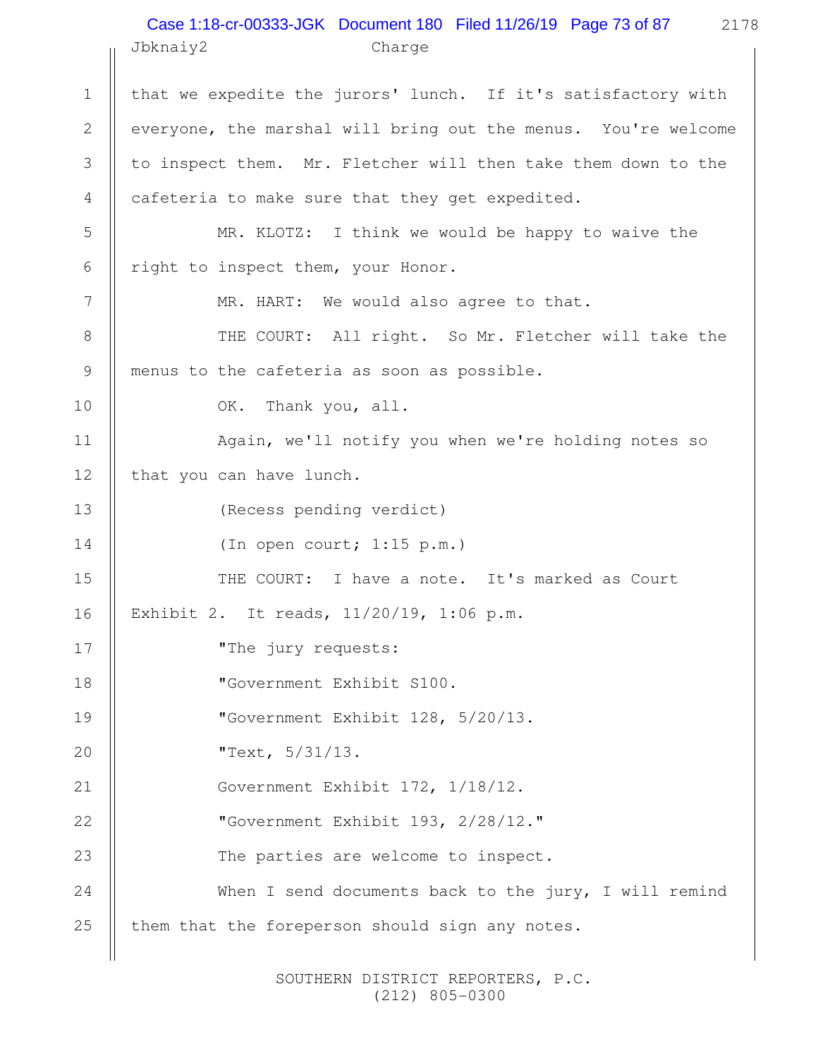that we expedite the jurors' lunch. If it's satisfactory with everyone, the marshal will bring out the menus. You're welcome to inspect them. Mr. Fletcher will then take them down to the cafeteria to make sure that they get expedited.

MR. KLOTZ: I think we would be happy to waive the right to inspect them, your Honor.

MR. HART: We would also agree to that.

THE COURT: All right. So Mr. Fletcher will take the menus to the cafeteria as soon as possible.

OK. Thank you, all.

Again, we'll notify you when we're holding notes so that you can have lunch.

(Recess pending verdict)

(In open court; 1:15 p.m.)

THE COURT: I have a note. It's marked as Court Exhibit 2. It reads, 11/20/19, 1:06 p.m.

"The jury requests:

"Government Exhibit S100.

"Government Exhibit 128, 5/20/13.

"Text, 5/31/13.

Government Exhibit 172, 1/18/12.

"Government Exhibit 193, 2/28/12."

The parties are welcome to inspect.

When I send documents back to the jury, I will remind them that the foreperson should sign any notes.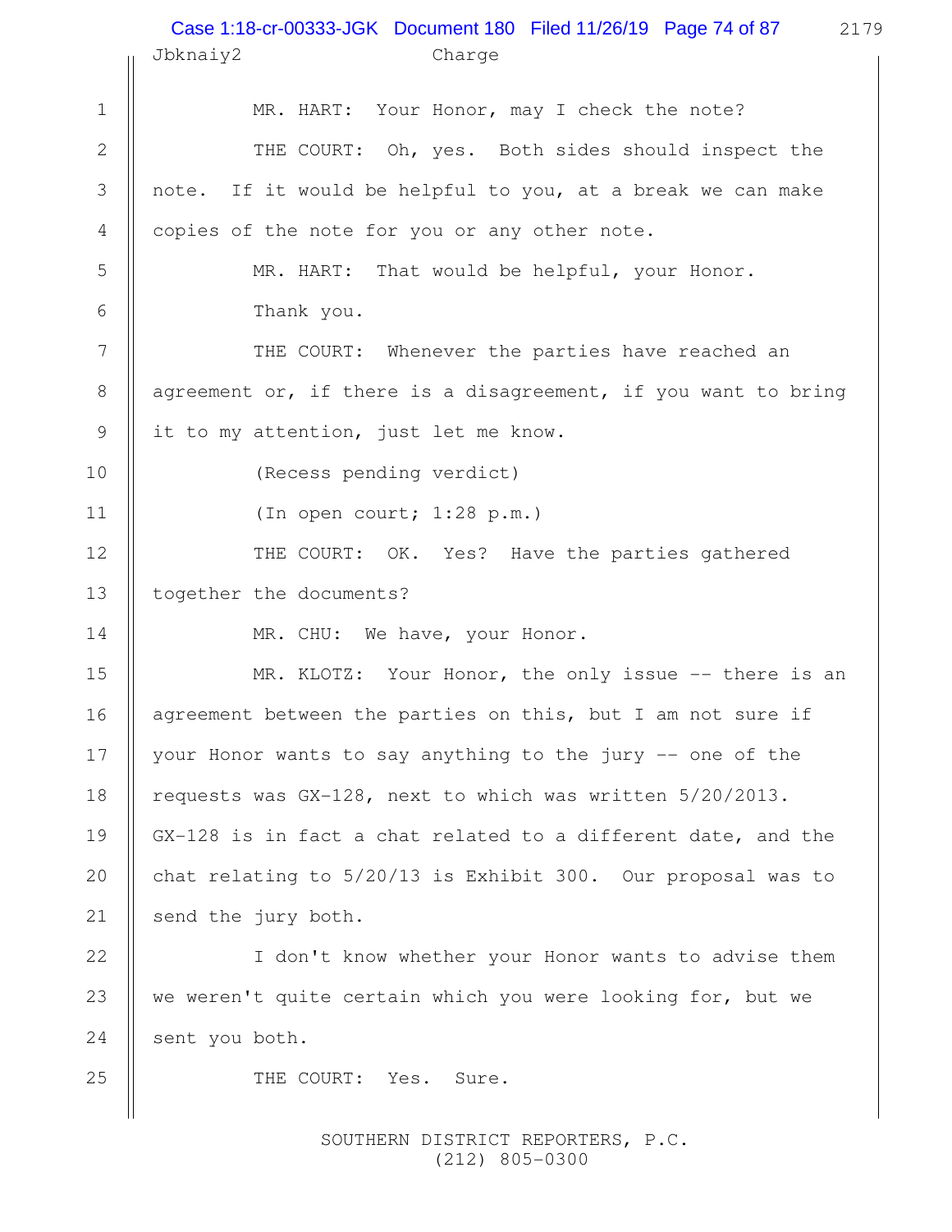MR. HART: Your Honor, may I check the note?

THE COURT: Oh, yes. Both sides should inspect the note. If it would be helpful to you, at a break we can make copies of the note for you or any other note.

MR. HART: That would be helpful, your Honor.

Thank you.

THE COURT: Whenever the parties have reached an agreement or, if there is a disagreement, if you want to bring it to my attention, just let me know.

(Recess pending verdict)

(In open court; 1:28 p.m.)

THE COURT: OK. Yes? Have the parties gathered together the documents?

MR. CHU: We have, your Honor.

MR. KLOTZ: Your Honor, the only issue -- there is an agreement between the parties on this, but I am not sure if your Honor wants to say anything to the jury -- one of the requests was GX-128, next to which was written 5/20/2013. GX-128 is in fact a chat related to a different date, and the chat relating to 5/20/13 is Exhibit 300. Our proposal was to send the jury both.

I don't know whether your Honor wants to advise them we weren't quite certain which you were looking for, but we sent you both.

THE COURT: Yes. Sure.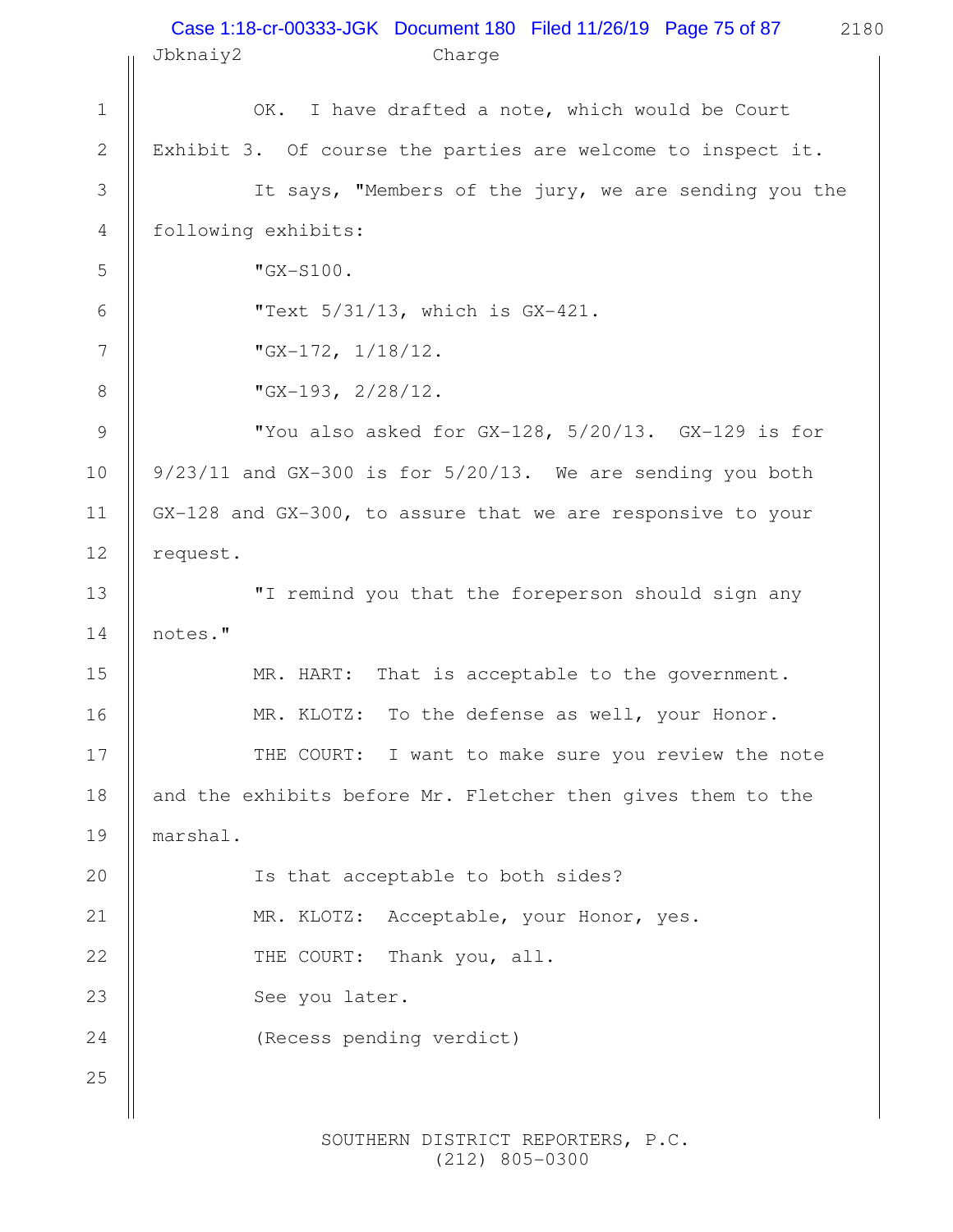OK. I have drafted a note, which would be Court Exhibit 3. Of course the parties are welcome to inspect it.

It says, "Members of the jury, we are sending you the following exhibits:

"GX-S100.

"Text 5/31/13, which is GX-421.

"GX-172, 1/18/12.

"GX-193, 2/28/12.

"You also asked for GX-128, 5/20/13. GX-129 is for 9/23/11 and GX-300 is for 5/20/13. We are sending you both GX-128 and GX-300, to assure that we are responsive to your request.

"I remind you that the foreperson should sign any notes."

MR. HART: That is acceptable to the government.

MR. KLOTZ: To the defense as well, your Honor.

THE COURT: I want to make sure you review the note and the exhibits before Mr. Fletcher then gives them to the marshal.

Is that acceptable to both sides?

MR. KLOTZ: Acceptable, your Honor, yes.

THE COURT: Thank you, all.

See you later.

(Recess pending verdict)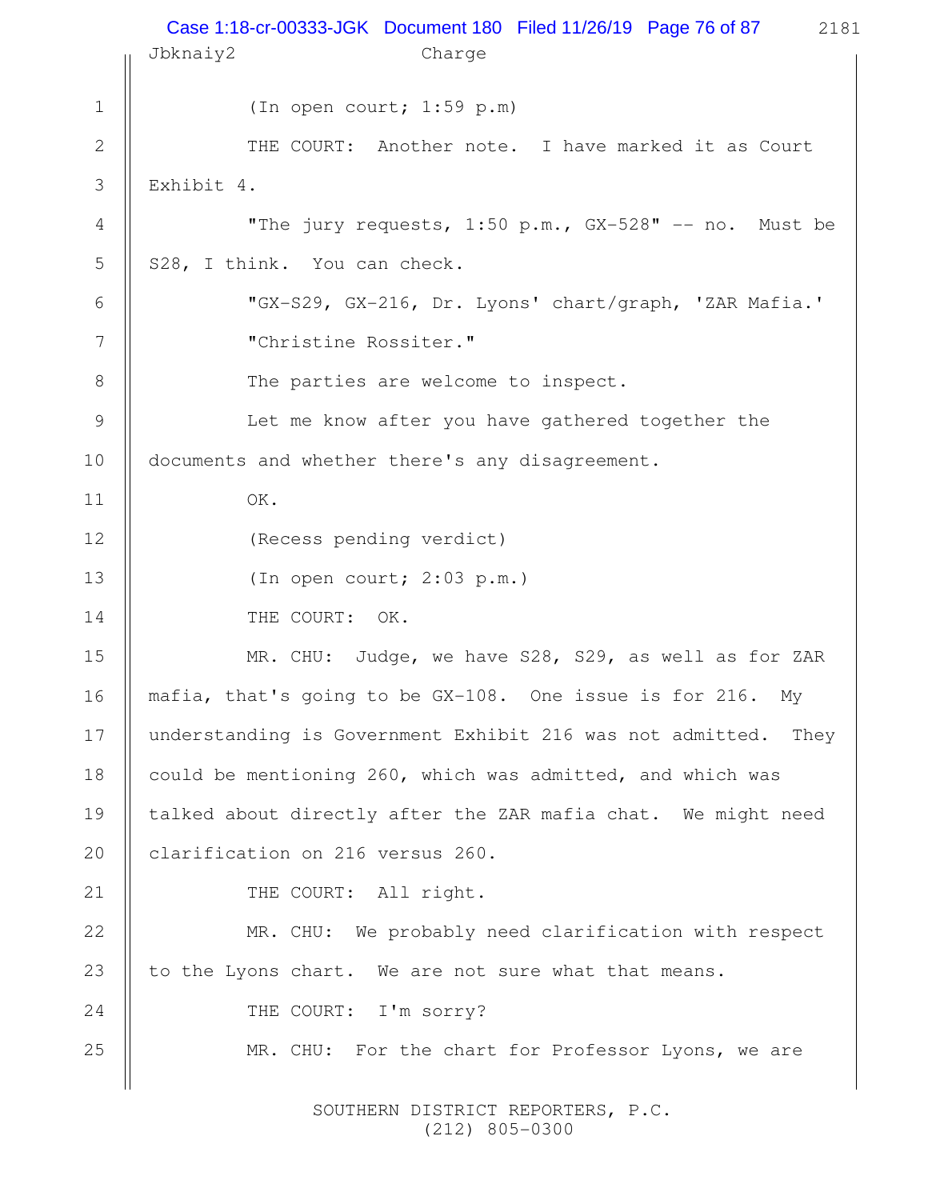(In open court; 1:59 p.m)

THE COURT: Another note. I have marked it as Court Exhibit 4.

"The jury requests, 1:50 p.m., GX-528" -- no. Must be S28, I think. You can check.

"GX-S29, GX-216, Dr. Lyons' chart/graph, 'ZAR Mafia.'

"Christine Rossiter."

The parties are welcome to inspect.

Let me know after you have gathered together the documents and whether there's any disagreement.

OK.

(Recess pending verdict)

(In open court; 2:03 p.m.)

THE COURT: OK.

MR. CHU: Judge, we have S28, S29, as well as for ZAR mafia, that's going to be GX-108. One issue is for 216. My understanding is Government Exhibit 216 was not admitted. They could be mentioning 260, which was admitted, and which was talked about directly after the ZAR mafia chat. We might need clarification on 216 versus 260.

THE COURT: All right.

MR. CHU: We probably need clarification with respect to the Lyons chart. We are not sure what that means.

THE COURT: I'm sorry?

MR. CHU: For the chart for Professor Lyons, we are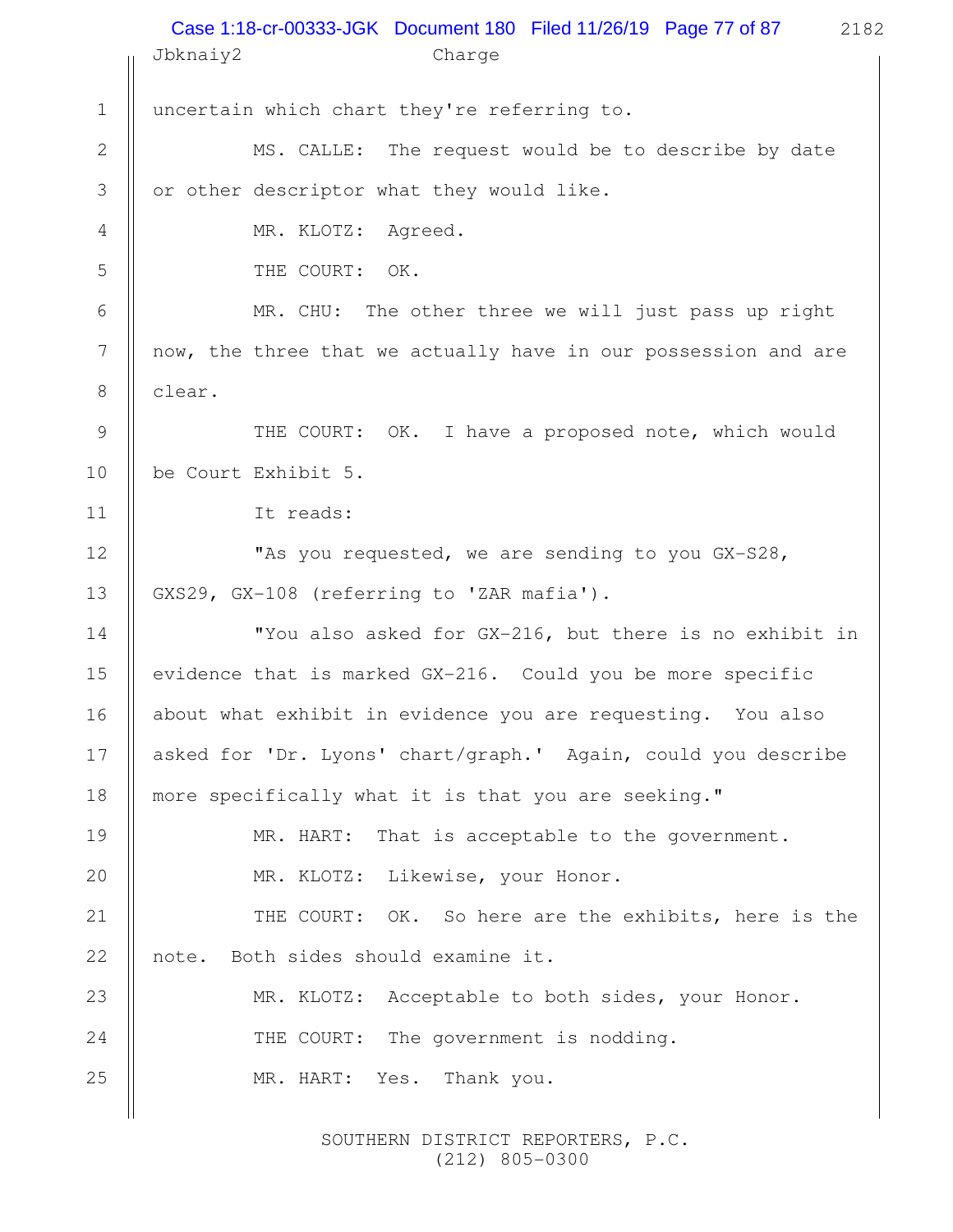uncertain which chart they're referring to.

MS. CALLE: The request would be to describe by date or other descriptor what they would like.

MR. KLOTZ: Agreed.

THE COURT: OK.

MR. CHU: The other three we will just pass up right now, the three that we actually have in our possession and are clear.

THE COURT: OK. I have a proposed note, which would be Court Exhibit 5.

It reads:

"As you requested, we are sending to you GX-S28, GXS29, GX-108 (referring to 'ZAR mafia').

"You also asked for GX-216, but there is no exhibit in evidence that is marked GX-216. Could you be more specific about what exhibit in evidence you are requesting. You also asked for 'Dr. Lyons' chart/graph.' Again, could you describe more specifically what it is that you are seeking."

MR. HART: That is acceptable to the government.

MR. KLOTZ: Likewise, your Honor.

THE COURT: OK. So here are the exhibits, here is the note. Both sides should examine it.

MR. KLOTZ: Acceptable to both sides, your Honor.

THE COURT: The government is nodding.

MR. HART: Yes. Thank you.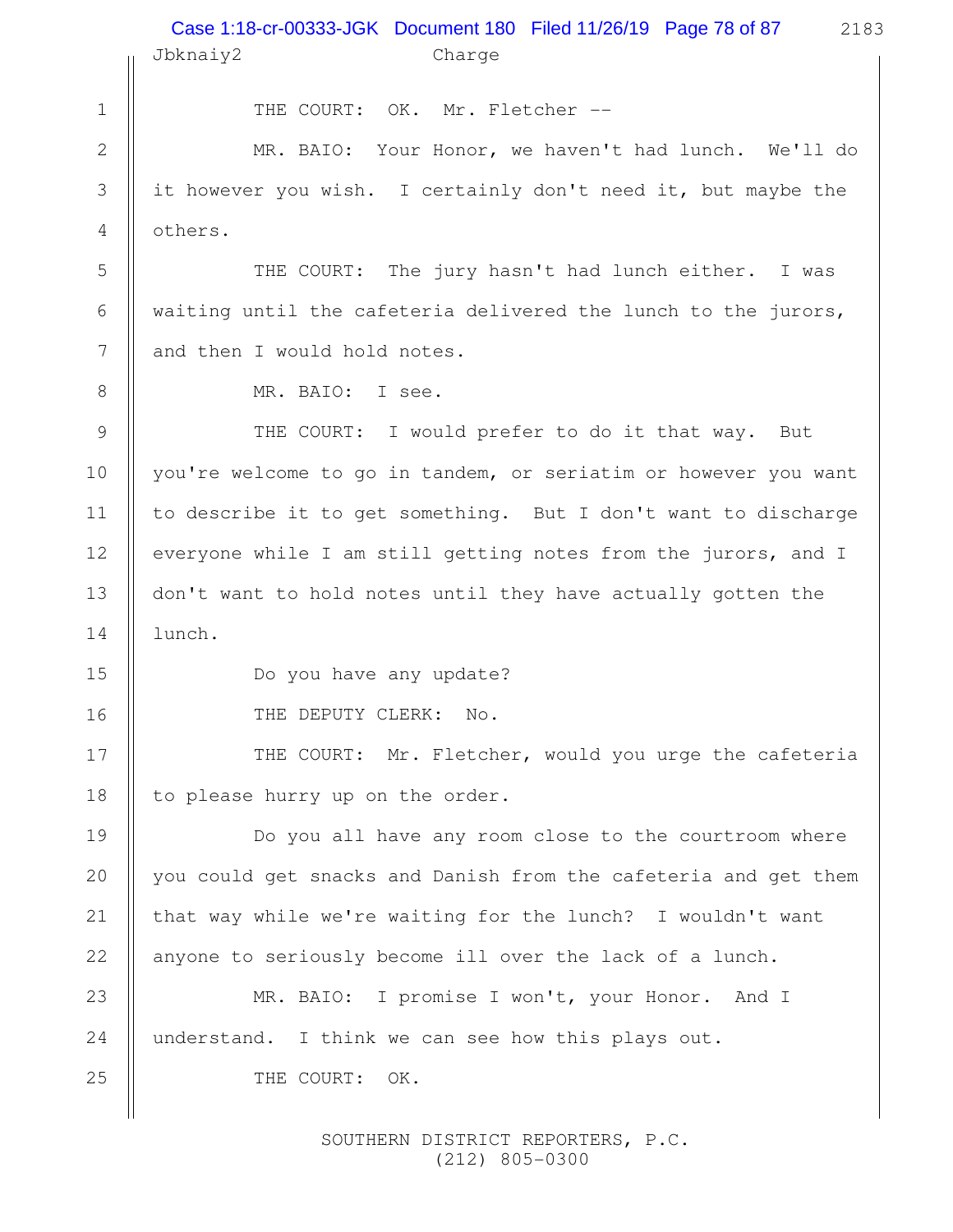THE COURT: OK. Mr. Fletcher --

MR. BAIO: Your Honor, we haven't had lunch. We'll do it however you wish. I certainly don't need it, but maybe the others.

THE COURT: The jury hasn't had lunch either. I was waiting until the cafeteria delivered the lunch to the jurors, and then I would hold notes.

MR. BAIO: I see.

THE COURT: I would prefer to do it that way. But you're welcome to go in tandem, or seriatim or however you want to describe it to get something. But I don't want to discharge everyone while I am still getting notes from the jurors, and I don't want to hold notes until they have actually gotten the lunch.

Do you have any update?

THE DEPUTY CLERK: No.

THE COURT: Mr. Fletcher, would you urge the cafeteria to please hurry up on the order.

Do you all have any room close to the courtroom where you could get snacks and Danish from the cafeteria and get them that way while we're waiting for the lunch? I wouldn't want anyone to seriously become ill over the lack of a lunch.

MR. BAIO: I promise I won't, your Honor. And I understand. I think we can see how this plays out.

THE COURT: OK.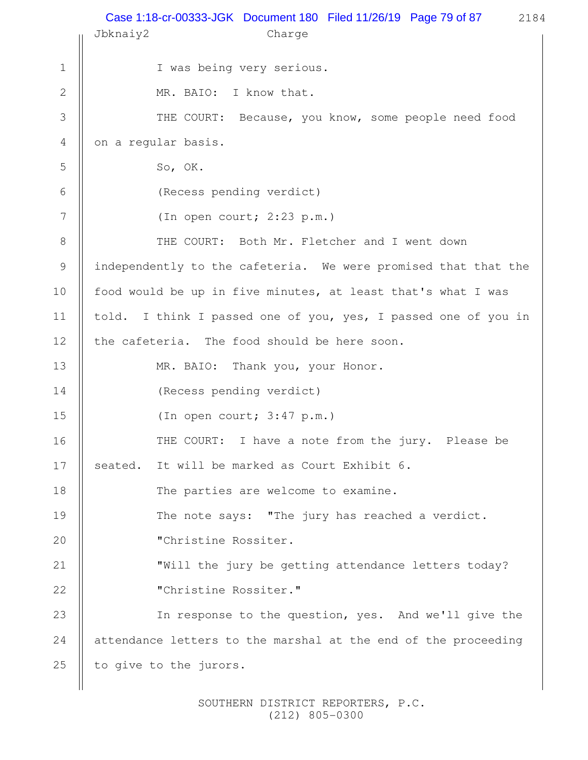I was being very serious.

MR. BAIO: I know that.

THE COURT: Because, you know, some people need food on a regular basis.

So, OK.

(Recess pending verdict)

(In open court; 2:23 p.m.)

THE COURT: Both Mr. Fletcher and I went down independently to the cafeteria. We were promised that that the food would be up in five minutes, at least that's what I was told. I think I passed one of you, yes, I passed one of you in the cafeteria. The food should be here soon.

MR. BAIO: Thank you, your Honor.

(Recess pending verdict)

(In open court; 3:47 p.m.)

THE COURT: I have a note from the jury. Please be seated. It will be marked as Court Exhibit 6.

The parties are welcome to examine.

The note says: "The jury has reached a verdict.

"Christine Rossiter.

"Will the jury be getting attendance letters today?

"Christine Rossiter."

In response to the question, yes. And we'll give the attendance letters to the marshal at the end of the proceeding to give to the jurors.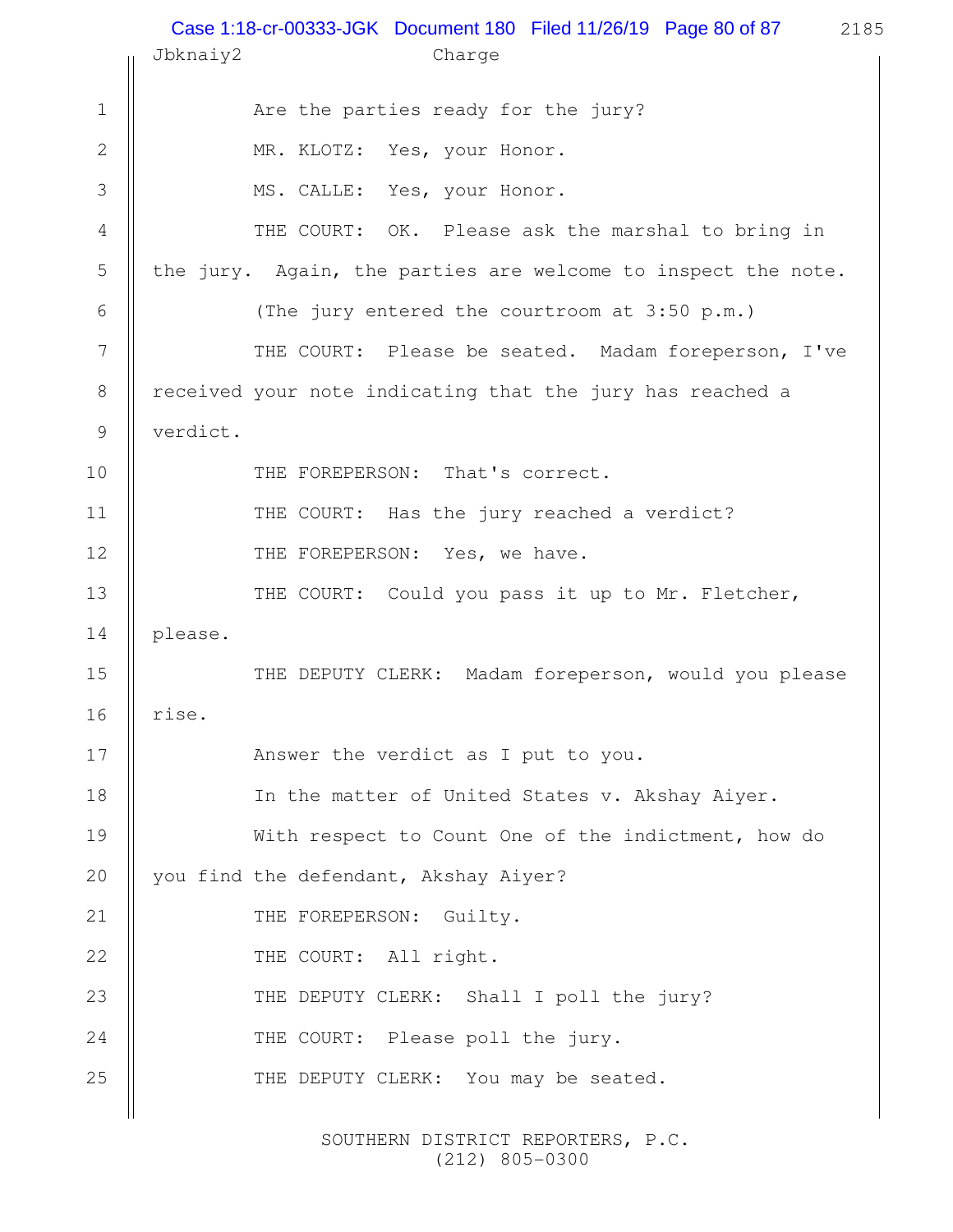Are the parties ready for the jury?

MR. KLOTZ: Yes, your Honor.

MS. CALLE: Yes, your Honor.

THE COURT: OK. Please ask the marshal to bring in the jury. Again, the parties are welcome to inspect the note.

(The jury entered the courtroom at 3:50 p.m.)

THE COURT: Please be seated. Madam foreperson, I've received your note indicating that the jury has reached a verdict.

THE FOREPERSON: That's correct.

THE COURT: Has the jury reached a verdict?

THE FOREPERSON: Yes, we have.

THE COURT: Could you pass it up to Mr. Fletcher, please.

THE DEPUTY CLERK: Madam foreperson, would you please rise.

Answer the verdict as I put to you.

In the matter of United States v. Akshay Aiyer.

With respect to Count One of the indictment, how do you find the defendant, Akshay Aiyer?

THE FOREPERSON: Guilty.

THE COURT: All right.

THE DEPUTY CLERK: Shall I poll the jury?

THE COURT: Please poll the jury.

THE DEPUTY CLERK: You may be seated.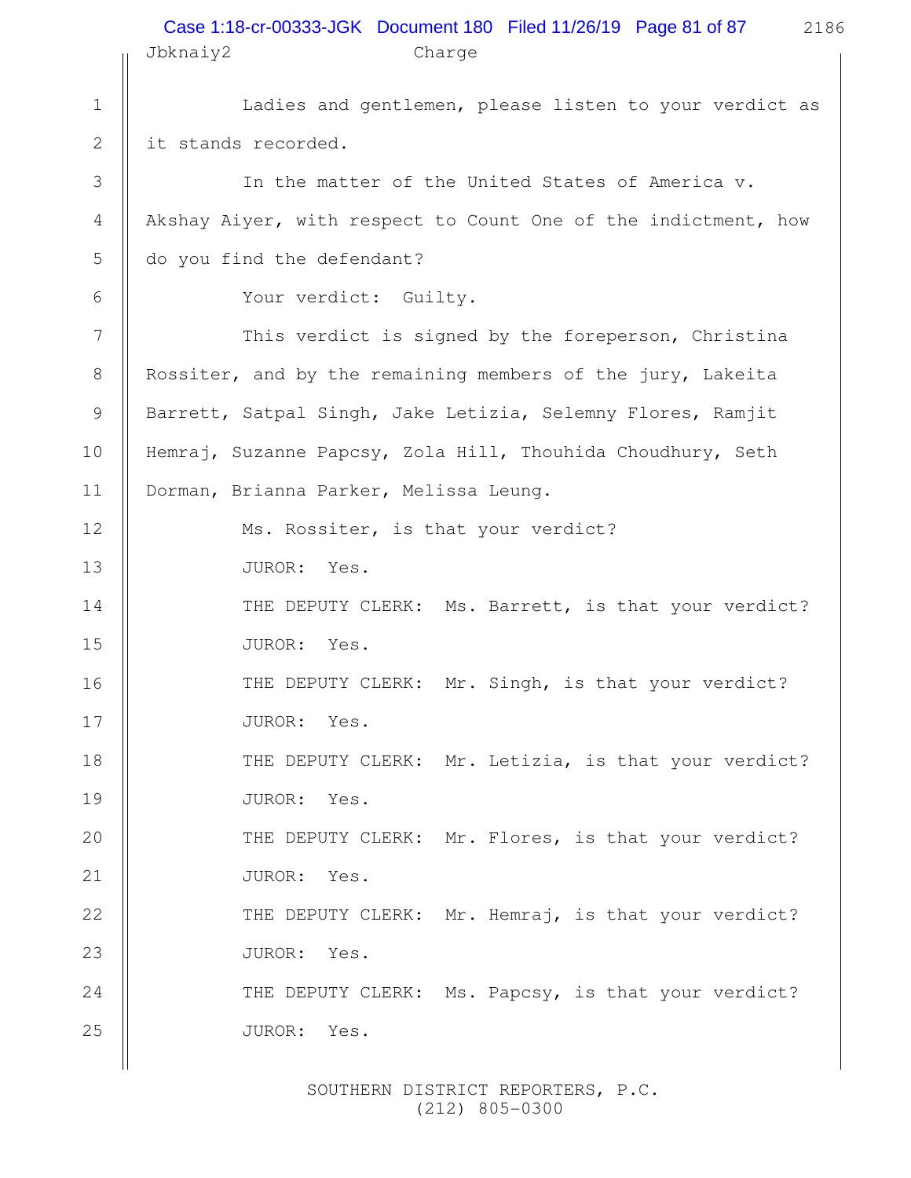Ladies and gentlemen, please listen to your verdict as it stands recorded.

In the matter of the United States of America v. Akshay Aiyer, with respect to Count One of the indictment, how do you find the defendant?

Your verdict: Guilty.

This verdict is signed by the foreperson, Christina Rossiter, and by the remaining members of the jury, Lakeita Barrett, Satpal Singh, Jake Letizia, Selemny Flores, Ramjit Hemraj, Suzanne Papcsy, Zola Hill, Thouhida Choudhury, Seth Dorman, Brianna Parker, Melissa Leung.

Ms. Rossiter, is that your verdict?

JUROR: Yes.

THE DEPUTY CLERK: Ms. Barrett, is that your verdict?

JUROR: Yes.

THE DEPUTY CLERK: Mr. Singh, is that your verdict?

JUROR: Yes.

THE DEPUTY CLERK: Mr. Letizia, is that your verdict?

JUROR: Yes.

THE DEPUTY CLERK: Mr. Flores, is that your verdict?

JUROR: Yes.

THE DEPUTY CLERK: Mr. Hemraj, is that your verdict?

JUROR: Yes.

THE DEPUTY CLERK: Ms. Papcsy, is that your verdict?

JUROR: Yes.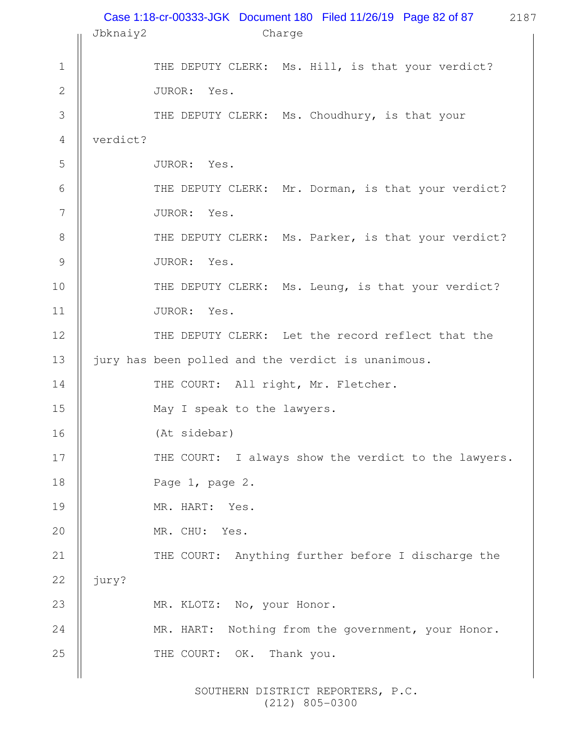THE DEPUTY CLERK: Ms. Hill, is that your verdict?

JUROR: Yes.

THE DEPUTY CLERK: Ms. Choudhury, is that your verdict?

JUROR: Yes.

THE DEPUTY CLERK: Mr. Dorman, is that your verdict?

JUROR: Yes.

THE DEPUTY CLERK: Ms. Parker, is that your verdict?

JUROR: Yes.

THE DEPUTY CLERK: Ms. Leung, is that your verdict?

JUROR: Yes.

THE DEPUTY CLERK: Let the record reflect that the jury has been polled and the verdict is unanimous.

THE COURT: All right, Mr. Fletcher.

May I speak to the lawyers.

(At sidebar)

THE COURT: I always show the verdict to the lawyers.

Page 1, page 2.

MR. HART: Yes.

MR. CHU: Yes.

THE COURT: Anything further before I discharge the jury?

MR. KLOTZ: No, your Honor.

MR. HART: Nothing from the government, your Honor.

THE COURT: OK. Thank you.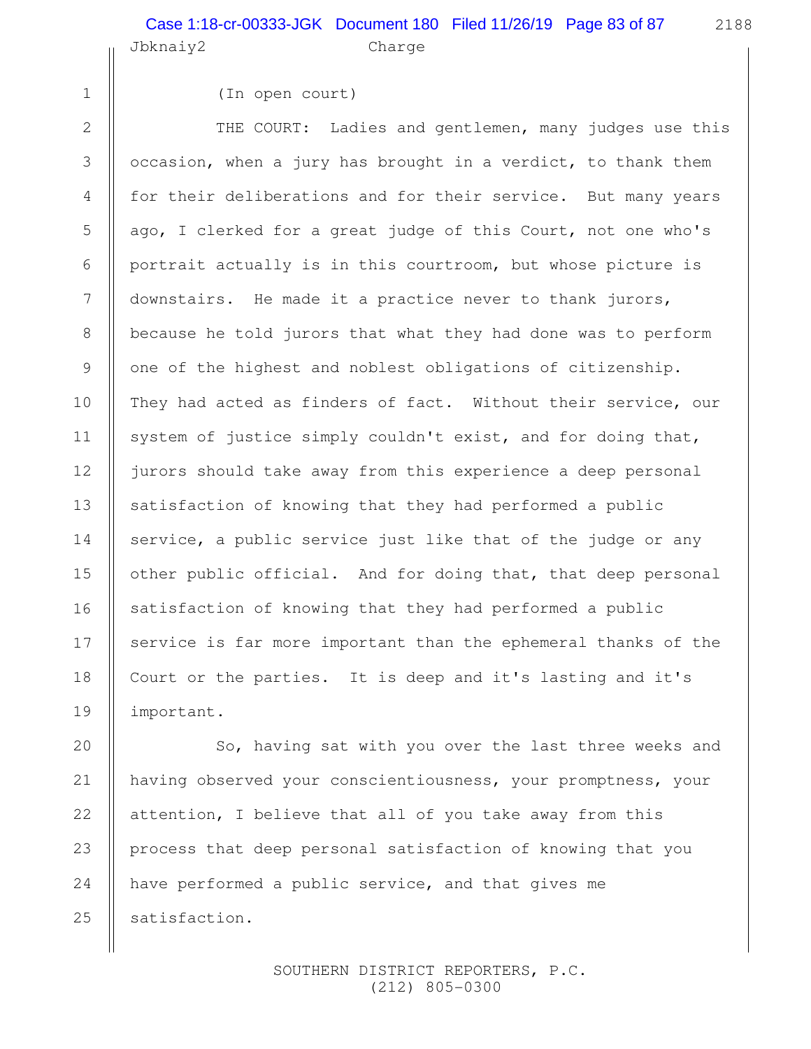(In open court)

THE COURT: Ladies and gentlemen, many judges use this occasion, when a jury has brought in a verdict, to thank them for their deliberations and for their service. But many years ago, I clerked for a great judge of this Court, not one who's portrait actually is in this courtroom, but whose picture is downstairs. He made it a practice never to thank jurors, because he told jurors that what they had done was to perform one of the highest and noblest obligations of citizenship. They had acted as finders of fact. Without their service, our system of justice simply couldn't exist, and for doing that, jurors should take away from this experience a deep personal satisfaction of knowing that they had performed a public service, a public service just like that of the judge or any other public official. And for doing that, that deep personal satisfaction of knowing that they had performed a public service is far more important than the ephemeral thanks of the Court or the parties. It is deep and it's lasting and it's important.

So, having sat with you over the last three weeks and having observed your conscientiousness, your promptness, your attention, I believe that all of you take away from this process that deep personal satisfaction of knowing that you have performed a public service, and that gives me satisfaction.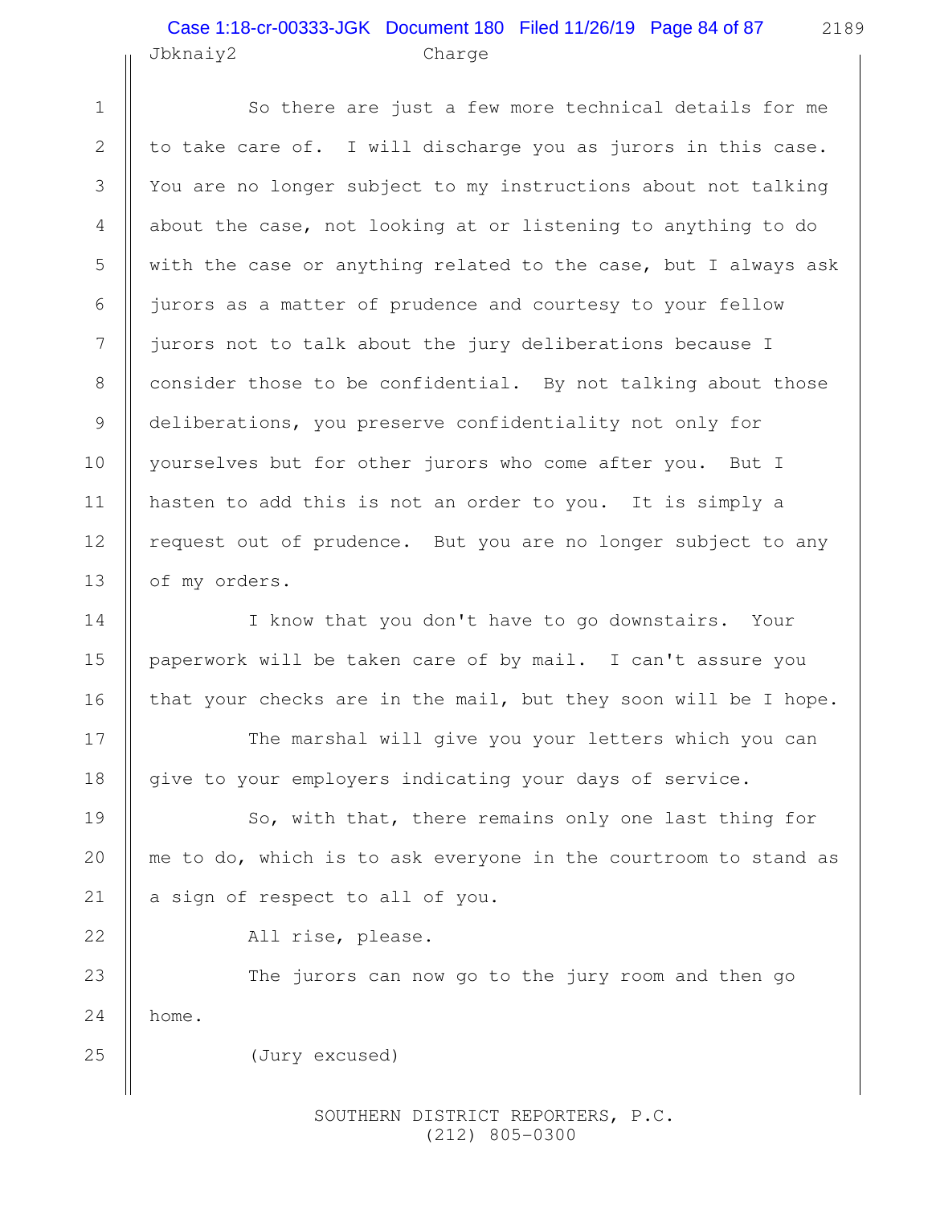So there are just a few more technical details for me to take care of. I will discharge you as jurors in this case. You are no longer subject to my instructions about not talking about the case, not looking at or listening to anything to do with the case or anything related to the case, but I always ask jurors as a matter of prudence and courtesy to your fellow jurors not to talk about the jury deliberations because I consider those to be confidential. By not talking about those deliberations, you preserve confidentiality not only for yourselves but for other jurors who come after you. But I hasten to add this is not an order to you. It is simply a request out of prudence. But you are no longer subject to any of my orders.

I know that you don't have to go downstairs. Your paperwork will be taken care of by mail. I can't assure you that your checks are in the mail, but they soon will be I hope.

The marshal will give you your letters which you can give to your employers indicating your days of service.

So, with that, there remains only one last thing for me to do, which is to ask everyone in the courtroom to stand as a sign of respect to all of you.

All rise, please.

The jurors can now go to the jury room and then go home.

(Jury excused)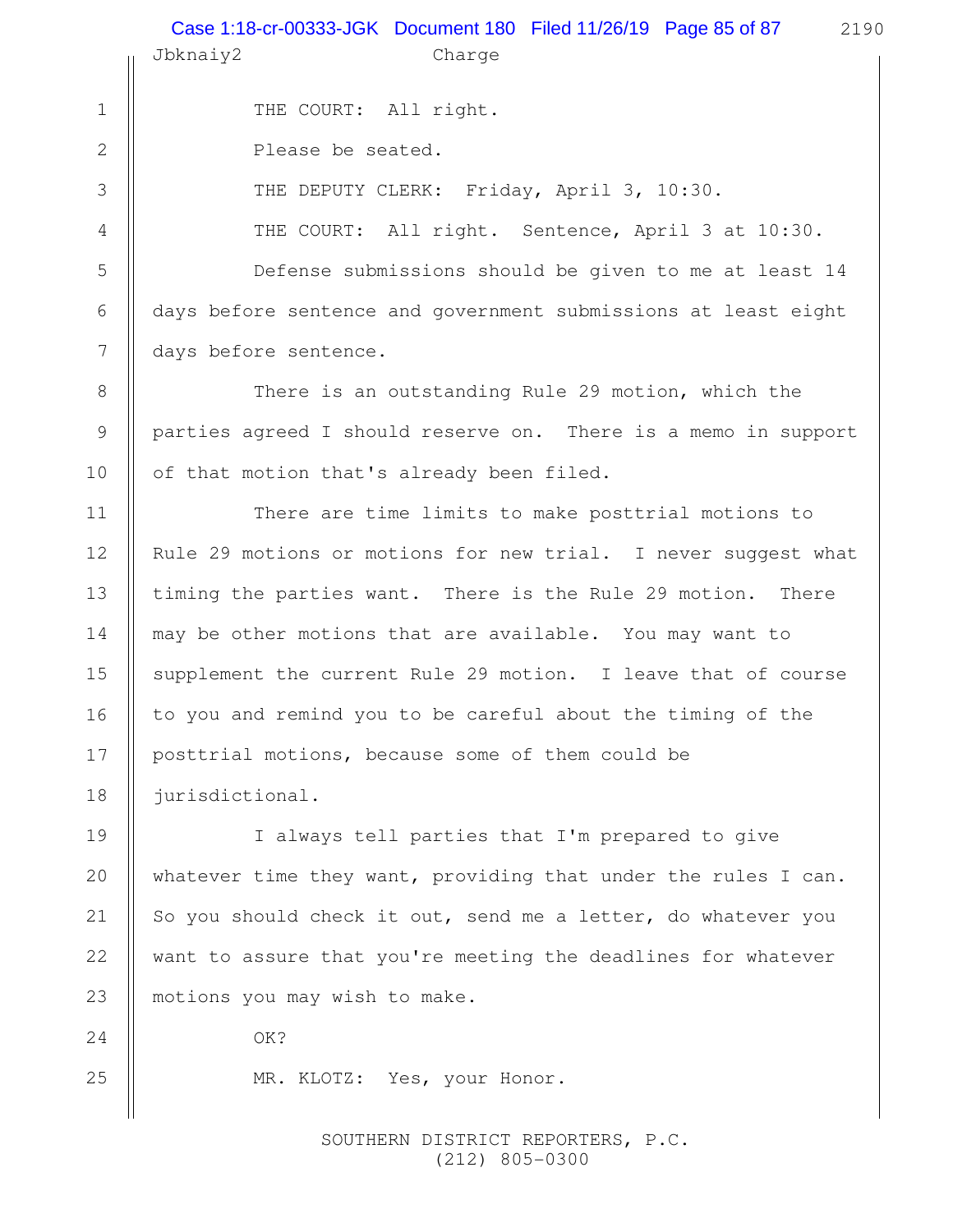THE COURT: All right.

Please be seated.

THE DEPUTY CLERK: Friday, April 3, 10:30.

THE COURT: All right. Sentence, April 3 at 10:30.

Defense submissions should be given to me at least 14 days before sentence and government submissions at least eight days before sentence.

There is an outstanding Rule 29 motion, which the parties agreed I should reserve on. There is a memo in support of that motion that's already been filed.

There are time limits to make posttrial motions to Rule 29 motions or motions for new trial. I never suggest what timing the parties want. There is the Rule 29 motion. There may be other motions that are available. You may want to supplement the current Rule 29 motion. I leave that of course to you and remind you to be careful about the timing of the posttrial motions, because some of them could be jurisdictional.

I always tell parties that I'm prepared to give whatever time they want, providing that under the rules I can. So you should check it out, send me a letter, do whatever you want to assure that you're meeting the deadlines for whatever motions you may wish to make.

OK?

MR. KLOTZ: Yes, your Honor.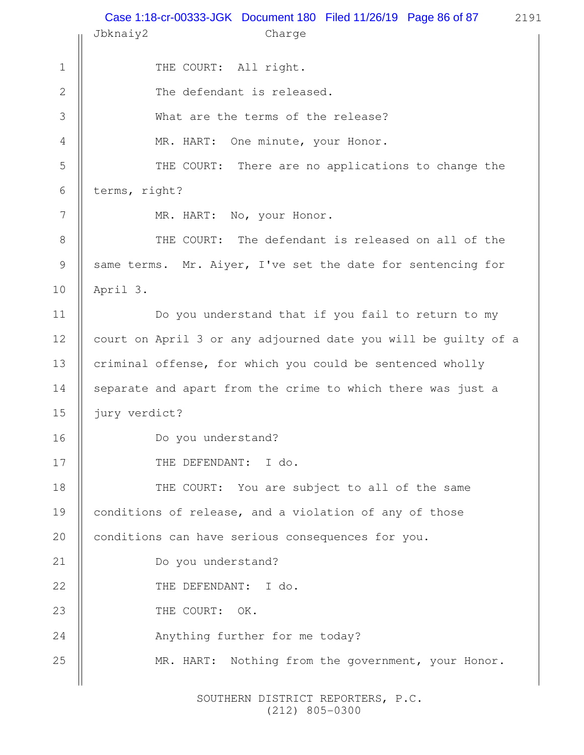THE COURT: All right.

The defendant is released.

What are the terms of the release?

MR. HART: One minute, your Honor.

THE COURT: There are no applications to change the terms, right?

MR. HART: No, your Honor.

THE COURT: The defendant is released on all of the same terms. Mr. Aiyer, I've set the date for sentencing for April 3.

Do you understand that if you fail to return to my court on April 3 or any adjourned date you will be guilty of a criminal offense, for which you could be sentenced wholly separate and apart from the crime to which there was just a jury verdict?

Do you understand?

THE DEFENDANT: I do.

THE COURT: You are subject to all of the same conditions of release, and a violation of any of those conditions can have serious consequences for you.

Do you understand?

THE DEFENDANT: I do.

THE COURT: OK.

Anything further for me today?

MR. HART: Nothing from the government, your Honor.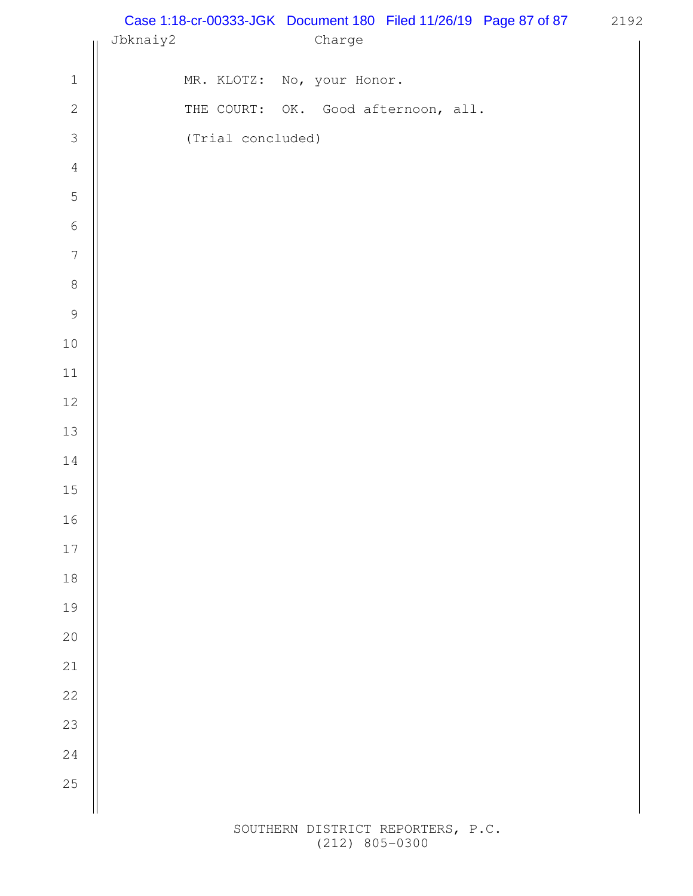MR. KLOTZ: No, your Honor.

THE COURT: OK. Good afternoon, all.

(Trial concluded)